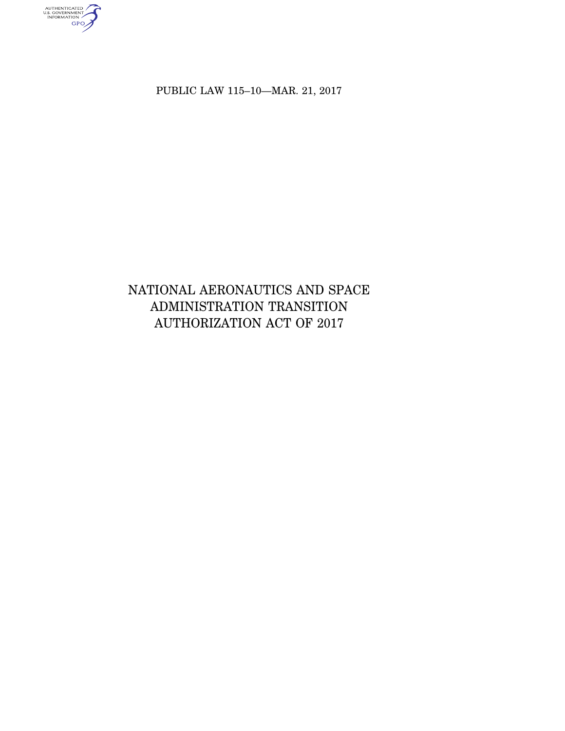PUBLIC LAW 115–10—MAR. 21, 2017

# NATIONAL AERONAUTICS AND SPACE ADMINISTRATION TRANSITION AUTHORIZATION ACT OF 2017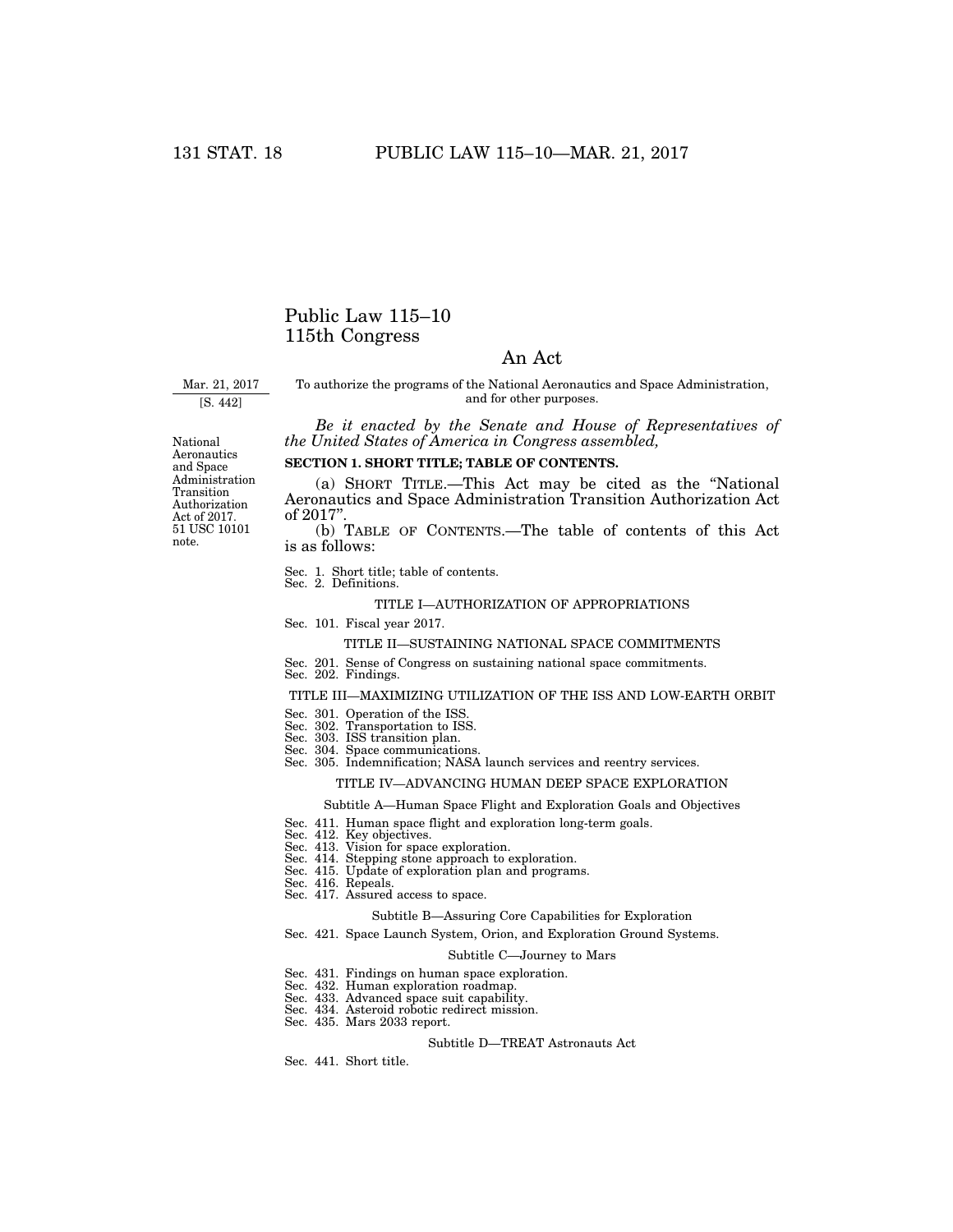# Public Law 115–10
# 115th Congress

## An Act

Mar. 21, 2017
[S. 442]

To authorize the programs of the National Aeronautics and Space Administration, and for other purposes.

*Be it enacted by the Senate and House of Representatives of the United States of America in Congress assembled,*

National Aeronautics and Space Administration Transition Authorization Act of 2017. 51 USC 10101 note.

**SECTION 1. SHORT TITLE; TABLE OF CONTENTS.**

(a) SHORT TITLE.—This Act may be cited as the "National Aeronautics and Space Administration Transition Authorization Act of 2017".

(b) TABLE OF CONTENTS.—The table of contents of this Act is as follows:

Sec. 1. Short title; table of contents.
Sec. 2. Definitions.

TITLE I—AUTHORIZATION OF APPROPRIATIONS

Sec. 101. Fiscal year 2017.

TITLE II—SUSTAINING NATIONAL SPACE COMMITMENTS

Sec. 201. Sense of Congress on sustaining national space commitments.
Sec. 202. Findings.

TITLE III—MAXIMIZING UTILIZATION OF THE ISS AND LOW-EARTH ORBIT

Sec. 301. Operation of the ISS.
Sec. 302. Transportation to ISS.
Sec. 303. ISS transition plan.
Sec. 304. Space communications.
Sec. 305. Indemnification; NASA launch services and reentry services.

TITLE IV—ADVANCING HUMAN DEEP SPACE EXPLORATION

Subtitle A—Human Space Flight and Exploration Goals and Objectives

Sec. 411. Human space flight and exploration long-term goals.
Sec. 412. Key objectives.
Sec. 413. Vision for space exploration.
Sec. 414. Stepping stone approach to exploration.
Sec. 415. Update of exploration plan and programs.
Sec. 416. Repeals.
Sec. 417. Assured access to space.

Subtitle B—Assuring Core Capabilities for Exploration

Sec. 421. Space Launch System, Orion, and Exploration Ground Systems.

Subtitle C—Journey to Mars

Sec. 431. Findings on human space exploration.
Sec. 432. Human exploration roadmap.
Sec. 433. Advanced space suit capability.
Sec. 434. Asteroid robotic redirect mission.
Sec. 435. Mars 2033 report.

Subtitle D—TREAT Astronauts Act

Sec. 441. Short title.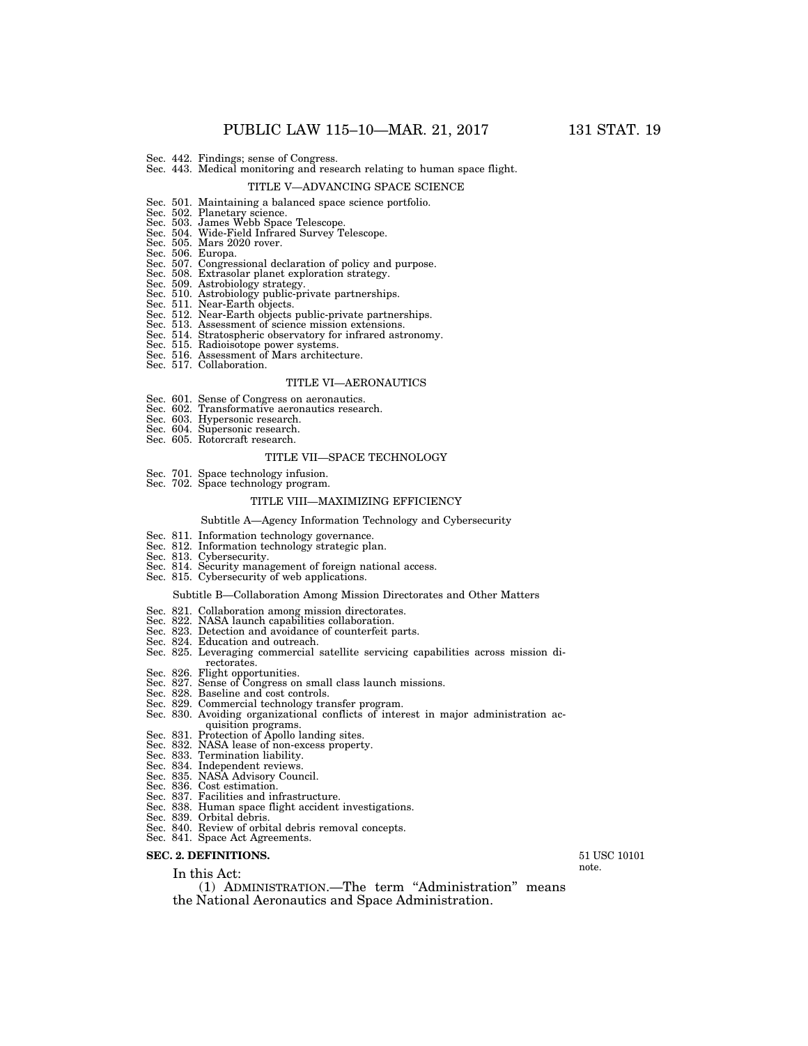Sec. 442. Findings; sense of Congress.
Sec. 443. Medical monitoring and research relating to human space flight.

TITLE V—ADVANCING SPACE SCIENCE

Sec. 501. Maintaining a balanced space science portfolio.
Sec. 502. Planetary science.
Sec. 503. James Webb Space Telescope.
Sec. 504. Wide-Field Infrared Survey Telescope.
Sec. 505. Mars 2020 rover.
Sec. 506. Europa.
Sec. 507. Congressional declaration of policy and purpose.
Sec. 508. Extrasolar planet exploration strategy.
Sec. 509. Astrobiology strategy.
Sec. 510. Astrobiology public-private partnerships.
Sec. 511. Near-Earth objects.
Sec. 512. Near-Earth objects public-private partnerships.
Sec. 513. Assessment of science mission extensions.
Sec. 514. Stratospheric observatory for infrared astronomy.
Sec. 515. Radioisotope power systems.
Sec. 516. Assessment of Mars architecture.
Sec. 517. Collaboration.

TITLE VI—AERONAUTICS

Sec. 601. Sense of Congress on aeronautics.
Sec. 602. Transformative aeronautics research.
Sec. 603. Hypersonic research.
Sec. 604. Supersonic research.
Sec. 605. Rotorcraft research.

TITLE VII—SPACE TECHNOLOGY

Sec. 701. Space technology infusion.
Sec. 702. Space technology program.

TITLE VIII—MAXIMIZING EFFICIENCY

Subtitle A—Agency Information Technology and Cybersecurity

Sec. 811. Information technology governance.
Sec. 812. Information technology strategic plan.
Sec. 813. Cybersecurity.
Sec. 814. Security management of foreign national access.
Sec. 815. Cybersecurity of web applications.

Subtitle B—Collaboration Among Mission Directorates and Other Matters

Sec. 821. Collaboration among mission directorates.
Sec. 822. NASA launch capabilities collaboration.
Sec. 823. Detection and avoidance of counterfeit parts.
Sec. 824. Education and outreach.
Sec. 825. Leveraging commercial satellite servicing capabilities across mission directorates.
Sec. 826. Flight opportunities.
Sec. 827. Sense of Congress on small class launch missions.
Sec. 828. Baseline and cost controls.
Sec. 829. Commercial technology transfer program.
Sec. 830. Avoiding organizational conflicts of interest in major administration acquisition programs.
Sec. 831. Protection of Apollo landing sites.
Sec. 832. NASA lease of non-excess property.
Sec. 833. Termination liability.
Sec. 834. Independent reviews.
Sec. 835. NASA Advisory Council.
Sec. 836. Cost estimation.
Sec. 837. Facilities and infrastructure.
Sec. 838. Human space flight accident investigations.
Sec. 839. Orbital debris.
Sec. 840. Review of orbital debris removal concepts.
Sec. 841. Space Act Agreements.

**SEC. 2. DEFINITIONS.**

51 USC 10101 note.

In this Act:

(1) ADMINISTRATION.—The term "Administration" means the National Aeronautics and Space Administration.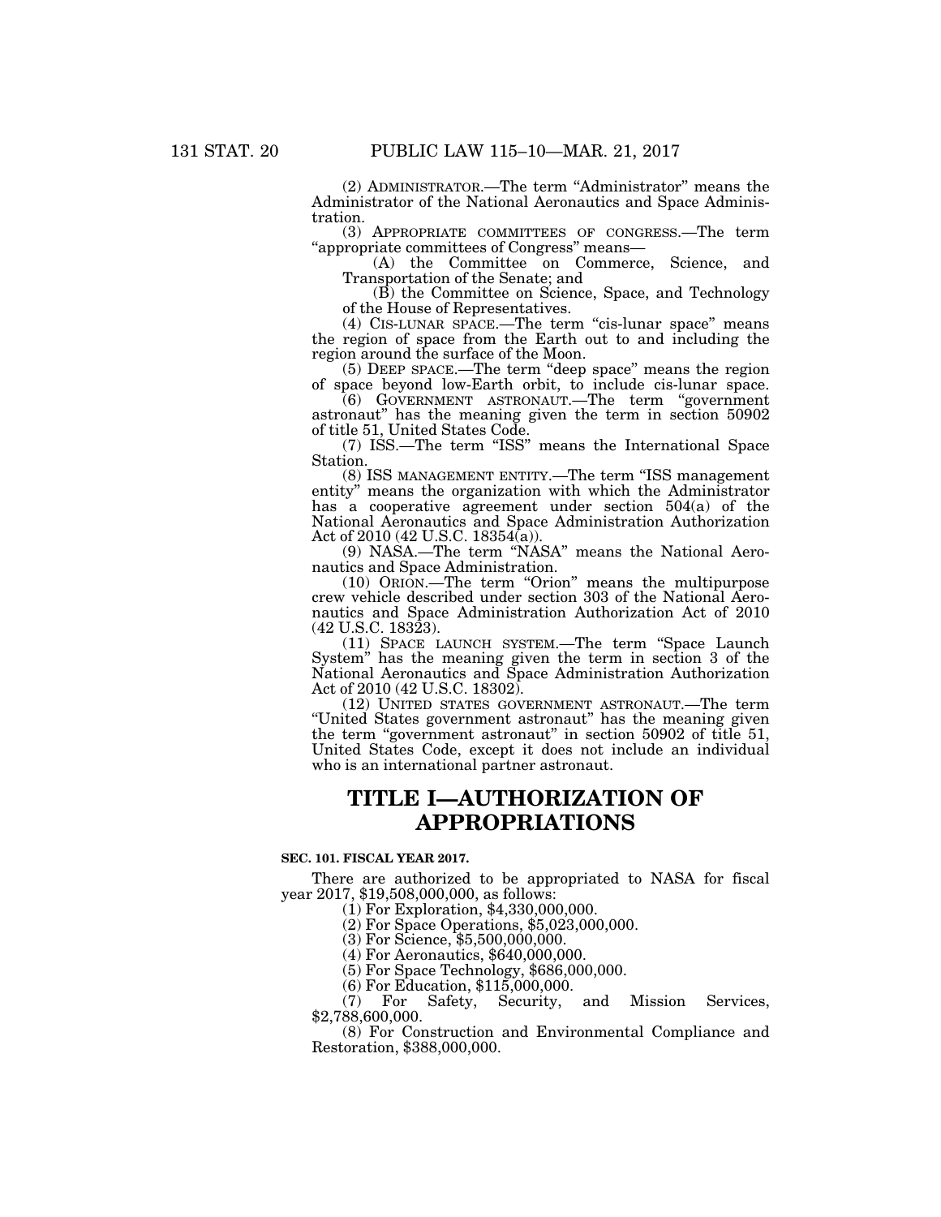(2) ADMINISTRATOR.—The term "Administrator" means the Administrator of the National Aeronautics and Space Administration.

(3) APPROPRIATE COMMITTEES OF CONGRESS.—The term "appropriate committees of Congress" means—

(A) the Committee on Commerce, Science, and Transportation of the Senate; and

(B) the Committee on Science, Space, and Technology of the House of Representatives.

(4) CIS-LUNAR SPACE.—The term "cis-lunar space" means the region of space from the Earth out to and including the region around the surface of the Moon.

(5) DEEP SPACE.—The term "deep space" means the region of space beyond low-Earth orbit, to include cis-lunar space.

(6) GOVERNMENT ASTRONAUT.—The term "government astronaut" has the meaning given the term in section 50902 of title 51, United States Code.

(7) ISS.—The term "ISS" means the International Space Station.

(8) ISS MANAGEMENT ENTITY.—The term "ISS management entity" means the organization with which the Administrator has a cooperative agreement under section 504(a) of the National Aeronautics and Space Administration Authorization Act of 2010 (42 U.S.C. 18354(a)).

(9) NASA.—The term "NASA" means the National Aeronautics and Space Administration.

(10) ORION.—The term "Orion" means the multipurpose crew vehicle described under section 303 of the National Aeronautics and Space Administration Authorization Act of 2010 (42 U.S.C. 18323).

(11) SPACE LAUNCH SYSTEM.—The term "Space Launch System" has the meaning given the term in section 3 of the National Aeronautics and Space Administration Authorization Act of 2010 (42 U.S.C. 18302).

(12) UNITED STATES GOVERNMENT ASTRONAUT.—The term "United States government astronaut" has the meaning given the term "government astronaut" in section 50902 of title 51, United States Code, except it does not include an individual who is an international partner astronaut.

# TITLE I—AUTHORIZATION OF APPROPRIATIONS

**SEC. 101. FISCAL YEAR 2017.**

There are authorized to be appropriated to NASA for fiscal year 2017, $19,508,000,000, as follows:

(1) For Exploration, $4,330,000,000.

(2) For Space Operations, $5,023,000,000.

(3) For Science, $5,500,000,000.

(4) For Aeronautics, $640,000,000.

(5) For Space Technology, $686,000,000.

(6) For Education, $115,000,000.

(7) For Safety, Security, and Mission Services, $2,788,600,000.

(8) For Construction and Environmental Compliance and Restoration, $388,000,000.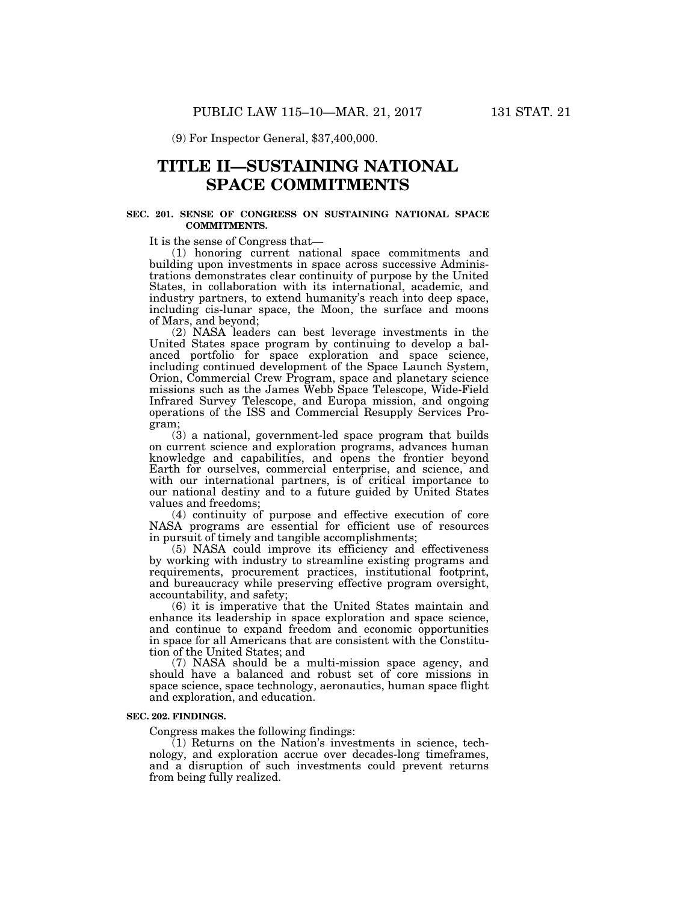(9) For Inspector General, $37,400,000.

# TITLE II—SUSTAINING NATIONAL SPACE COMMITMENTS

**SEC. 201. SENSE OF CONGRESS ON SUSTAINING NATIONAL SPACE COMMITMENTS.**

It is the sense of Congress that—

(1) honoring current national space commitments and building upon investments in space across successive Administrations demonstrates clear continuity of purpose by the United States, in collaboration with its international, academic, and industry partners, to extend humanity's reach into deep space, including cis-lunar space, the Moon, the surface and moons of Mars, and beyond;

(2) NASA leaders can best leverage investments in the United States space program by continuing to develop a balanced portfolio for space exploration and space science, including continued development of the Space Launch System, Orion, Commercial Crew Program, space and planetary science missions such as the James Webb Space Telescope, Wide-Field Infrared Survey Telescope, and Europa mission, and ongoing operations of the ISS and Commercial Resupply Services Program;

(3) a national, government-led space program that builds on current science and exploration programs, advances human knowledge and capabilities, and opens the frontier beyond Earth for ourselves, commercial enterprise, and science, and with our international partners, is of critical importance to our national destiny and to a future guided by United States values and freedoms;

(4) continuity of purpose and effective execution of core NASA programs are essential for efficient use of resources in pursuit of timely and tangible accomplishments;

(5) NASA could improve its efficiency and effectiveness by working with industry to streamline existing programs and requirements, procurement practices, institutional footprint, and bureaucracy while preserving effective program oversight, accountability, and safety;

(6) it is imperative that the United States maintain and enhance its leadership in space exploration and space science, and continue to expand freedom and economic opportunities in space for all Americans that are consistent with the Constitution of the United States; and

(7) NASA should be a multi-mission space agency, and should have a balanced and robust set of core missions in space science, space technology, aeronautics, human space flight and exploration, and education.

**SEC. 202. FINDINGS.**

Congress makes the following findings:

(1) Returns on the Nation's investments in science, technology, and exploration accrue over decades-long timeframes, and a disruption of such investments could prevent returns from being fully realized.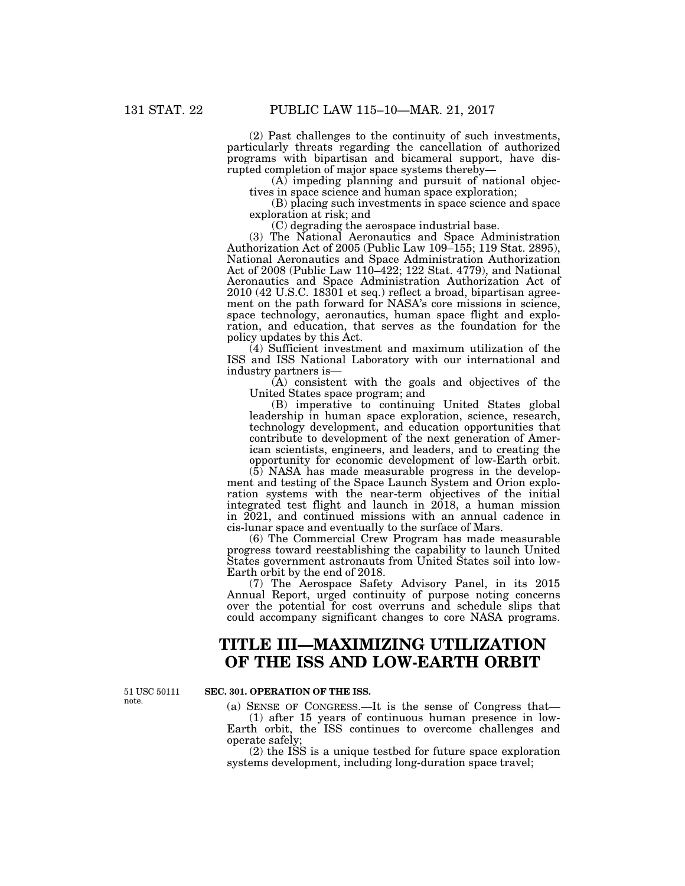(2) Past challenges to the continuity of such investments, particularly threats regarding the cancellation of authorized programs with bipartisan and bicameral support, have disrupted completion of major space systems thereby—

(A) impeding planning and pursuit of national objectives in space science and human space exploration;

(B) placing such investments in space science and space exploration at risk; and

(C) degrading the aerospace industrial base.

(3) The National Aeronautics and Space Administration Authorization Act of 2005 (Public Law 109–155; 119 Stat. 2895), National Aeronautics and Space Administration Authorization Act of 2008 (Public Law 110–422; 122 Stat. 4779), and National Aeronautics and Space Administration Authorization Act of 2010 (42 U.S.C. 18301 et seq.) reflect a broad, bipartisan agreement on the path forward for NASA's core missions in science, space technology, aeronautics, human space flight and exploration, and education, that serves as the foundation for the policy updates by this Act.

(4) Sufficient investment and maximum utilization of the ISS and ISS National Laboratory with our international and industry partners is—

(A) consistent with the goals and objectives of the United States space program; and

(B) imperative to continuing United States global leadership in human space exploration, science, research, technology development, and education opportunities that contribute to development of the next generation of American scientists, engineers, and leaders, and to creating the opportunity for economic development of low-Earth orbit.

(5) NASA has made measurable progress in the development and testing of the Space Launch System and Orion exploration systems with the near-term objectives of the initial integrated test flight and launch in 2018, a human mission in 2021, and continued missions with an annual cadence in cis-lunar space and eventually to the surface of Mars.

(6) The Commercial Crew Program has made measurable progress toward reestablishing the capability to launch United States government astronauts from United States soil into low-Earth orbit by the end of 2018.

(7) The Aerospace Safety Advisory Panel, in its 2015 Annual Report, urged continuity of purpose noting concerns over the potential for cost overruns and schedule slips that could accompany significant changes to core NASA programs.

# TITLE III—MAXIMIZING UTILIZATION OF THE ISS AND LOW-EARTH ORBIT

51 USC 50111 note.

**SEC. 301. OPERATION OF THE ISS.**

(a) SENSE OF CONGRESS.—It is the sense of Congress that—

(1) after 15 years of continuous human presence in low-Earth orbit, the ISS continues to overcome challenges and operate safely;

(2) the ISS is a unique testbed for future space exploration systems development, including long-duration space travel;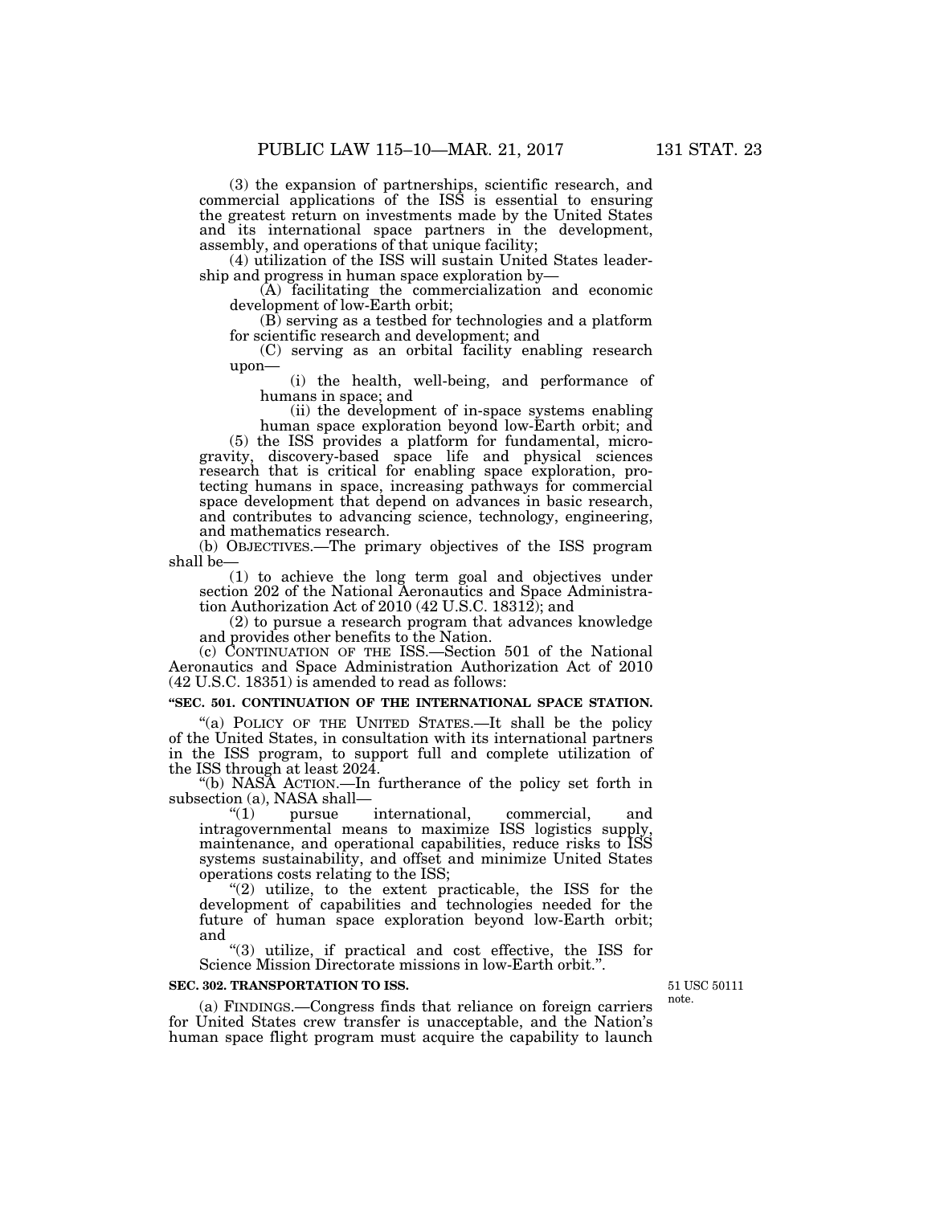(3) the expansion of partnerships, scientific research, and commercial applications of the ISS is essential to ensuring the greatest return on investments made by the United States and its international space partners in the development, assembly, and operations of that unique facility;

(4) utilization of the ISS will sustain United States leadership and progress in human space exploration by—

(A) facilitating the commercialization and economic development of low-Earth orbit;

(B) serving as a testbed for technologies and a platform for scientific research and development; and

(C) serving as an orbital facility enabling research upon—

(i) the health, well-being, and performance of humans in space; and

(ii) the development of in-space systems enabling human space exploration beyond low-Earth orbit; and

(5) the ISS provides a platform for fundamental, microgravity, discovery-based space life and physical sciences research that is critical for enabling space exploration, protecting humans in space, increasing pathways for commercial space development that depend on advances in basic research, and contributes to advancing science, technology, engineering, and mathematics research.

(b) OBJECTIVES.—The primary objectives of the ISS program shall be—

(1) to achieve the long term goal and objectives under section 202 of the National Aeronautics and Space Administration Authorization Act of 2010 (42 U.S.C. 18312); and

(2) to pursue a research program that advances knowledge and provides other benefits to the Nation.

(c) CONTINUATION OF THE ISS.—Section 501 of the National Aeronautics and Space Administration Authorization Act of 2010 (42 U.S.C. 18351) is amended to read as follows:

**"SEC. 501. CONTINUATION OF THE INTERNATIONAL SPACE STATION.**

"(a) POLICY OF THE UNITED STATES.—It shall be the policy of the United States, in consultation with its international partners in the ISS program, to support full and complete utilization of the ISS through at least 2024.

"(b) NASA ACTION.—In furtherance of the policy set forth in subsection (a), NASA shall—

"(1) pursue international, commercial, and intragovernmental means to maximize ISS logistics supply, maintenance, and operational capabilities, reduce risks to ISS systems sustainability, and offset and minimize United States operations costs relating to the ISS;

"(2) utilize, to the extent practicable, the ISS for the development of capabilities and technologies needed for the future of human space exploration beyond low-Earth orbit; and

"(3) utilize, if practical and cost effective, the ISS for Science Mission Directorate missions in low-Earth orbit.".

**SEC. 302. TRANSPORTATION TO ISS.**

51 USC 50111 note.

(a) FINDINGS.—Congress finds that reliance on foreign carriers for United States crew transfer is unacceptable, and the Nation's human space flight program must acquire the capability to launch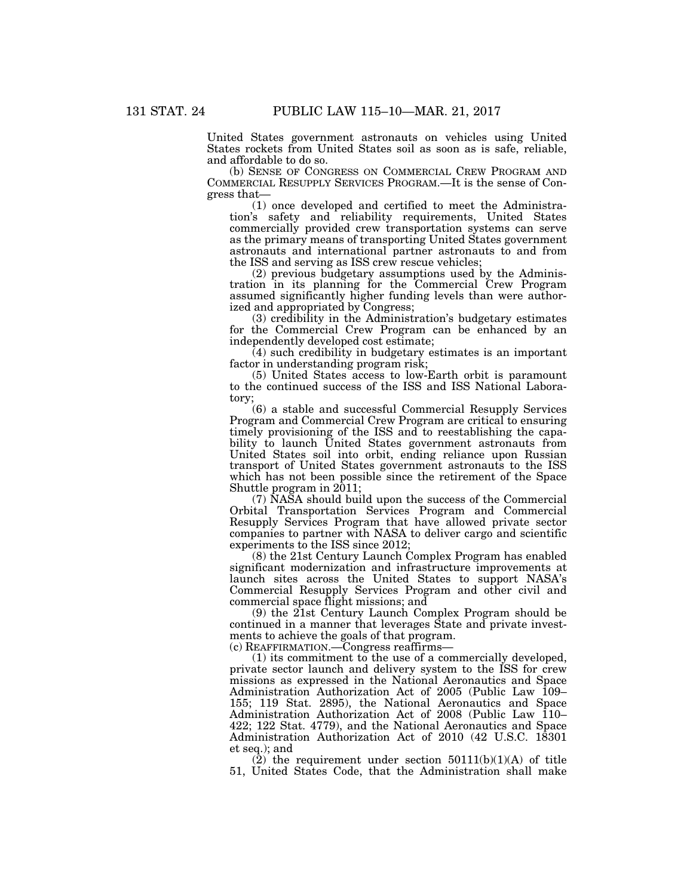United States government astronauts on vehicles using United States rockets from United States soil as soon as is safe, reliable, and affordable to do so.

(b) SENSE OF CONGRESS ON COMMERCIAL CREW PROGRAM AND COMMERCIAL RESUPPLY SERVICES PROGRAM.—It is the sense of Congress that—

(1) once developed and certified to meet the Administration's safety and reliability requirements, United States commercially provided crew transportation systems can serve as the primary means of transporting United States government astronauts and international partner astronauts to and from the ISS and serving as ISS crew rescue vehicles;

(2) previous budgetary assumptions used by the Administration in its planning for the Commercial Crew Program assumed significantly higher funding levels than were authorized and appropriated by Congress;

(3) credibility in the Administration's budgetary estimates for the Commercial Crew Program can be enhanced by an independently developed cost estimate;

(4) such credibility in budgetary estimates is an important factor in understanding program risk;

(5) United States access to low-Earth orbit is paramount to the continued success of the ISS and ISS National Laboratory;

(6) a stable and successful Commercial Resupply Services Program and Commercial Crew Program are critical to ensuring timely provisioning of the ISS and to reestablishing the capability to launch United States government astronauts from United States soil into orbit, ending reliance upon Russian transport of United States government astronauts to the ISS which has not been possible since the retirement of the Space Shuttle program in 2011;

(7) NASA should build upon the success of the Commercial Orbital Transportation Services Program and Commercial Resupply Services Program that have allowed private sector companies to partner with NASA to deliver cargo and scientific experiments to the ISS since 2012;

(8) the 21st Century Launch Complex Program has enabled significant modernization and infrastructure improvements at launch sites across the United States to support NASA's Commercial Resupply Services Program and other civil and commercial space flight missions; and

(9) the 21st Century Launch Complex Program should be continued in a manner that leverages State and private investments to achieve the goals of that program.

(c) REAFFIRMATION.—Congress reaffirms—

(1) its commitment to the use of a commercially developed, private sector launch and delivery system to the ISS for crew missions as expressed in the National Aeronautics and Space Administration Authorization Act of 2005 (Public Law 109–155; 119 Stat. 2895), the National Aeronautics and Space Administration Authorization Act of 2008 (Public Law 110–422; 122 Stat. 4779), and the National Aeronautics and Space Administration Authorization Act of 2010 (42 U.S.C. 18301 et seq.); and

(2) the requirement under section 50111(b)(1)(A) of title 51, United States Code, that the Administration shall make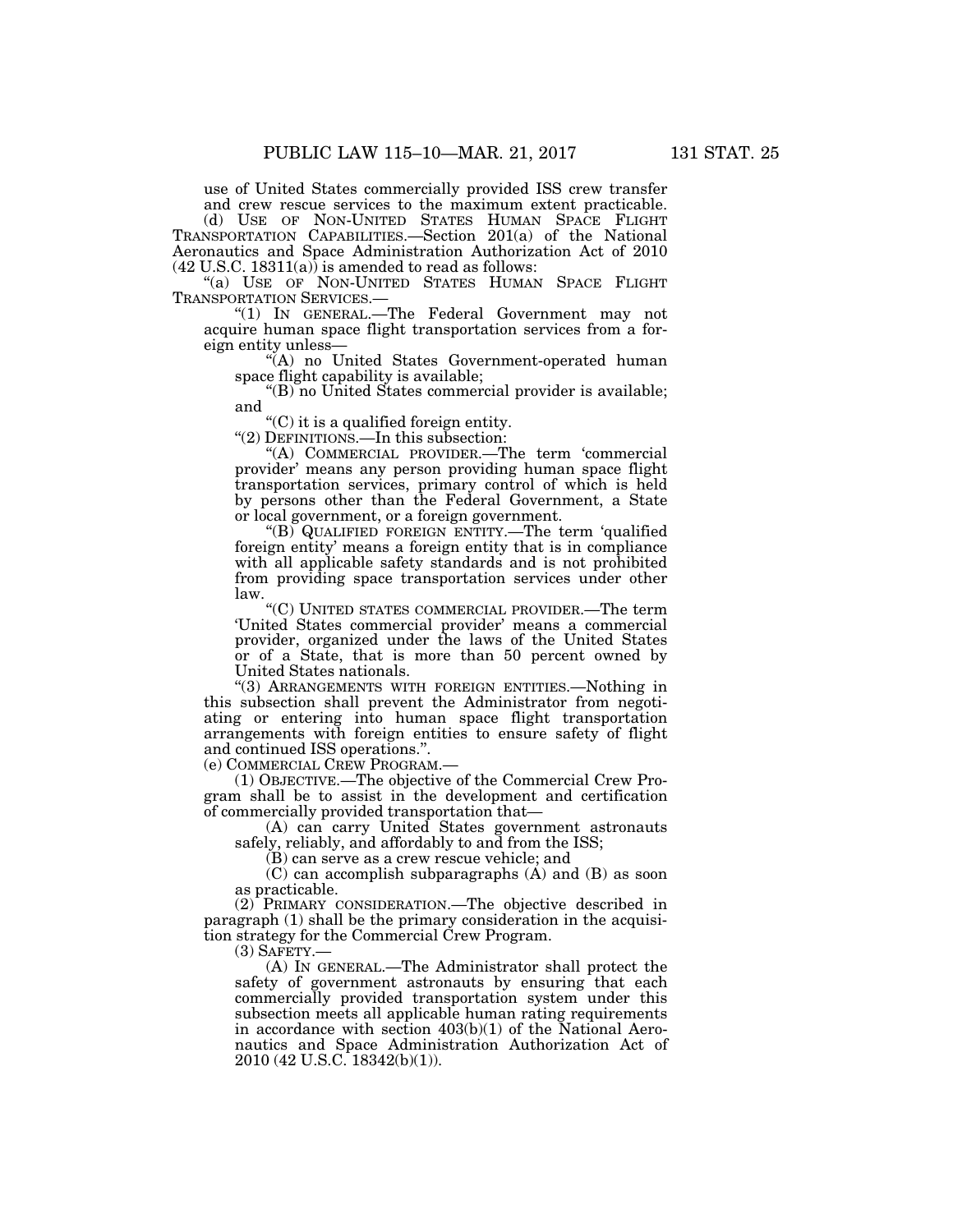use of United States commercially provided ISS crew transfer and crew rescue services to the maximum extent practicable.

(d) USE OF NON-UNITED STATES HUMAN SPACE FLIGHT TRANSPORTATION CAPABILITIES.—Section 201(a) of the National Aeronautics and Space Administration Authorization Act of 2010 (42 U.S.C. 18311(a)) is amended to read as follows:

"(a) USE OF NON-UNITED STATES HUMAN SPACE FLIGHT TRANSPORTATION SERVICES.—

"(1) IN GENERAL.—The Federal Government may not acquire human space flight transportation services from a foreign entity unless—

"(A) no United States Government-operated human space flight capability is available;

"(B) no United States commercial provider is available; and

"(C) it is a qualified foreign entity.

"(2) DEFINITIONS.—In this subsection:

"(A) COMMERCIAL PROVIDER.—The term 'commercial provider' means any person providing human space flight transportation services, primary control of which is held by persons other than the Federal Government, a State or local government, or a foreign government.

"(B) QUALIFIED FOREIGN ENTITY.—The term 'qualified foreign entity' means a foreign entity that is in compliance with all applicable safety standards and is not prohibited from providing space transportation services under other law.

"(C) UNITED STATES COMMERCIAL PROVIDER.—The term 'United States commercial provider' means a commercial provider, organized under the laws of the United States or of a State, that is more than 50 percent owned by United States nationals.

"(3) ARRANGEMENTS WITH FOREIGN ENTITIES.—Nothing in this subsection shall prevent the Administrator from negotiating or entering into human space flight transportation arrangements with foreign entities to ensure safety of flight and continued ISS operations.".

(e) COMMERCIAL CREW PROGRAM.—

(1) OBJECTIVE.—The objective of the Commercial Crew Program shall be to assist in the development and certification of commercially provided transportation that—

(A) can carry United States government astronauts safely, reliably, and affordably to and from the ISS;

(B) can serve as a crew rescue vehicle; and

(C) can accomplish subparagraphs (A) and (B) as soon as practicable.

(2) PRIMARY CONSIDERATION.—The objective described in paragraph (1) shall be the primary consideration in the acquisition strategy for the Commercial Crew Program.

(3) SAFETY.—

(A) IN GENERAL.—The Administrator shall protect the safety of government astronauts by ensuring that each commercially provided transportation system under this subsection meets all applicable human rating requirements in accordance with section 403(b)(1) of the National Aeronautics and Space Administration Authorization Act of 2010 (42 U.S.C. 18342(b)(1)).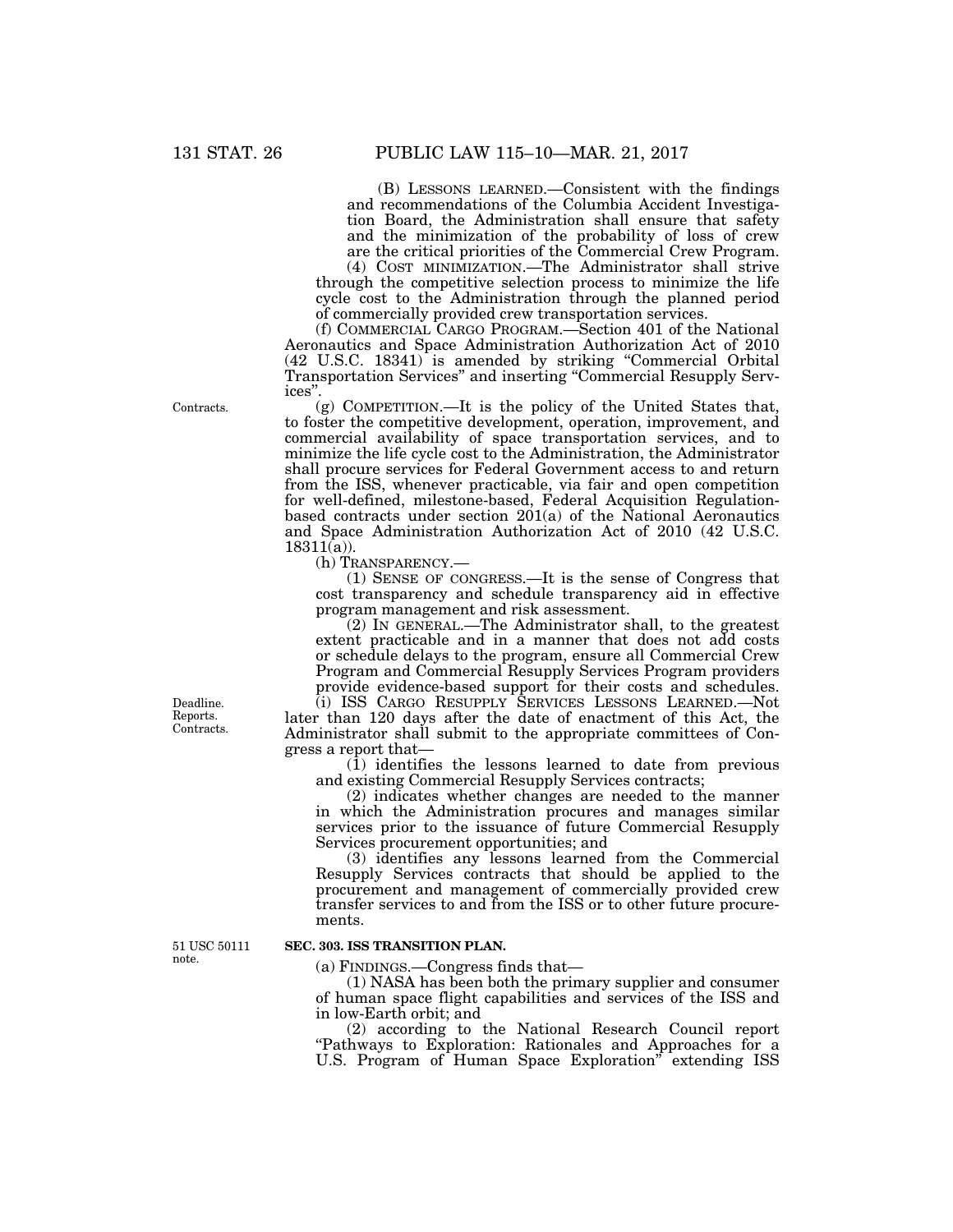(B) LESSONS LEARNED.—Consistent with the findings and recommendations of the Columbia Accident Investigation Board, the Administration shall ensure that safety and the minimization of the probability of loss of crew are the critical priorities of the Commercial Crew Program.

(4) COST MINIMIZATION.—The Administrator shall strive through the competitive selection process to minimize the life cycle cost to the Administration through the planned period of commercially provided crew transportation services.

(f) COMMERCIAL CARGO PROGRAM.—Section 401 of the National Aeronautics and Space Administration Authorization Act of 2010 (42 U.S.C. 18341) is amended by striking "Commercial Orbital Transportation Services" and inserting "Commercial Resupply Services".

Contracts.

(g) COMPETITION.—It is the policy of the United States that, to foster the competitive development, operation, improvement, and commercial availability of space transportation services, and to minimize the life cycle cost to the Administration, the Administrator shall procure services for Federal Government access to and return from the ISS, whenever practicable, via fair and open competition for well-defined, milestone-based, Federal Acquisition Regulation-based contracts under section 201(a) of the National Aeronautics and Space Administration Authorization Act of 2010 (42 U.S.C. 18311(a)).

(h) TRANSPARENCY.—

(1) SENSE OF CONGRESS.—It is the sense of Congress that cost transparency and schedule transparency aid in effective program management and risk assessment.

(2) IN GENERAL.—The Administrator shall, to the greatest extent practicable and in a manner that does not add costs or schedule delays to the program, ensure all Commercial Crew Program and Commercial Resupply Services Program providers provide evidence-based support for their costs and schedules.

Deadline.
Reports.
Contracts.

(i) ISS CARGO RESUPPLY SERVICES LESSONS LEARNED.—Not later than 120 days after the date of enactment of this Act, the Administrator shall submit to the appropriate committees of Congress a report that—

(1) identifies the lessons learned to date from previous and existing Commercial Resupply Services contracts;

(2) indicates whether changes are needed to the manner in which the Administration procures and manages similar services prior to the issuance of future Commercial Resupply Services procurement opportunities; and

(3) identifies any lessons learned from the Commercial Resupply Services contracts that should be applied to the procurement and management of commercially provided crew transfer services to and from the ISS or to other future procurements.

51 USC 50111 note.

**SEC. 303. ISS TRANSITION PLAN.**

(a) FINDINGS.—Congress finds that—

(1) NASA has been both the primary supplier and consumer of human space flight capabilities and services of the ISS and in low-Earth orbit; and

(2) according to the National Research Council report "Pathways to Exploration: Rationales and Approaches for a U.S. Program of Human Space Exploration" extending ISS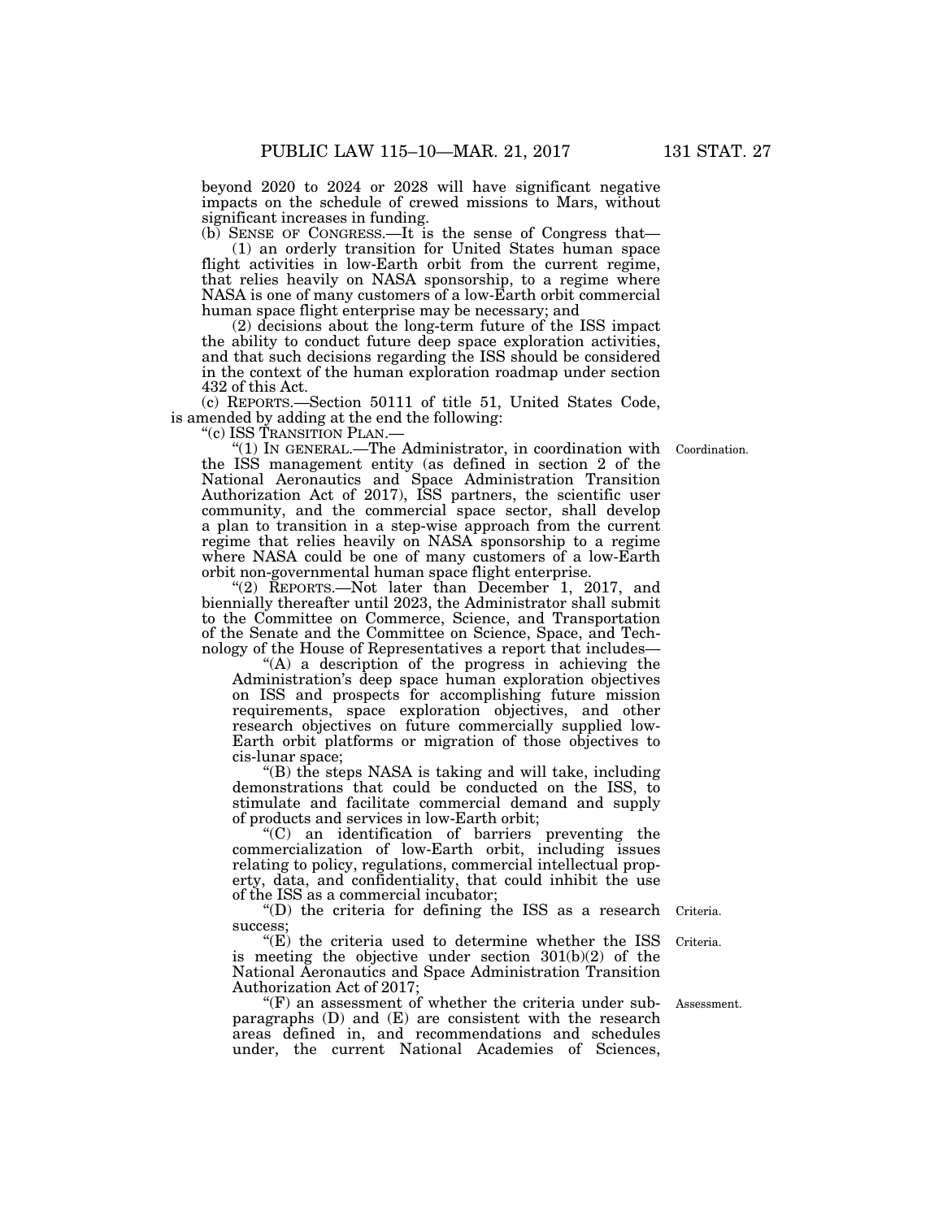beyond 2020 to 2024 or 2028 will have significant negative impacts on the schedule of crewed missions to Mars, without significant increases in funding.

(b) SENSE OF CONGRESS.—It is the sense of Congress that—

(1) an orderly transition for United States human space flight activities in low-Earth orbit from the current regime, that relies heavily on NASA sponsorship, to a regime where NASA is one of many customers of a low-Earth orbit commercial human space flight enterprise may be necessary; and

(2) decisions about the long-term future of the ISS impact the ability to conduct future deep space exploration activities, and that such decisions regarding the ISS should be considered in the context of the human exploration roadmap under section 432 of this Act.

(c) REPORTS.—Section 50111 of title 51, United States Code, is amended by adding at the end the following:

"(c) ISS TRANSITION PLAN.—

"(1) IN GENERAL.—The Administrator, in coordination with the ISS management entity (as defined in section 2 of the National Aeronautics and Space Administration Transition Authorization Act of 2017), ISS partners, the scientific user community, and the commercial space sector, shall develop a plan to transition in a step-wise approach from the current regime that relies heavily on NASA sponsorship to a regime where NASA could be one of many customers of a low-Earth orbit non-governmental human space flight enterprise.

Coordination.

"(2) REPORTS.—Not later than December 1, 2017, and biennially thereafter until 2023, the Administrator shall submit to the Committee on Commerce, Science, and Transportation of the Senate and the Committee on Science, Space, and Technology of the House of Representatives a report that includes—

"(A) a description of the progress in achieving the Administration's deep space human exploration objectives on ISS and prospects for accomplishing future mission requirements, space exploration objectives, and other research objectives on future commercially supplied low-Earth orbit platforms or migration of those objectives to cis-lunar space;

"(B) the steps NASA is taking and will take, including demonstrations that could be conducted on the ISS, to stimulate and facilitate commercial demand and supply of products and services in low-Earth orbit;

"(C) an identification of barriers preventing the commercialization of low-Earth orbit, including issues relating to policy, regulations, commercial intellectual property, data, and confidentiality, that could inhibit the use of the ISS as a commercial incubator;

"(D) the criteria for defining the ISS as a research success;

Criteria.

"(E) the criteria used to determine whether the ISS is meeting the objective under section 301(b)(2) of the National Aeronautics and Space Administration Transition Authorization Act of 2017;

Criteria.

"(F) an assessment of whether the criteria under subparagraphs (D) and (E) are consistent with the research areas defined in, and recommendations and schedules under, the current National Academies of Sciences,

Assessment.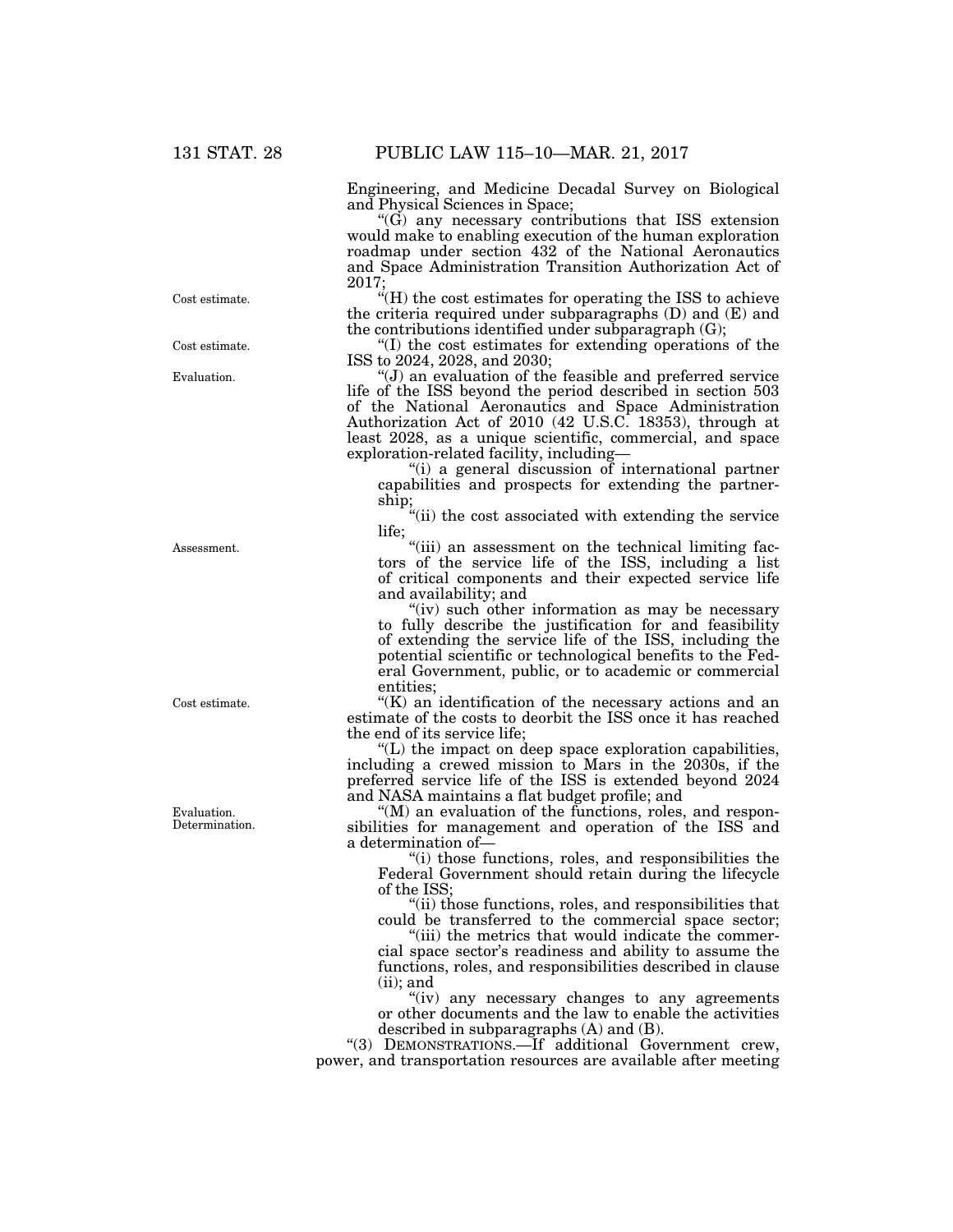Engineering, and Medicine Decadal Survey on Biological and Physical Sciences in Space;

"(G) any necessary contributions that ISS extension would make to enabling execution of the human exploration roadmap under section 432 of the National Aeronautics and Space Administration Transition Authorization Act of 2017;

Cost estimate.

"(H) the cost estimates for operating the ISS to achieve the criteria required under subparagraphs (D) and (E) and the contributions identified under subparagraph (G);

Cost estimate.

"(I) the cost estimates for extending operations of the ISS to 2024, 2028, and 2030;

Evaluation.

"(J) an evaluation of the feasible and preferred service life of the ISS beyond the period described in section 503 of the National Aeronautics and Space Administration Authorization Act of 2010 (42 U.S.C. 18353), through at least 2028, as a unique scientific, commercial, and space exploration-related facility, including—

"(i) a general discussion of international partner capabilities and prospects for extending the partnership;

"(ii) the cost associated with extending the service life;

Assessment.

"(iii) an assessment on the technical limiting factors of the service life of the ISS, including a list of critical components and their expected service life and availability; and

"(iv) such other information as may be necessary to fully describe the justification for and feasibility of extending the service life of the ISS, including the potential scientific or technological benefits to the Federal Government, public, or to academic or commercial entities;

Cost estimate.

"(K) an identification of the necessary actions and an estimate of the costs to deorbit the ISS once it has reached the end of its service life;

"(L) the impact on deep space exploration capabilities, including a crewed mission to Mars in the 2030s, if the preferred service life of the ISS is extended beyond 2024 and NASA maintains a flat budget profile; and

Evaluation. Determination.

"(M) an evaluation of the functions, roles, and responsibilities for management and operation of the ISS and a determination of—

"(i) those functions, roles, and responsibilities the Federal Government should retain during the lifecycle of the ISS;

"(ii) those functions, roles, and responsibilities that could be transferred to the commercial space sector;

"(iii) the metrics that would indicate the commercial space sector's readiness and ability to assume the functions, roles, and responsibilities described in clause (ii); and

"(iv) any necessary changes to any agreements or other documents and the law to enable the activities described in subparagraphs (A) and (B).

"(3) DEMONSTRATIONS.—If additional Government crew, power, and transportation resources are available after meeting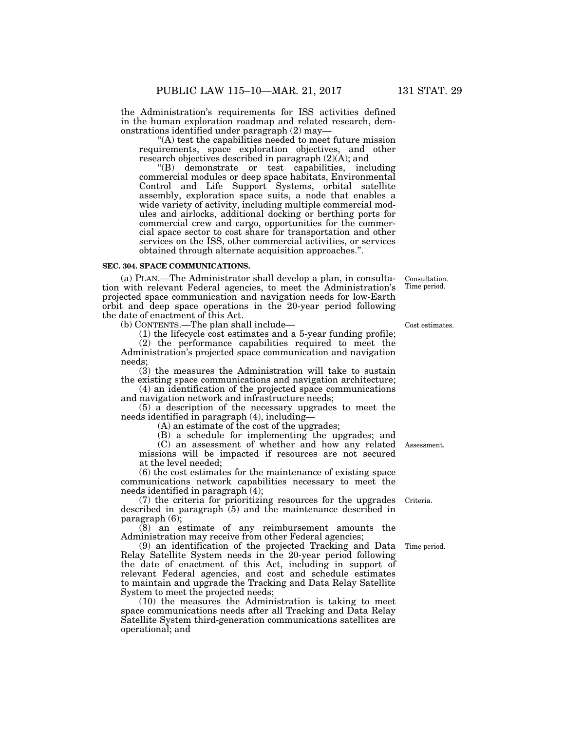the Administration's requirements for ISS activities defined in the human exploration roadmap and related research, demonstrations identified under paragraph (2) may—

"(A) test the capabilities needed to meet future mission requirements, space exploration objectives, and other research objectives described in paragraph (2)(A); and

"(B) demonstrate or test capabilities, including commercial modules or deep space habitats, Environmental Control and Life Support Systems, orbital satellite assembly, exploration space suits, a node that enables a wide variety of activity, including multiple commercial modules and airlocks, additional docking or berthing ports for commercial crew and cargo, opportunities for the commercial space sector to cost share for transportation and other services on the ISS, other commercial activities, or services obtained through alternate acquisition approaches.".

**SEC. 304. SPACE COMMUNICATIONS.**

Consultation. Time period.

(a) PLAN.—The Administrator shall develop a plan, in consultation with relevant Federal agencies, to meet the Administration's projected space communication and navigation needs for low-Earth orbit and deep space operations in the 20-year period following the date of enactment of this Act.

Cost estimates.

(b) CONTENTS.—The plan shall include—

(1) the lifecycle cost estimates and a 5-year funding profile;

(2) the performance capabilities required to meet the Administration's projected space communication and navigation needs;

(3) the measures the Administration will take to sustain the existing space communications and navigation architecture;

(4) an identification of the projected space communications and navigation network and infrastructure needs;

(5) a description of the necessary upgrades to meet the needs identified in paragraph (4), including—

(A) an estimate of the cost of the upgrades;

(B) a schedule for implementing the upgrades; and

Assessment.

(C) an assessment of whether and how any related missions will be impacted if resources are not secured at the level needed;

(6) the cost estimates for the maintenance of existing space communications network capabilities necessary to meet the needs identified in paragraph (4);

Criteria.

(7) the criteria for prioritizing resources for the upgrades described in paragraph (5) and the maintenance described in paragraph (6);

(8) an estimate of any reimbursement amounts the Administration may receive from other Federal agencies;

Time period.

(9) an identification of the projected Tracking and Data Relay Satellite System needs in the 20-year period following the date of enactment of this Act, including in support of relevant Federal agencies, and cost and schedule estimates to maintain and upgrade the Tracking and Data Relay Satellite System to meet the projected needs;

(10) the measures the Administration is taking to meet space communications needs after all Tracking and Data Relay Satellite System third-generation communications satellites are operational; and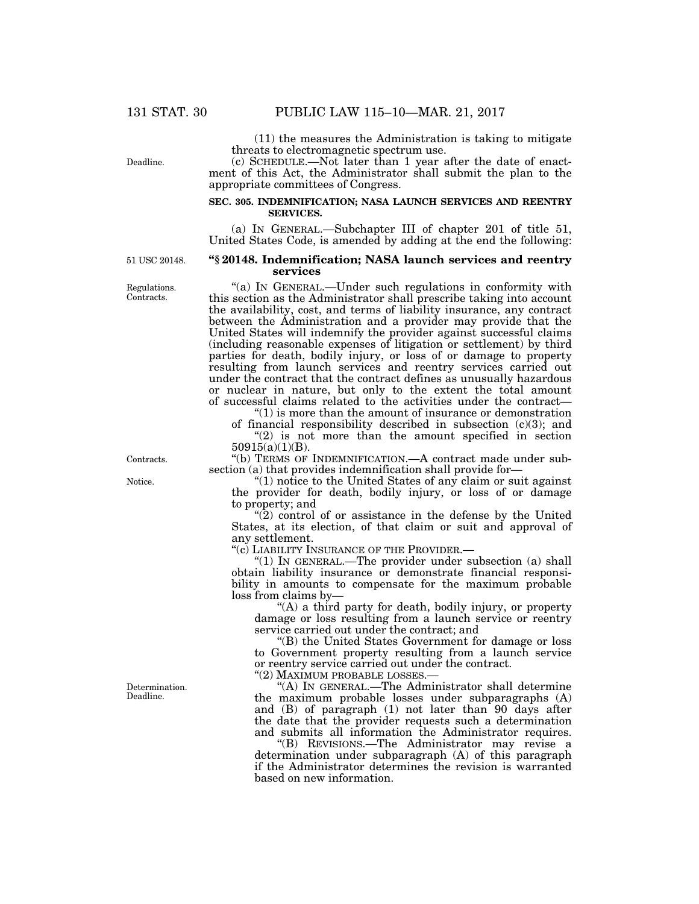(11) the measures the Administration is taking to mitigate threats to electromagnetic spectrum use.

Deadline.

(c) SCHEDULE.—Not later than 1 year after the date of enactment of this Act, the Administrator shall submit the plan to the appropriate committees of Congress.

**SEC. 305. INDEMNIFICATION; NASA LAUNCH SERVICES AND REENTRY SERVICES.**

(a) IN GENERAL.—Subchapter III of chapter 201 of title 51, United States Code, is amended by adding at the end the following:

51 USC 20148.

**"§ 20148. Indemnification; NASA launch services and reentry services**

Regulations. Contracts.

"(a) IN GENERAL.—Under such regulations in conformity with this section as the Administrator shall prescribe taking into account the availability, cost, and terms of liability insurance, any contract between the Administration and a provider may provide that the United States will indemnify the provider against successful claims (including reasonable expenses of litigation or settlement) by third parties for death, bodily injury, or loss of or damage to property resulting from launch services and reentry services carried out under the contract that the contract defines as unusually hazardous or nuclear in nature, but only to the extent the total amount of successful claims related to the activities under the contract—

"(1) is more than the amount of insurance or demonstration of financial responsibility described in subsection (c)(3); and

"(2) is not more than the amount specified in section 50915(a)(1)(B).

Contracts.

"(b) TERMS OF INDEMNIFICATION.—A contract made under subsection (a) that provides indemnification shall provide for—

Notice.

"(1) notice to the United States of any claim or suit against the provider for death, bodily injury, or loss of or damage to property; and

"(2) control of or assistance in the defense by the United States, at its election, of that claim or suit and approval of any settlement.

"(c) LIABILITY INSURANCE OF THE PROVIDER.—

"(1) IN GENERAL.—The provider under subsection (a) shall obtain liability insurance or demonstrate financial responsibility in amounts to compensate for the maximum probable loss from claims by—

"(A) a third party for death, bodily injury, or property damage or loss resulting from a launch service or reentry service carried out under the contract; and

"(B) the United States Government for damage or loss to Government property resulting from a launch service or reentry service carried out under the contract.

"(2) MAXIMUM PROBABLE LOSSES.—

Determination. Deadline.

"(A) IN GENERAL.—The Administrator shall determine the maximum probable losses under subparagraphs (A) and (B) of paragraph (1) not later than 90 days after the date that the provider requests such a determination and submits all information the Administrator requires.

"(B) REVISIONS.—The Administrator may revise a determination under subparagraph (A) of this paragraph if the Administrator determines the revision is warranted based on new information.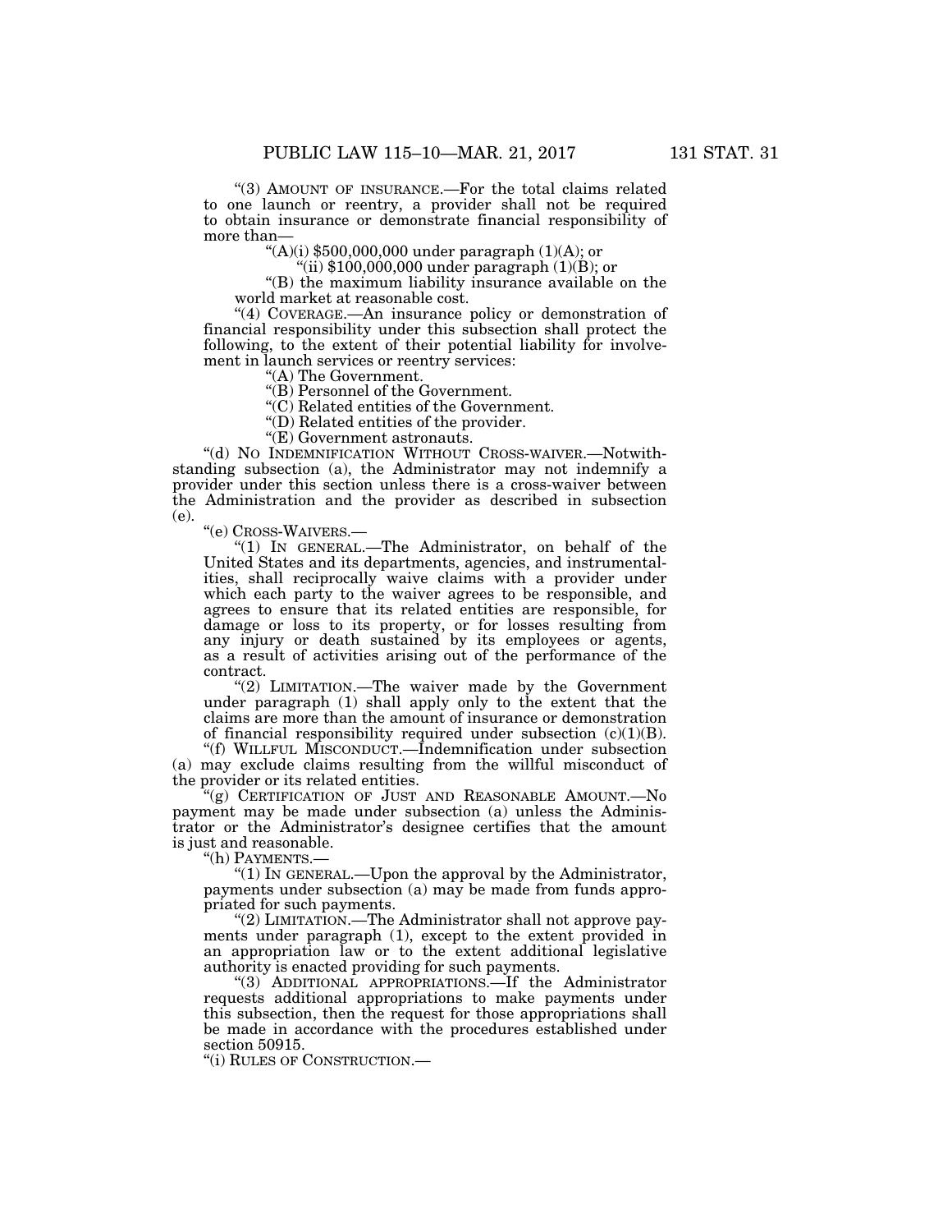"(3) AMOUNT OF INSURANCE.—For the total claims related to one launch or reentry, a provider shall not be required to obtain insurance or demonstrate financial responsibility of more than—

"(A)(i) $500,000,000 under paragraph (1)(A); or

"(ii) $100,000,000 under paragraph (1)(B); or

"(B) the maximum liability insurance available on the world market at reasonable cost.

"(4) COVERAGE.—An insurance policy or demonstration of financial responsibility under this subsection shall protect the following, to the extent of their potential liability for involvement in launch services or reentry services:

"(A) The Government.

"(B) Personnel of the Government.

"(C) Related entities of the Government.

"(D) Related entities of the provider.

"(E) Government astronauts.

"(d) NO INDEMNIFICATION WITHOUT CROSS-WAIVER.—Notwithstanding subsection (a), the Administrator may not indemnify a provider under this section unless there is a cross-waiver between the Administration and the provider as described in subsection (e).

"(e) CROSS-WAIVERS.—

"(1) IN GENERAL.—The Administrator, on behalf of the United States and its departments, agencies, and instrumentalities, shall reciprocally waive claims with a provider under which each party to the waiver agrees to be responsible, and agrees to ensure that its related entities are responsible, for damage or loss to its property, or for losses resulting from any injury or death sustained by its employees or agents, as a result of activities arising out of the performance of the contract.

"(2) LIMITATION.—The waiver made by the Government under paragraph (1) shall apply only to the extent that the claims are more than the amount of insurance or demonstration of financial responsibility required under subsection (c)(1)(B).

"(f) WILLFUL MISCONDUCT.—Indemnification under subsection (a) may exclude claims resulting from the willful misconduct of the provider or its related entities.

"(g) CERTIFICATION OF JUST AND REASONABLE AMOUNT.—No payment may be made under subsection (a) unless the Administrator or the Administrator's designee certifies that the amount is just and reasonable.

"(h) PAYMENTS.—

"(1) IN GENERAL.—Upon the approval by the Administrator, payments under subsection (a) may be made from funds appropriated for such payments.

"(2) LIMITATION.—The Administrator shall not approve payments under paragraph (1), except to the extent provided in an appropriation law or to the extent additional legislative authority is enacted providing for such payments.

"(3) ADDITIONAL APPROPRIATIONS.—If the Administrator requests additional appropriations to make payments under this subsection, then the request for those appropriations shall be made in accordance with the procedures established under section 50915.

"(i) RULES OF CONSTRUCTION.—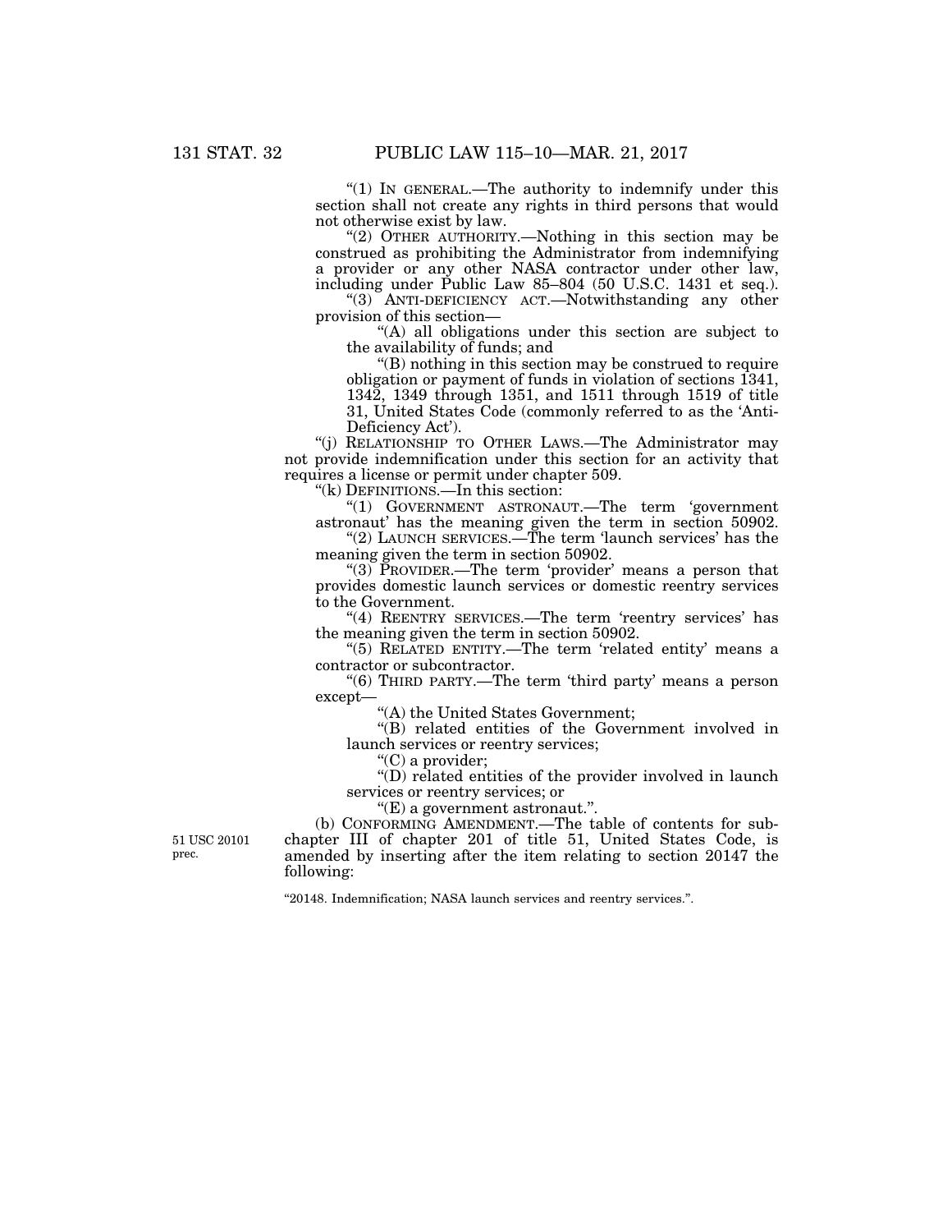"(1) IN GENERAL.—The authority to indemnify under this section shall not create any rights in third persons that would not otherwise exist by law.

"(2) OTHER AUTHORITY.—Nothing in this section may be construed as prohibiting the Administrator from indemnifying a provider or any other NASA contractor under other law, including under Public Law 85–804 (50 U.S.C. 1431 et seq.).

"(3) ANTI-DEFICIENCY ACT.—Notwithstanding any other provision of this section—

"(A) all obligations under this section are subject to the availability of funds; and

"(B) nothing in this section may be construed to require obligation or payment of funds in violation of sections 1341, 1342, 1349 through 1351, and 1511 through 1519 of title 31, United States Code (commonly referred to as the 'Anti-Deficiency Act').

"(j) RELATIONSHIP TO OTHER LAWS.—The Administrator may not provide indemnification under this section for an activity that requires a license or permit under chapter 509.

"(k) DEFINITIONS.—In this section:

"(1) GOVERNMENT ASTRONAUT.—The term 'government astronaut' has the meaning given the term in section 50902.

"(2) LAUNCH SERVICES.—The term 'launch services' has the meaning given the term in section 50902.

"(3) PROVIDER.—The term 'provider' means a person that provides domestic launch services or domestic reentry services to the Government.

"(4) REENTRY SERVICES.—The term 'reentry services' has the meaning given the term in section 50902.

"(5) RELATED ENTITY.—The term 'related entity' means a contractor or subcontractor.

"(6) THIRD PARTY.—The term 'third party' means a person except—

"(A) the United States Government;

"(B) related entities of the Government involved in launch services or reentry services;

"(C) a provider;

"(D) related entities of the provider involved in launch services or reentry services; or

"(E) a government astronaut.".

51 USC 20101 prec.

(b) CONFORMING AMENDMENT.—The table of contents for subchapter III of chapter 201 of title 51, United States Code, is amended by inserting after the item relating to section 20147 the following:

"20148. Indemnification; NASA launch services and reentry services.".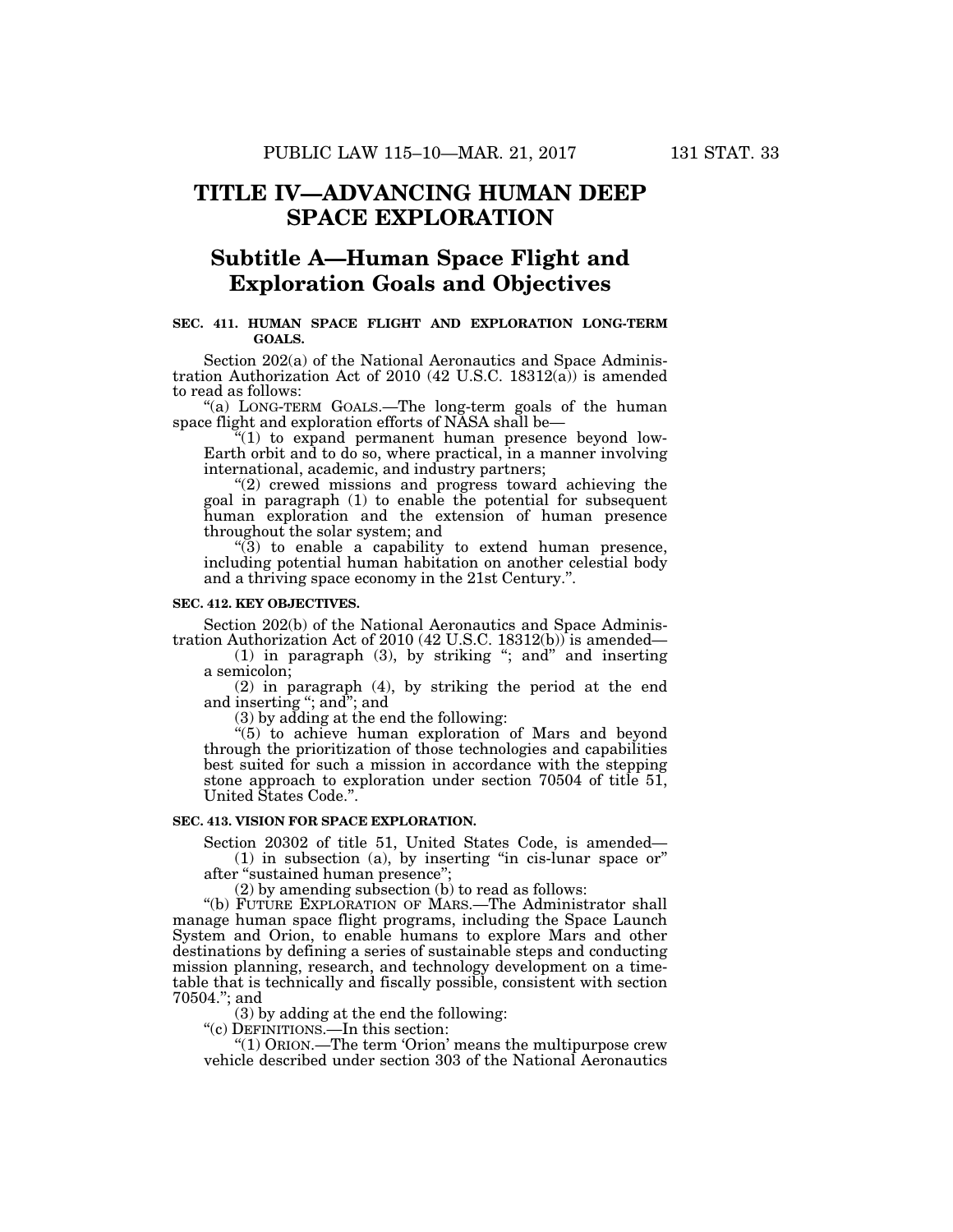# TITLE IV—ADVANCING HUMAN DEEP SPACE EXPLORATION

## Subtitle A—Human Space Flight and Exploration Goals and Objectives

### SEC. 411. HUMAN SPACE FLIGHT AND EXPLORATION LONG-TERM GOALS.

Section 202(a) of the National Aeronautics and Space Administration Authorization Act of 2010 (42 U.S.C. 18312(a)) is amended to read as follows:

"(a) LONG-TERM GOALS.—The long-term goals of the human space flight and exploration efforts of NASA shall be—

"(1) to expand permanent human presence beyond low-Earth orbit and to do so, where practical, in a manner involving international, academic, and industry partners;

"(2) crewed missions and progress toward achieving the goal in paragraph (1) to enable the potential for subsequent human exploration and the extension of human presence throughout the solar system; and

"(3) to enable a capability to extend human presence, including potential human habitation on another celestial body and a thriving space economy in the 21st Century.".

### SEC. 412. KEY OBJECTIVES.

Section 202(b) of the National Aeronautics and Space Administration Authorization Act of 2010 (42 U.S.C. 18312(b)) is amended—

(1) in paragraph (3), by striking "; and" and inserting a semicolon;

(2) in paragraph (4), by striking the period at the end and inserting "; and"; and

(3) by adding at the end the following:

"(5) to achieve human exploration of Mars and beyond through the prioritization of those technologies and capabilities best suited for such a mission in accordance with the stepping stone approach to exploration under section 70504 of title 51, United States Code.".

### SEC. 413. VISION FOR SPACE EXPLORATION.

Section 20302 of title 51, United States Code, is amended—

(1) in subsection (a), by inserting "in cis-lunar space or" after "sustained human presence";

(2) by amending subsection (b) to read as follows:

"(b) FUTURE EXPLORATION OF MARS.—The Administrator shall manage human space flight programs, including the Space Launch System and Orion, to enable humans to explore Mars and other destinations by defining a series of sustainable steps and conducting mission planning, research, and technology development on a timetable that is technically and fiscally possible, consistent with section 70504."; and

(3) by adding at the end the following:

"(c) DEFINITIONS.—In this section:

"(1) ORION.—The term 'Orion' means the multipurpose crew vehicle described under section 303 of the National Aeronautics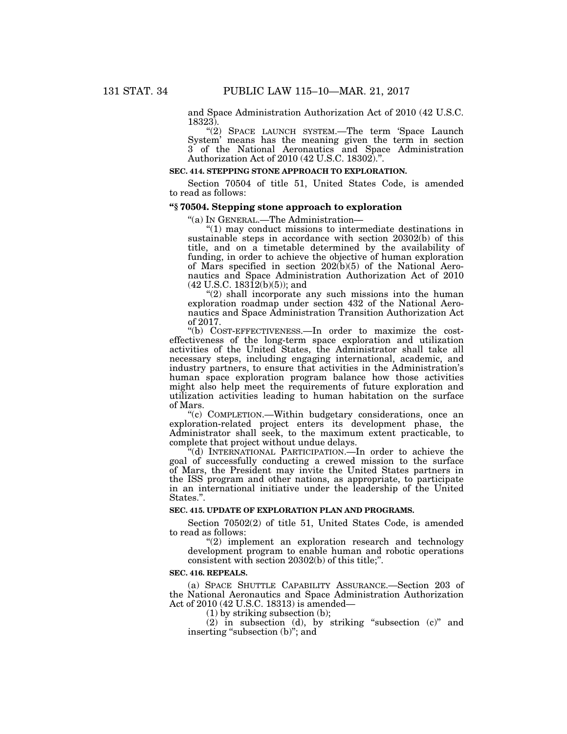and Space Administration Authorization Act of 2010 (42 U.S.C. 18323).

"(2) SPACE LAUNCH SYSTEM.—The term 'Space Launch System' means has the meaning given the term in section 3 of the National Aeronautics and Space Administration Authorization Act of 2010 (42 U.S.C. 18302).".

**SEC. 414. STEPPING STONE APPROACH TO EXPLORATION.**

Section 70504 of title 51, United States Code, is amended to read as follows:

**"§ 70504. Stepping stone approach to exploration**

"(a) IN GENERAL.—The Administration—

"(1) may conduct missions to intermediate destinations in sustainable steps in accordance with section 20302(b) of this title, and on a timetable determined by the availability of funding, in order to achieve the objective of human exploration of Mars specified in section 202(b)(5) of the National Aeronautics and Space Administration Authorization Act of 2010 (42 U.S.C. 18312(b)(5)); and

"(2) shall incorporate any such missions into the human exploration roadmap under section 432 of the National Aeronautics and Space Administration Transition Authorization Act of 2017.

"(b) COST-EFFECTIVENESS.—In order to maximize the cost-effectiveness of the long-term space exploration and utilization activities of the United States, the Administrator shall take all necessary steps, including engaging international, academic, and industry partners, to ensure that activities in the Administration's human space exploration program balance how those activities might also help meet the requirements of future exploration and utilization activities leading to human habitation on the surface of Mars.

"(c) COMPLETION.—Within budgetary considerations, once an exploration-related project enters its development phase, the Administrator shall seek, to the maximum extent practicable, to complete that project without undue delays.

"(d) INTERNATIONAL PARTICIPATION.—In order to achieve the goal of successfully conducting a crewed mission to the surface of Mars, the President may invite the United States partners in the ISS program and other nations, as appropriate, to participate in an international initiative under the leadership of the United States.".

**SEC. 415. UPDATE OF EXPLORATION PLAN AND PROGRAMS.**

Section 70502(2) of title 51, United States Code, is amended to read as follows:

"(2) implement an exploration research and technology development program to enable human and robotic operations consistent with section 20302(b) of this title;".

**SEC. 416. REPEALS.**

(a) SPACE SHUTTLE CAPABILITY ASSURANCE.—Section 203 of the National Aeronautics and Space Administration Authorization Act of 2010 (42 U.S.C. 18313) is amended—

(1) by striking subsection (b);

(2) in subsection (d), by striking "subsection (c)" and inserting "subsection (b)"; and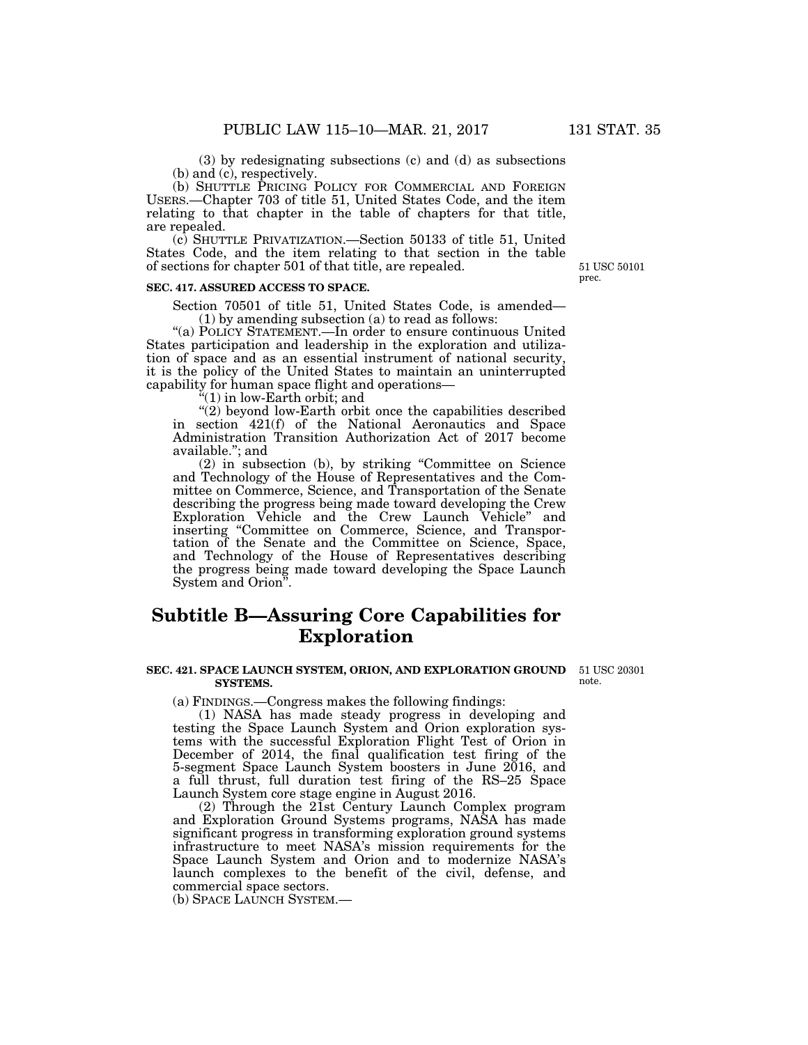(3) by redesignating subsections (c) and (d) as subsections (b) and (c), respectively.

(b) SHUTTLE PRICING POLICY FOR COMMERCIAL AND FOREIGN USERS.—Chapter 703 of title 51, United States Code, and the item relating to that chapter in the table of chapters for that title, are repealed.

(c) SHUTTLE PRIVATIZATION.—Section 50133 of title 51, United States Code, and the item relating to that section in the table of sections for chapter 501 of that title, are repealed.

51 USC 50101 prec.

**SEC. 417. ASSURED ACCESS TO SPACE.**

Section 70501 of title 51, United States Code, is amended—

(1) by amending subsection (a) to read as follows:

"(a) POLICY STATEMENT.—In order to ensure continuous United States participation and leadership in the exploration and utilization of space and as an essential instrument of national security, it is the policy of the United States to maintain an uninterrupted capability for human space flight and operations—

"(1) in low-Earth orbit; and

"(2) beyond low-Earth orbit once the capabilities described in section 421(f) of the National Aeronautics and Space Administration Transition Authorization Act of 2017 become available."; and

(2) in subsection (b), by striking "Committee on Science and Technology of the House of Representatives and the Committee on Commerce, Science, and Transportation of the Senate describing the progress being made toward developing the Crew Exploration Vehicle and the Crew Launch Vehicle" and inserting "Committee on Commerce, Science, and Transportation of the Senate and the Committee on Science, Space, and Technology of the House of Representatives describing the progress being made toward developing the Space Launch System and Orion".

## Subtitle B—Assuring Core Capabilities for Exploration

**SEC. 421. SPACE LAUNCH SYSTEM, ORION, AND EXPLORATION GROUND SYSTEMS.**

51 USC 20301 note.

(a) FINDINGS.—Congress makes the following findings:

(1) NASA has made steady progress in developing and testing the Space Launch System and Orion exploration systems with the successful Exploration Flight Test of Orion in December of 2014, the final qualification test firing of the 5-segment Space Launch System boosters in June 2016, and a full thrust, full duration test firing of the RS–25 Space Launch System core stage engine in August 2016.

(2) Through the 21st Century Launch Complex program and Exploration Ground Systems programs, NASA has made significant progress in transforming exploration ground systems infrastructure to meet NASA's mission requirements for the Space Launch System and Orion and to modernize NASA's launch complexes to the benefit of the civil, defense, and commercial space sectors.

(b) SPACE LAUNCH SYSTEM.—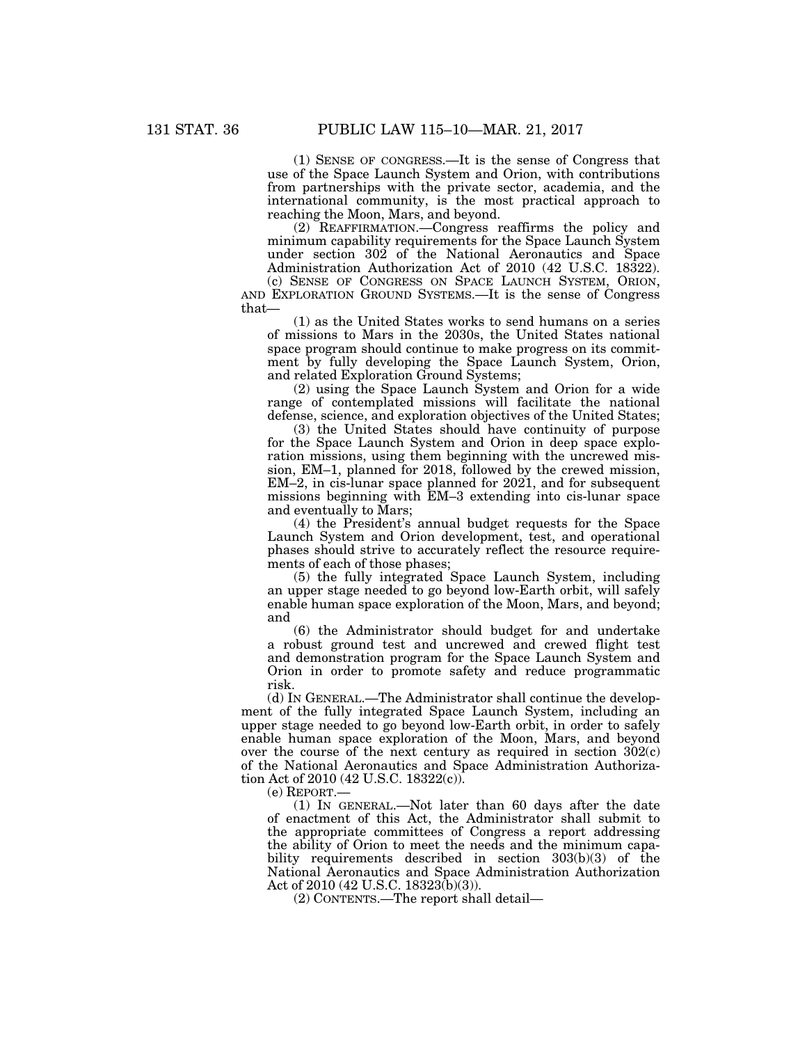(1) SENSE OF CONGRESS.—It is the sense of Congress that use of the Space Launch System and Orion, with contributions from partnerships with the private sector, academia, and the international community, is the most practical approach to reaching the Moon, Mars, and beyond.

(2) REAFFIRMATION.—Congress reaffirms the policy and minimum capability requirements for the Space Launch System under section 302 of the National Aeronautics and Space Administration Authorization Act of 2010 (42 U.S.C. 18322).

(c) SENSE OF CONGRESS ON SPACE LAUNCH SYSTEM, ORION, AND EXPLORATION GROUND SYSTEMS.—It is the sense of Congress that—

(1) as the United States works to send humans on a series of missions to Mars in the 2030s, the United States national space program should continue to make progress on its commitment by fully developing the Space Launch System, Orion, and related Exploration Ground Systems;

(2) using the Space Launch System and Orion for a wide range of contemplated missions will facilitate the national defense, science, and exploration objectives of the United States;

(3) the United States should have continuity of purpose for the Space Launch System and Orion in deep space exploration missions, using them beginning with the uncrewed mission, EM–1, planned for 2018, followed by the crewed mission, EM–2, in cis-lunar space planned for 2021, and for subsequent missions beginning with EM–3 extending into cis-lunar space and eventually to Mars;

(4) the President's annual budget requests for the Space Launch System and Orion development, test, and operational phases should strive to accurately reflect the resource requirements of each of those phases;

(5) the fully integrated Space Launch System, including an upper stage needed to go beyond low-Earth orbit, will safely enable human space exploration of the Moon, Mars, and beyond; and

(6) the Administrator should budget for and undertake a robust ground test and uncrewed and crewed flight test and demonstration program for the Space Launch System and Orion in order to promote safety and reduce programmatic risk.

(d) IN GENERAL.—The Administrator shall continue the development of the fully integrated Space Launch System, including an upper stage needed to go beyond low-Earth orbit, in order to safely enable human space exploration of the Moon, Mars, and beyond over the course of the next century as required in section 302(c) of the National Aeronautics and Space Administration Authorization Act of 2010 (42 U.S.C. 18322(c)).

(e) REPORT.—

(1) IN GENERAL.—Not later than 60 days after the date of enactment of this Act, the Administrator shall submit to the appropriate committees of Congress a report addressing the ability of Orion to meet the needs and the minimum capability requirements described in section 303(b)(3) of the National Aeronautics and Space Administration Authorization Act of 2010 (42 U.S.C. 18323(b)(3)).

(2) CONTENTS.—The report shall detail—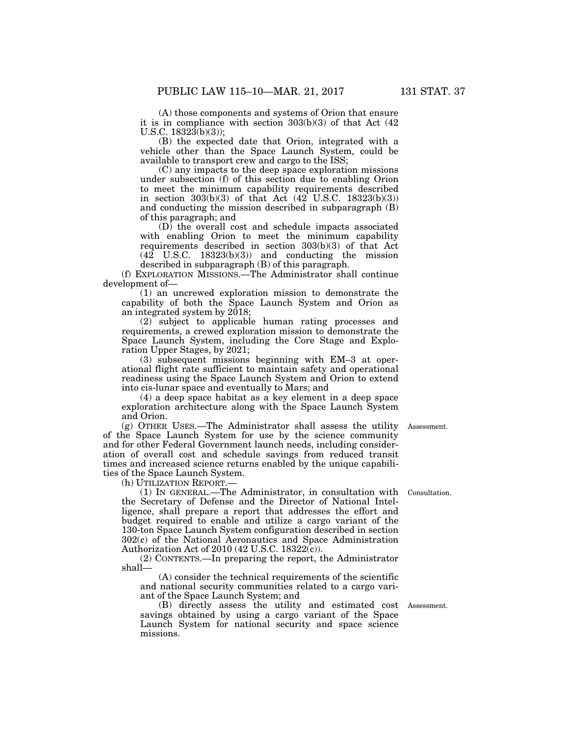(A) those components and systems of Orion that ensure it is in compliance with section 303(b)(3) of that Act (42 U.S.C. 18323(b)(3));

(B) the expected date that Orion, integrated with a vehicle other than the Space Launch System, could be available to transport crew and cargo to the ISS;

(C) any impacts to the deep space exploration missions under subsection (f) of this section due to enabling Orion to meet the minimum capability requirements described in section 303(b)(3) of that Act (42 U.S.C. 18323(b)(3)) and conducting the mission described in subparagraph (B) of this paragraph; and

(D) the overall cost and schedule impacts associated with enabling Orion to meet the minimum capability requirements described in section 303(b)(3) of that Act (42 U.S.C. 18323(b)(3)) and conducting the mission described in subparagraph (B) of this paragraph.

(f) EXPLORATION MISSIONS.—The Administrator shall continue development of—

(1) an uncrewed exploration mission to demonstrate the capability of both the Space Launch System and Orion as an integrated system by 2018;

(2) subject to applicable human rating processes and requirements, a crewed exploration mission to demonstrate the Space Launch System, including the Core Stage and Exploration Upper Stages, by 2021;

(3) subsequent missions beginning with EM–3 at operational flight rate sufficient to maintain safety and operational readiness using the Space Launch System and Orion to extend into cis-lunar space and eventually to Mars; and

(4) a deep space habitat as a key element in a deep space exploration architecture along with the Space Launch System and Orion.

(g) OTHER USES.—The Administrator shall assess the utility of the Space Launch System for use by the science community and for other Federal Government launch needs, including consideration of overall cost and schedule savings from reduced transit times and increased science returns enabled by the unique capabilities of the Space Launch System.

Assessment.

(h) UTILIZATION REPORT.—

(1) IN GENERAL.—The Administrator, in consultation with the Secretary of Defense and the Director of National Intelligence, shall prepare a report that addresses the effort and budget required to enable and utilize a cargo variant of the 130-ton Space Launch System configuration described in section 302(c) of the National Aeronautics and Space Administration Authorization Act of 2010 (42 U.S.C. 18322(c)).

Consultation.

(2) CONTENTS.—In preparing the report, the Administrator shall—

(A) consider the technical requirements of the scientific and national security communities related to a cargo variant of the Space Launch System; and

(B) directly assess the utility and estimated cost savings obtained by using a cargo variant of the Space Launch System for national security and space science missions.

Assessment.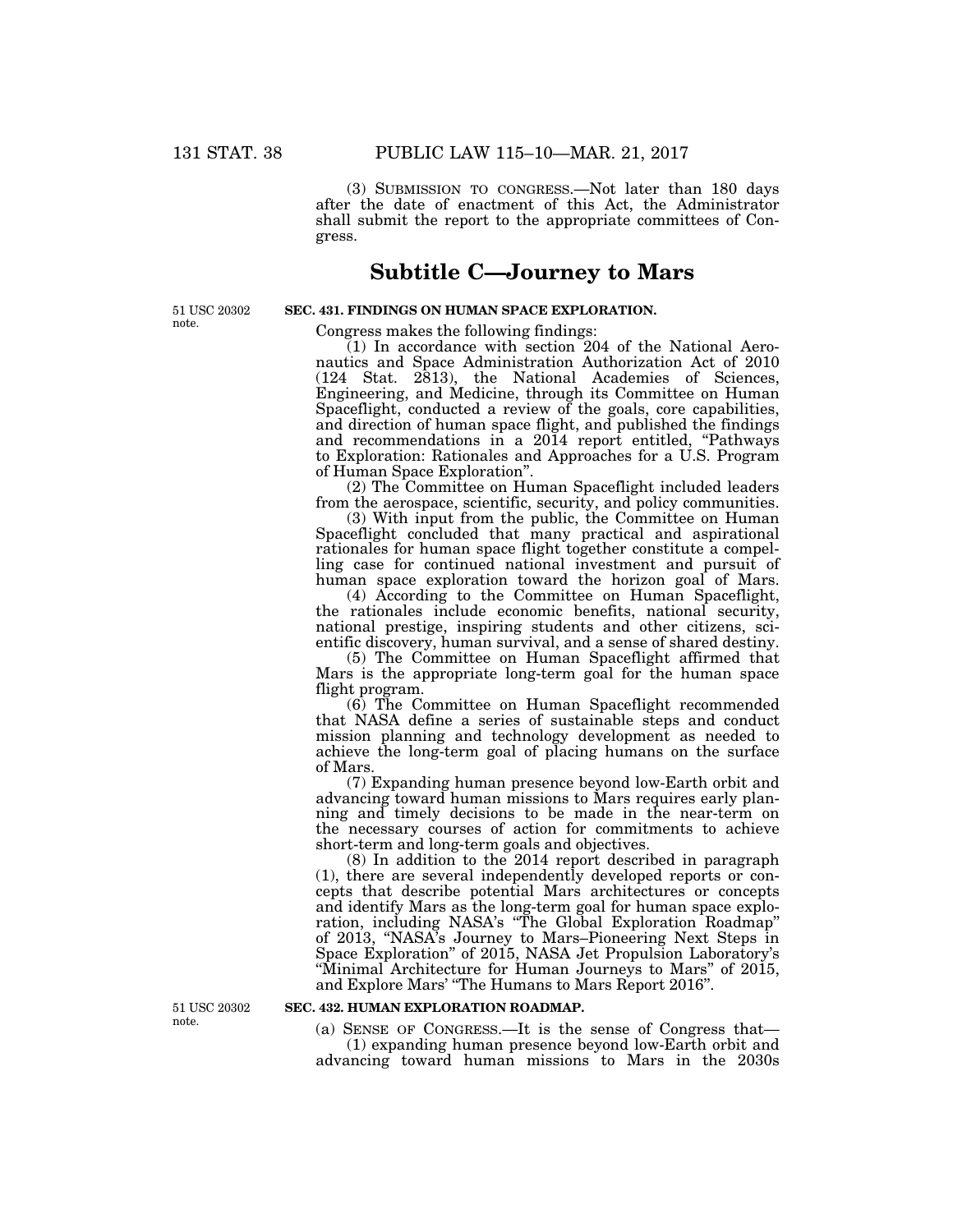(3) SUBMISSION TO CONGRESS.—Not later than 180 days after the date of enactment of this Act, the Administrator shall submit the report to the appropriate committees of Congress.

## Subtitle C—Journey to Mars

51 USC 20302 note.

**SEC. 431. FINDINGS ON HUMAN SPACE EXPLORATION.**

Congress makes the following findings:

(1) In accordance with section 204 of the National Aeronautics and Space Administration Authorization Act of 2010 (124 Stat. 2813), the National Academies of Sciences, Engineering, and Medicine, through its Committee on Human Spaceflight, conducted a review of the goals, core capabilities, and direction of human space flight, and published the findings and recommendations in a 2014 report entitled, "Pathways to Exploration: Rationales and Approaches for a U.S. Program of Human Space Exploration".

(2) The Committee on Human Spaceflight included leaders from the aerospace, scientific, security, and policy communities.

(3) With input from the public, the Committee on Human Spaceflight concluded that many practical and aspirational rationales for human space flight together constitute a compelling case for continued national investment and pursuit of human space exploration toward the horizon goal of Mars.

(4) According to the Committee on Human Spaceflight, the rationales include economic benefits, national security, national prestige, inspiring students and other citizens, scientific discovery, human survival, and a sense of shared destiny.

(5) The Committee on Human Spaceflight affirmed that Mars is the appropriate long-term goal for the human space flight program.

(6) The Committee on Human Spaceflight recommended that NASA define a series of sustainable steps and conduct mission planning and technology development as needed to achieve the long-term goal of placing humans on the surface of Mars.

(7) Expanding human presence beyond low-Earth orbit and advancing toward human missions to Mars requires early planning and timely decisions to be made in the near-term on the necessary courses of action for commitments to achieve short-term and long-term goals and objectives.

(8) In addition to the 2014 report described in paragraph (1), there are several independently developed reports or concepts that describe potential Mars architectures or concepts and identify Mars as the long-term goal for human space exploration, including NASA's "The Global Exploration Roadmap" of 2013, "NASA's Journey to Mars–Pioneering Next Steps in Space Exploration" of 2015, NASA Jet Propulsion Laboratory's "Minimal Architecture for Human Journeys to Mars" of 2015, and Explore Mars' "The Humans to Mars Report 2016".

51 USC 20302 note.

**SEC. 432. HUMAN EXPLORATION ROADMAP.**

(a) SENSE OF CONGRESS.—It is the sense of Congress that—

(1) expanding human presence beyond low-Earth orbit and advancing toward human missions to Mars in the 2030s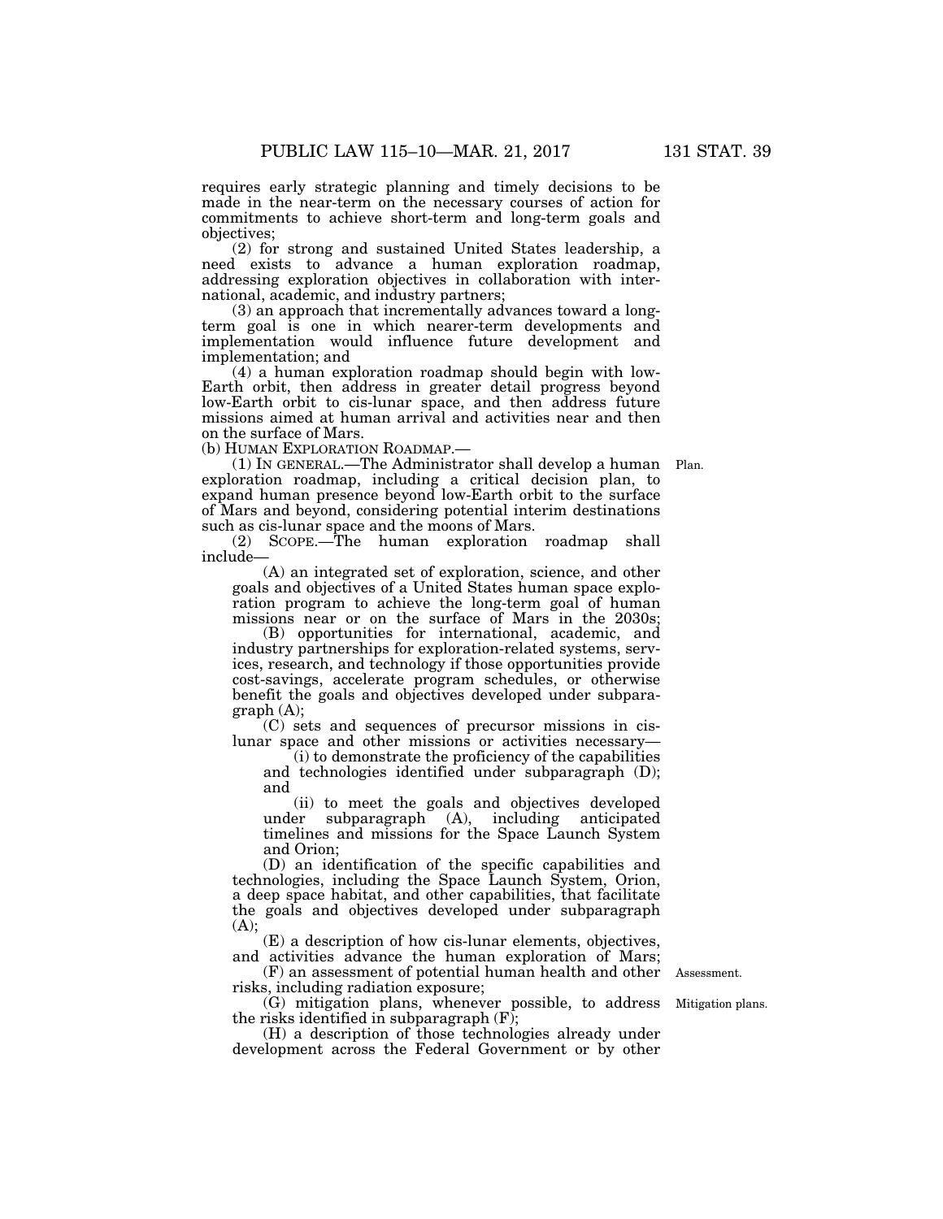requires early strategic planning and timely decisions to be made in the near-term on the necessary courses of action for commitments to achieve short-term and long-term goals and objectives;

(2) for strong and sustained United States leadership, a need exists to advance a human exploration roadmap, addressing exploration objectives in collaboration with international, academic, and industry partners;

(3) an approach that incrementally advances toward a long-term goal is one in which nearer-term developments and implementation would influence future development and implementation; and

(4) a human exploration roadmap should begin with low-Earth orbit, then address in greater detail progress beyond low-Earth orbit to cis-lunar space, and then address future missions aimed at human arrival and activities near and then on the surface of Mars.

(b) HUMAN EXPLORATION ROADMAP.—

(1) IN GENERAL.—The Administrator shall develop a human exploration roadmap, including a critical decision plan, to expand human presence beyond low-Earth orbit to the surface of Mars and beyond, considering potential interim destinations such as cis-lunar space and the moons of Mars.

Plan.

(2) SCOPE.—The human exploration roadmap shall include—

(A) an integrated set of exploration, science, and other goals and objectives of a United States human space exploration program to achieve the long-term goal of human missions near or on the surface of Mars in the 2030s;

(B) opportunities for international, academic, and industry partnerships for exploration-related systems, services, research, and technology if those opportunities provide cost-savings, accelerate program schedules, or otherwise benefit the goals and objectives developed under subparagraph (A);

(C) sets and sequences of precursor missions in cis-lunar space and other missions or activities necessary—

(i) to demonstrate the proficiency of the capabilities and technologies identified under subparagraph (D); and

(ii) to meet the goals and objectives developed under subparagraph (A), including anticipated timelines and missions for the Space Launch System and Orion;

(D) an identification of the specific capabilities and technologies, including the Space Launch System, Orion, a deep space habitat, and other capabilities, that facilitate the goals and objectives developed under subparagraph (A);

(E) a description of how cis-lunar elements, objectives, and activities advance the human exploration of Mars;

(F) an assessment of potential human health and other risks, including radiation exposure;

Assessment.

(G) mitigation plans, whenever possible, to address the risks identified in subparagraph (F);

Mitigation plans.

(H) a description of those technologies already under development across the Federal Government or by other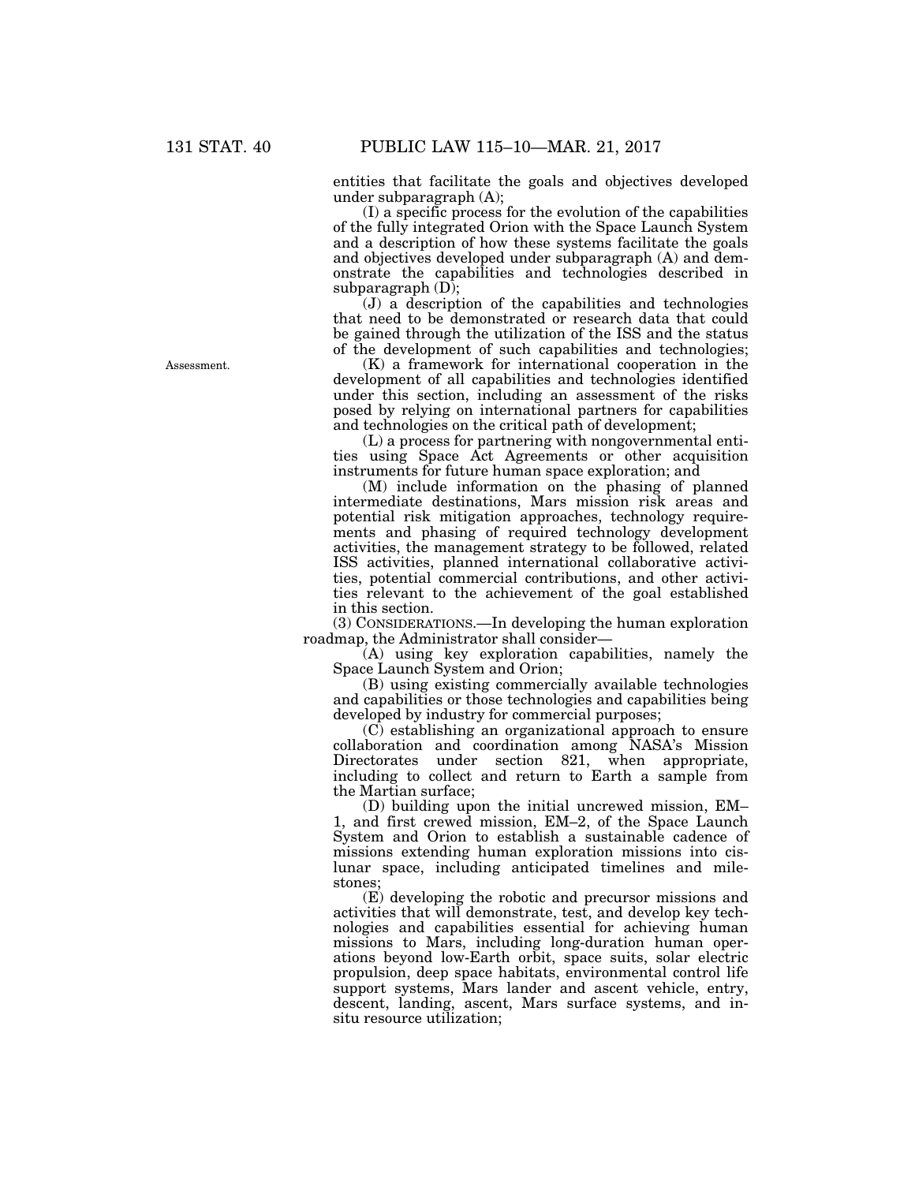entities that facilitate the goals and objectives developed under subparagraph (A);

(I) a specific process for the evolution of the capabilities of the fully integrated Orion with the Space Launch System and a description of how these systems facilitate the goals and objectives developed under subparagraph (A) and demonstrate the capabilities and technologies described in subparagraph (D);

(J) a description of the capabilities and technologies that need to be demonstrated or research data that could be gained through the utilization of the ISS and the status of the development of such capabilities and technologies;

Assessment.

(K) a framework for international cooperation in the development of all capabilities and technologies identified under this section, including an assessment of the risks posed by relying on international partners for capabilities and technologies on the critical path of development;

(L) a process for partnering with nongovernmental entities using Space Act Agreements or other acquisition instruments for future human space exploration; and

(M) include information on the phasing of planned intermediate destinations, Mars mission risk areas and potential risk mitigation approaches, technology requirements and phasing of required technology development activities, the management strategy to be followed, related ISS activities, planned international collaborative activities, potential commercial contributions, and other activities relevant to the achievement of the goal established in this section.

(3) CONSIDERATIONS.—In developing the human exploration roadmap, the Administrator shall consider—

(A) using key exploration capabilities, namely the Space Launch System and Orion;

(B) using existing commercially available technologies and capabilities or those technologies and capabilities being developed by industry for commercial purposes;

(C) establishing an organizational approach to ensure collaboration and coordination among NASA's Mission Directorates under section 821, when appropriate, including to collect and return to Earth a sample from the Martian surface;

(D) building upon the initial uncrewed mission, EM–1, and first crewed mission, EM–2, of the Space Launch System and Orion to establish a sustainable cadence of missions extending human exploration missions into cislunar space, including anticipated timelines and milestones;

(E) developing the robotic and precursor missions and activities that will demonstrate, test, and develop key technologies and capabilities essential for achieving human missions to Mars, including long-duration human operations beyond low-Earth orbit, space suits, solar electric propulsion, deep space habitats, environmental control life support systems, Mars lander and ascent vehicle, entry, descent, landing, ascent, Mars surface systems, and insitu resource utilization;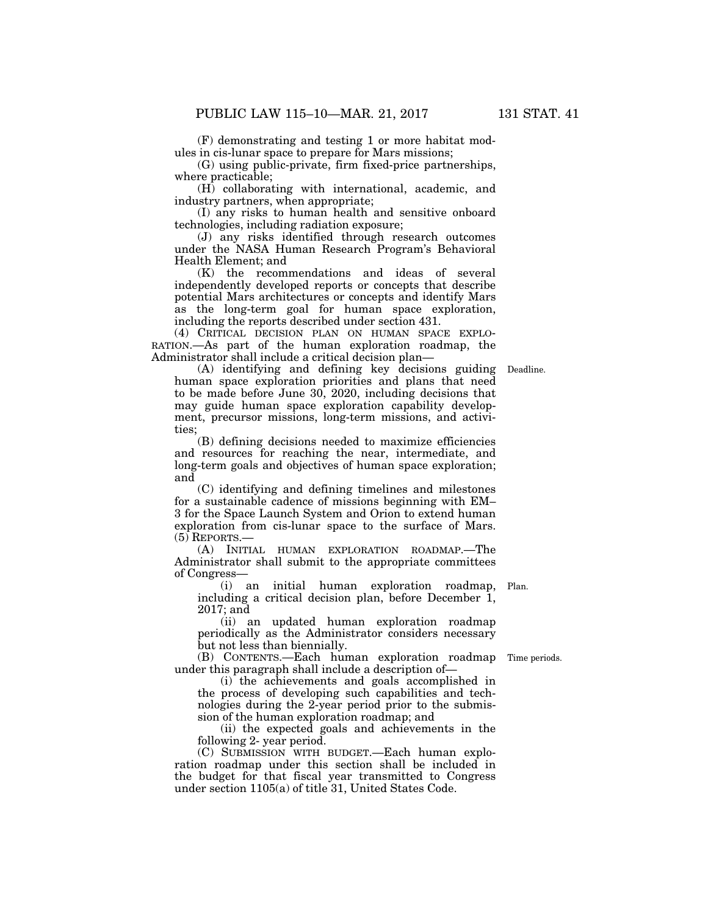(F) demonstrating and testing 1 or more habitat modules in cis-lunar space to prepare for Mars missions;

(G) using public-private, firm fixed-price partnerships, where practicable;

(H) collaborating with international, academic, and industry partners, when appropriate;

(I) any risks to human health and sensitive onboard technologies, including radiation exposure;

(J) any risks identified through research outcomes under the NASA Human Research Program's Behavioral Health Element; and

(K) the recommendations and ideas of several independently developed reports or concepts that describe potential Mars architectures or concepts and identify Mars as the long-term goal for human space exploration, including the reports described under section 431.

(4) CRITICAL DECISION PLAN ON HUMAN SPACE EXPLORATION.—As part of the human exploration roadmap, the Administrator shall include a critical decision plan—

Deadline.

(A) identifying and defining key decisions guiding human space exploration priorities and plans that need to be made before June 30, 2020, including decisions that may guide human space exploration capability development, precursor missions, long-term missions, and activities;

(B) defining decisions needed to maximize efficiencies and resources for reaching the near, intermediate, and long-term goals and objectives of human space exploration; and

(C) identifying and defining timelines and milestones for a sustainable cadence of missions beginning with EM–3 for the Space Launch System and Orion to extend human exploration from cis-lunar space to the surface of Mars.

(5) REPORTS.—

(A) INITIAL HUMAN EXPLORATION ROADMAP.—The Administrator shall submit to the appropriate committees of Congress—

Plan.

(i) an initial human exploration roadmap, including a critical decision plan, before December 1, 2017; and

(ii) an updated human exploration roadmap periodically as the Administrator considers necessary but not less than biennially.

Time periods.

(B) CONTENTS.—Each human exploration roadmap under this paragraph shall include a description of—

(i) the achievements and goals accomplished in the process of developing such capabilities and technologies during the 2-year period prior to the submission of the human exploration roadmap; and

(ii) the expected goals and achievements in the following 2- year period.

(C) SUBMISSION WITH BUDGET.—Each human exploration roadmap under this section shall be included in the budget for that fiscal year transmitted to Congress under section 1105(a) of title 31, United States Code.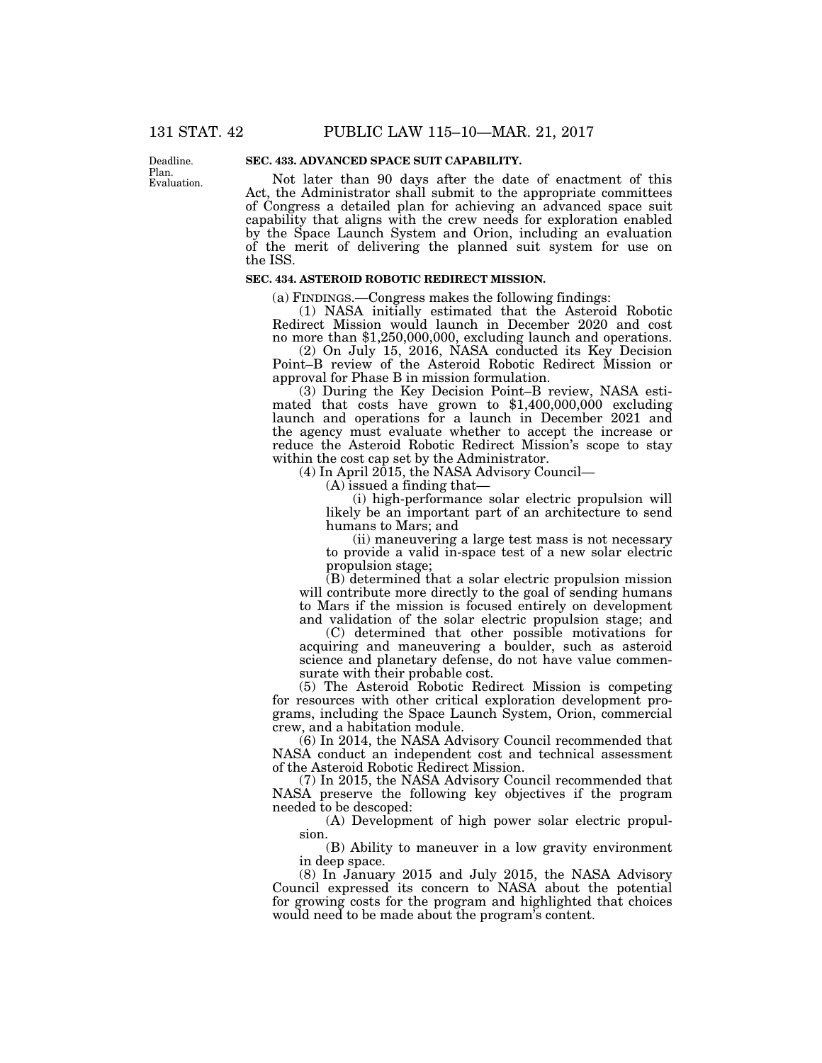Deadline.
Plan.
Evaluation.

**SEC. 433. ADVANCED SPACE SUIT CAPABILITY.**

Not later than 90 days after the date of enactment of this Act, the Administrator shall submit to the appropriate committees of Congress a detailed plan for achieving an advanced space suit capability that aligns with the crew needs for exploration enabled by the Space Launch System and Orion, including an evaluation of the merit of delivering the planned suit system for use on the ISS.

**SEC. 434. ASTEROID ROBOTIC REDIRECT MISSION.**

(a) FINDINGS.—Congress makes the following findings:

(1) NASA initially estimated that the Asteroid Robotic Redirect Mission would launch in December 2020 and cost no more than $1,250,000,000, excluding launch and operations.

(2) On July 15, 2016, NASA conducted its Key Decision Point–B review of the Asteroid Robotic Redirect Mission or approval for Phase B in mission formulation.

(3) During the Key Decision Point–B review, NASA estimated that costs have grown to $1,400,000,000 excluding launch and operations for a launch in December 2021 and the agency must evaluate whether to accept the increase or reduce the Asteroid Robotic Redirect Mission's scope to stay within the cost cap set by the Administrator.

(4) In April 2015, the NASA Advisory Council—

(A) issued a finding that—

(i) high-performance solar electric propulsion will likely be an important part of an architecture to send humans to Mars; and

(ii) maneuvering a large test mass is not necessary to provide a valid in-space test of a new solar electric propulsion stage;

(B) determined that a solar electric propulsion mission will contribute more directly to the goal of sending humans to Mars if the mission is focused entirely on development and validation of the solar electric propulsion stage; and

(C) determined that other possible motivations for acquiring and maneuvering a boulder, such as asteroid science and planetary defense, do not have value commensurate with their probable cost.

(5) The Asteroid Robotic Redirect Mission is competing for resources with other critical exploration development programs, including the Space Launch System, Orion, commercial crew, and a habitation module.

(6) In 2014, the NASA Advisory Council recommended that NASA conduct an independent cost and technical assessment of the Asteroid Robotic Redirect Mission.

(7) In 2015, the NASA Advisory Council recommended that NASA preserve the following key objectives if the program needed to be descoped:

(A) Development of high power solar electric propulsion.

(B) Ability to maneuver in a low gravity environment in deep space.

(8) In January 2015 and July 2015, the NASA Advisory Council expressed its concern to NASA about the potential for growing costs for the program and highlighted that choices would need to be made about the program's content.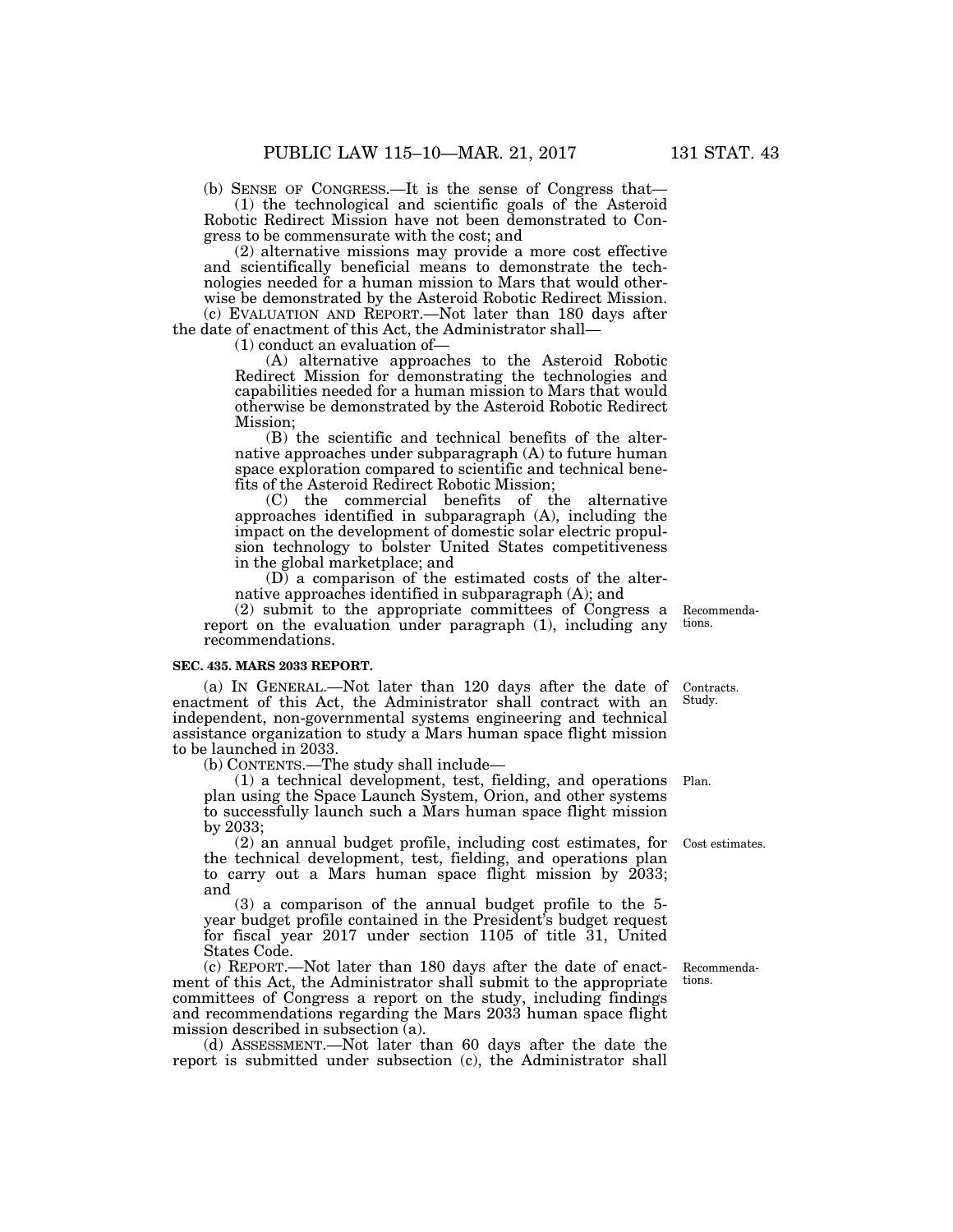(b) SENSE OF CONGRESS.—It is the sense of Congress that—

(1) the technological and scientific goals of the Asteroid Robotic Redirect Mission have not been demonstrated to Congress to be commensurate with the cost; and

(2) alternative missions may provide a more cost effective and scientifically beneficial means to demonstrate the technologies needed for a human mission to Mars that would otherwise be demonstrated by the Asteroid Robotic Redirect Mission.

(c) EVALUATION AND REPORT.—Not later than 180 days after the date of enactment of this Act, the Administrator shall—

(1) conduct an evaluation of—

(A) alternative approaches to the Asteroid Robotic Redirect Mission for demonstrating the technologies and capabilities needed for a human mission to Mars that would otherwise be demonstrated by the Asteroid Robotic Redirect Mission;

(B) the scientific and technical benefits of the alternative approaches under subparagraph (A) to future human space exploration compared to scientific and technical benefits of the Asteroid Redirect Robotic Mission;

(C) the commercial benefits of the alternative approaches identified in subparagraph (A), including the impact on the development of domestic solar electric propulsion technology to bolster United States competitiveness in the global marketplace; and

(D) a comparison of the estimated costs of the alternative approaches identified in subparagraph (A); and

(2) submit to the appropriate committees of Congress a report on the evaluation under paragraph (1), including any recommendations.

Recommendations.

**SEC. 435. MARS 2033 REPORT.**

Contracts. Study.

(a) IN GENERAL.—Not later than 120 days after the date of enactment of this Act, the Administrator shall contract with an independent, non-governmental systems engineering and technical assistance organization to study a Mars human space flight mission to be launched in 2033.

(b) CONTENTS.—The study shall include—

Plan.

(1) a technical development, test, fielding, and operations plan using the Space Launch System, Orion, and other systems to successfully launch such a Mars human space flight mission by 2033;

Cost estimates.

(2) an annual budget profile, including cost estimates, for the technical development, test, fielding, and operations plan to carry out a Mars human space flight mission by 2033; and

(3) a comparison of the annual budget profile to the 5-year budget profile contained in the President's budget request for fiscal year 2017 under section 1105 of title 31, United States Code.

Recommendations.

(c) REPORT.—Not later than 180 days after the date of enactment of this Act, the Administrator shall submit to the appropriate committees of Congress a report on the study, including findings and recommendations regarding the Mars 2033 human space flight mission described in subsection (a).

(d) ASSESSMENT.—Not later than 60 days after the date the report is submitted under subsection (c), the Administrator shall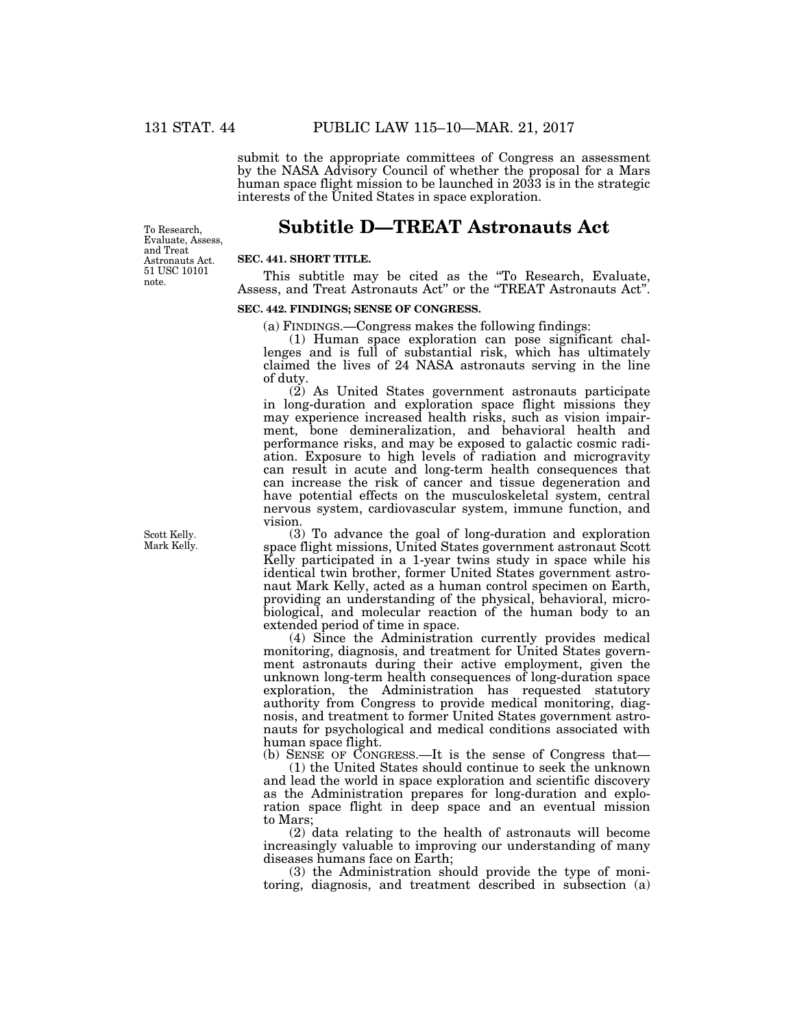submit to the appropriate committees of Congress an assessment by the NASA Advisory Council of whether the proposal for a Mars human space flight mission to be launched in 2033 is in the strategic interests of the United States in space exploration.

## Subtitle D—TREAT Astronauts Act

To Research, Evaluate, Assess, and Treat Astronauts Act. 51 USC 10101 note.

**SEC. 441. SHORT TITLE.**

This subtitle may be cited as the "To Research, Evaluate, Assess, and Treat Astronauts Act" or the "TREAT Astronauts Act".

**SEC. 442. FINDINGS; SENSE OF CONGRESS.**

(a) FINDINGS.—Congress makes the following findings:

(1) Human space exploration can pose significant challenges and is full of substantial risk, which has ultimately claimed the lives of 24 NASA astronauts serving in the line of duty.

(2) As United States government astronauts participate in long-duration and exploration space flight missions they may experience increased health risks, such as vision impairment, bone demineralization, and behavioral health and performance risks, and may be exposed to galactic cosmic radiation. Exposure to high levels of radiation and microgravity can result in acute and long-term health consequences that can increase the risk of cancer and tissue degeneration and have potential effects on the musculoskeletal system, central nervous system, cardiovascular system, immune function, and vision.

Scott Kelly. Mark Kelly.

(3) To advance the goal of long-duration and exploration space flight missions, United States government astronaut Scott Kelly participated in a 1-year twins study in space while his identical twin brother, former United States government astronaut Mark Kelly, acted as a human control specimen on Earth, providing an understanding of the physical, behavioral, microbiological, and molecular reaction of the human body to an extended period of time in space.

(4) Since the Administration currently provides medical monitoring, diagnosis, and treatment for United States government astronauts during their active employment, given the unknown long-term health consequences of long-duration space exploration, the Administration has requested statutory authority from Congress to provide medical monitoring, diagnosis, and treatment to former United States government astronauts for psychological and medical conditions associated with human space flight.

(b) SENSE OF CONGRESS.—It is the sense of Congress that—

(1) the United States should continue to seek the unknown and lead the world in space exploration and scientific discovery as the Administration prepares for long-duration and exploration space flight in deep space and an eventual mission to Mars;

(2) data relating to the health of astronauts will become increasingly valuable to improving our understanding of many diseases humans face on Earth;

(3) the Administration should provide the type of monitoring, diagnosis, and treatment described in subsection (a)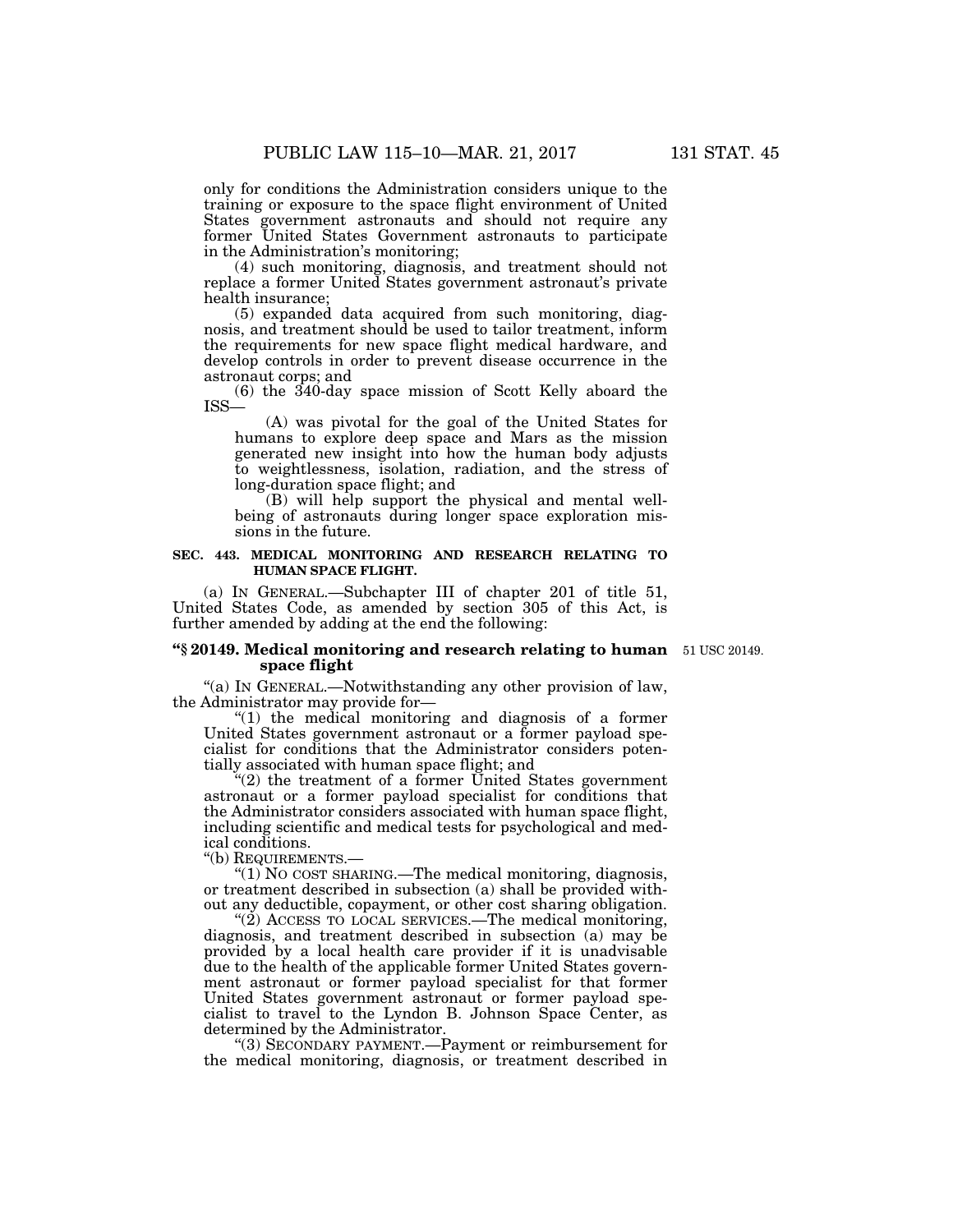only for conditions the Administration considers unique to the training or exposure to the space flight environment of United States government astronauts and should not require any former United States Government astronauts to participate in the Administration's monitoring;

(4) such monitoring, diagnosis, and treatment should not replace a former United States government astronaut's private health insurance;

(5) expanded data acquired from such monitoring, diagnosis, and treatment should be used to tailor treatment, inform the requirements for new space flight medical hardware, and develop controls in order to prevent disease occurrence in the astronaut corps; and

(6) the 340-day space mission of Scott Kelly aboard the ISS—

(A) was pivotal for the goal of the United States for humans to explore deep space and Mars as the mission generated new insight into how the human body adjusts to weightlessness, isolation, radiation, and the stress of long-duration space flight; and

(B) will help support the physical and mental well-being of astronauts during longer space exploration missions in the future.

**SEC. 443. MEDICAL MONITORING AND RESEARCH RELATING TO HUMAN SPACE FLIGHT.**

(a) IN GENERAL.—Subchapter III of chapter 201 of title 51, United States Code, as amended by section 305 of this Act, is further amended by adding at the end the following:

**"§ 20149. Medical monitoring and research relating to human space flight**

51 USC 20149.

"(a) IN GENERAL.—Notwithstanding any other provision of law, the Administrator may provide for—

"(1) the medical monitoring and diagnosis of a former United States government astronaut or a former payload specialist for conditions that the Administrator considers potentially associated with human space flight; and

"(2) the treatment of a former United States government astronaut or a former payload specialist for conditions that the Administrator considers associated with human space flight, including scientific and medical tests for psychological and medical conditions.

"(b) REQUIREMENTS.—

"(1) NO COST SHARING.—The medical monitoring, diagnosis, or treatment described in subsection (a) shall be provided without any deductible, copayment, or other cost sharing obligation.

"(2) ACCESS TO LOCAL SERVICES.—The medical monitoring, diagnosis, and treatment described in subsection (a) may be provided by a local health care provider if it is unadvisable due to the health of the applicable former United States government astronaut or former payload specialist for that former United States government astronaut or former payload specialist to travel to the Lyndon B. Johnson Space Center, as determined by the Administrator.

"(3) SECONDARY PAYMENT.—Payment or reimbursement for the medical monitoring, diagnosis, or treatment described in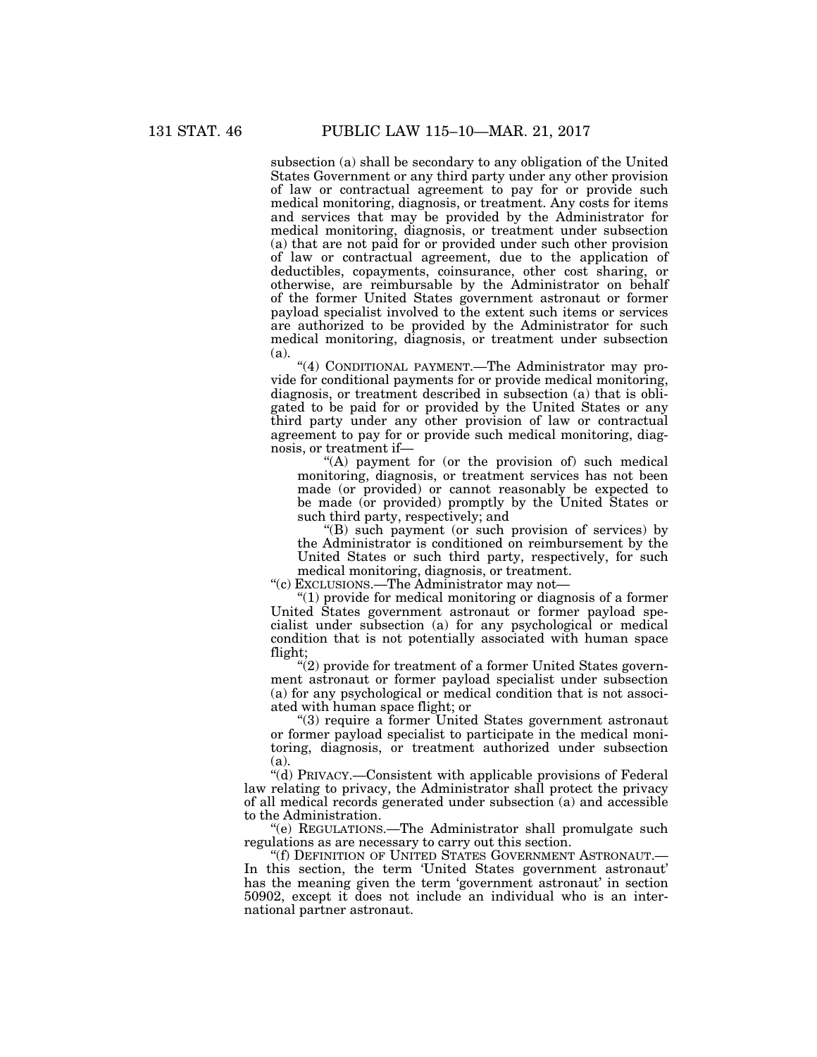subsection (a) shall be secondary to any obligation of the United States Government or any third party under any other provision of law or contractual agreement to pay for or provide such medical monitoring, diagnosis, or treatment. Any costs for items and services that may be provided by the Administrator for medical monitoring, diagnosis, or treatment under subsection (a) that are not paid for or provided under such other provision of law or contractual agreement, due to the application of deductibles, copayments, coinsurance, other cost sharing, or otherwise, are reimbursable by the Administrator on behalf of the former United States government astronaut or former payload specialist involved to the extent such items or services are authorized to be provided by the Administrator for such medical monitoring, diagnosis, or treatment under subsection (a).

"(4) CONDITIONAL PAYMENT.—The Administrator may provide for conditional payments for or provide medical monitoring, diagnosis, or treatment described in subsection (a) that is obligated to be paid for or provided by the United States or any third party under any other provision of law or contractual agreement to pay for or provide such medical monitoring, diagnosis, or treatment if—

"(A) payment for (or the provision of) such medical monitoring, diagnosis, or treatment services has not been made (or provided) or cannot reasonably be expected to be made (or provided) promptly by the United States or such third party, respectively; and

"(B) such payment (or such provision of services) by the Administrator is conditioned on reimbursement by the United States or such third party, respectively, for such medical monitoring, diagnosis, or treatment.

"(c) EXCLUSIONS.—The Administrator may not—

"(1) provide for medical monitoring or diagnosis of a former United States government astronaut or former payload specialist under subsection (a) for any psychological or medical condition that is not potentially associated with human space flight;

"(2) provide for treatment of a former United States government astronaut or former payload specialist under subsection (a) for any psychological or medical condition that is not associated with human space flight; or

"(3) require a former United States government astronaut or former payload specialist to participate in the medical monitoring, diagnosis, or treatment authorized under subsection (a).

"(d) PRIVACY.—Consistent with applicable provisions of Federal law relating to privacy, the Administrator shall protect the privacy of all medical records generated under subsection (a) and accessible to the Administration.

"(e) REGULATIONS.—The Administrator shall promulgate such regulations as are necessary to carry out this section.

"(f) DEFINITION OF UNITED STATES GOVERNMENT ASTRONAUT.—In this section, the term 'United States government astronaut' has the meaning given the term 'government astronaut' in section 50902, except it does not include an individual who is an international partner astronaut.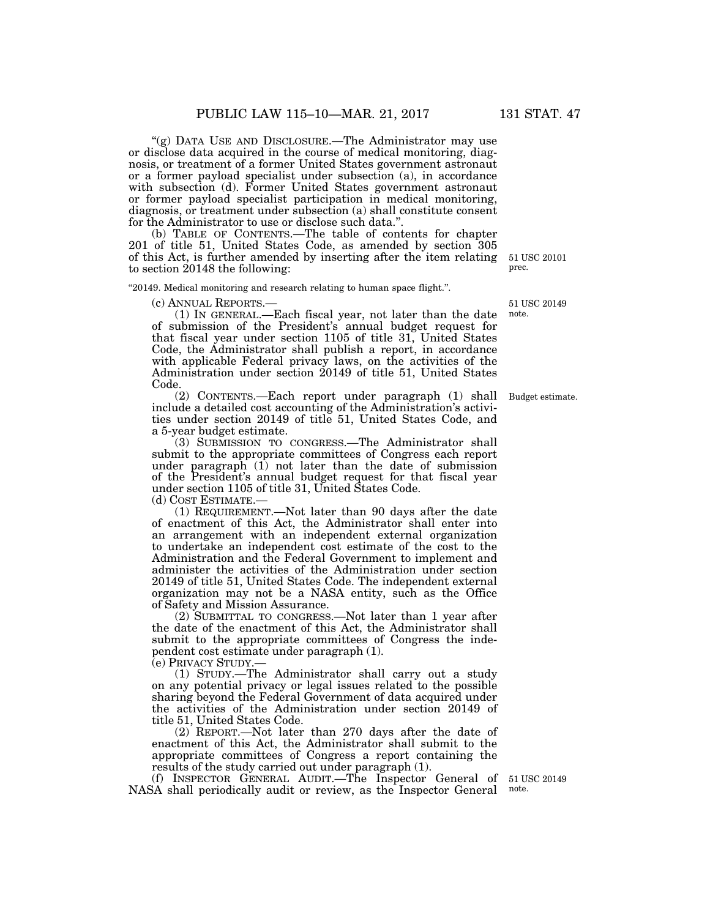"(g) DATA USE AND DISCLOSURE.—The Administrator may use or disclose data acquired in the course of medical monitoring, diagnosis, or treatment of a former United States government astronaut or a former payload specialist under subsection (a), in accordance with subsection (d). Former United States government astronaut or former payload specialist participation in medical monitoring, diagnosis, or treatment under subsection (a) shall constitute consent for the Administrator to use or disclose such data.".

(b) TABLE OF CONTENTS.—The table of contents for chapter 201 of title 51, United States Code, as amended by section 305 of this Act, is further amended by inserting after the item relating to section 20148 the following:

51 USC 20101 prec.

"20149. Medical monitoring and research relating to human space flight.".

(c) ANNUAL REPORTS.—

51 USC 20149 note.

(1) IN GENERAL.—Each fiscal year, not later than the date of submission of the President's annual budget request for that fiscal year under section 1105 of title 31, United States Code, the Administrator shall publish a report, in accordance with applicable Federal privacy laws, on the activities of the Administration under section 20149 of title 51, United States Code.

(2) CONTENTS.—Each report under paragraph (1) shall include a detailed cost accounting of the Administration's activities under section 20149 of title 51, United States Code, and a 5-year budget estimate.

Budget estimate.

(3) SUBMISSION TO CONGRESS.—The Administrator shall submit to the appropriate committees of Congress each report under paragraph (1) not later than the date of submission of the President's annual budget request for that fiscal year under section 1105 of title 31, United States Code.

(d) COST ESTIMATE.—

(1) REQUIREMENT.—Not later than 90 days after the date of enactment of this Act, the Administrator shall enter into an arrangement with an independent external organization to undertake an independent cost estimate of the cost to the Administration and the Federal Government to implement and administer the activities of the Administration under section 20149 of title 51, United States Code. The independent external organization may not be a NASA entity, such as the Office of Safety and Mission Assurance.

(2) SUBMITTAL TO CONGRESS.—Not later than 1 year after the date of the enactment of this Act, the Administrator shall submit to the appropriate committees of Congress the independent cost estimate under paragraph (1).

(e) PRIVACY STUDY.—

(1) STUDY.—The Administrator shall carry out a study on any potential privacy or legal issues related to the possible sharing beyond the Federal Government of data acquired under the activities of the Administration under section 20149 of title 51, United States Code.

(2) REPORT.—Not later than 270 days after the date of enactment of this Act, the Administrator shall submit to the appropriate committees of Congress a report containing the results of the study carried out under paragraph (1).

(f) INSPECTOR GENERAL AUDIT.—The Inspector General of NASA shall periodically audit or review, as the Inspector General

51 USC 20149 note.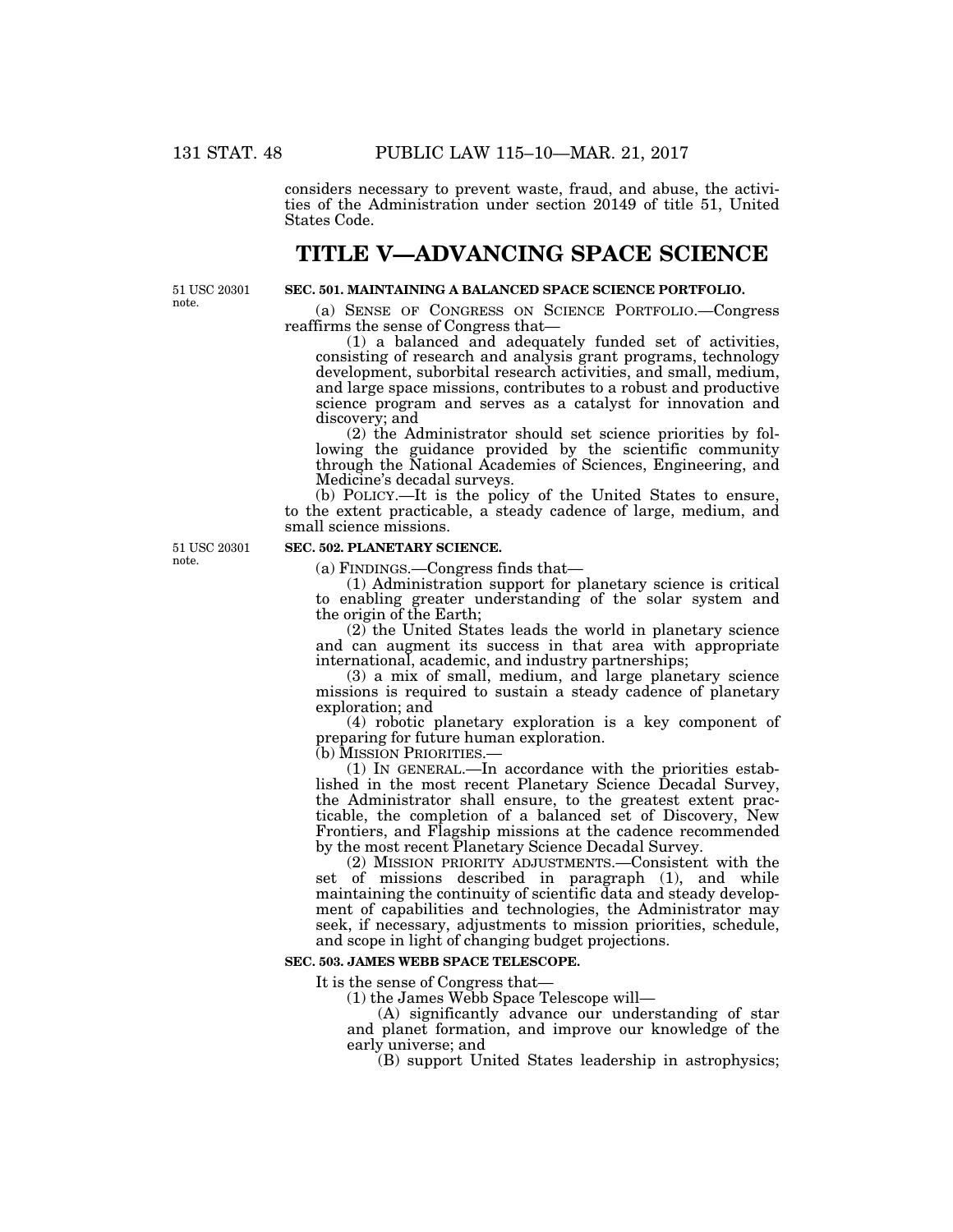considers necessary to prevent waste, fraud, and abuse, the activities of the Administration under section 20149 of title 51, United States Code.

# TITLE V—ADVANCING SPACE SCIENCE

51 USC 20301 note.

### SEC. 501. MAINTAINING A BALANCED SPACE SCIENCE PORTFOLIO.

(a) SENSE OF CONGRESS ON SCIENCE PORTFOLIO.—Congress reaffirms the sense of Congress that—

(1) a balanced and adequately funded set of activities, consisting of research and analysis grant programs, technology development, suborbital research activities, and small, medium, and large space missions, contributes to a robust and productive science program and serves as a catalyst for innovation and discovery; and

(2) the Administrator should set science priorities by following the guidance provided by the scientific community through the National Academies of Sciences, Engineering, and Medicine's decadal surveys.

(b) POLICY.—It is the policy of the United States to ensure, to the extent practicable, a steady cadence of large, medium, and small science missions.

51 USC 20301 note.

### SEC. 502. PLANETARY SCIENCE.

(a) FINDINGS.—Congress finds that—

(1) Administration support for planetary science is critical to enabling greater understanding of the solar system and the origin of the Earth;

(2) the United States leads the world in planetary science and can augment its success in that area with appropriate international, academic, and industry partnerships;

(3) a mix of small, medium, and large planetary science missions is required to sustain a steady cadence of planetary exploration; and

(4) robotic planetary exploration is a key component of preparing for future human exploration.

(b) MISSION PRIORITIES.—

(1) IN GENERAL.—In accordance with the priorities established in the most recent Planetary Science Decadal Survey, the Administrator shall ensure, to the greatest extent practicable, the completion of a balanced set of Discovery, New Frontiers, and Flagship missions at the cadence recommended by the most recent Planetary Science Decadal Survey.

(2) MISSION PRIORITY ADJUSTMENTS.—Consistent with the set of missions described in paragraph (1), and while maintaining the continuity of scientific data and steady development of capabilities and technologies, the Administrator may seek, if necessary, adjustments to mission priorities, schedule, and scope in light of changing budget projections.

### SEC. 503. JAMES WEBB SPACE TELESCOPE.

It is the sense of Congress that—

(1) the James Webb Space Telescope will—

(A) significantly advance our understanding of star and planet formation, and improve our knowledge of the early universe; and

(B) support United States leadership in astrophysics;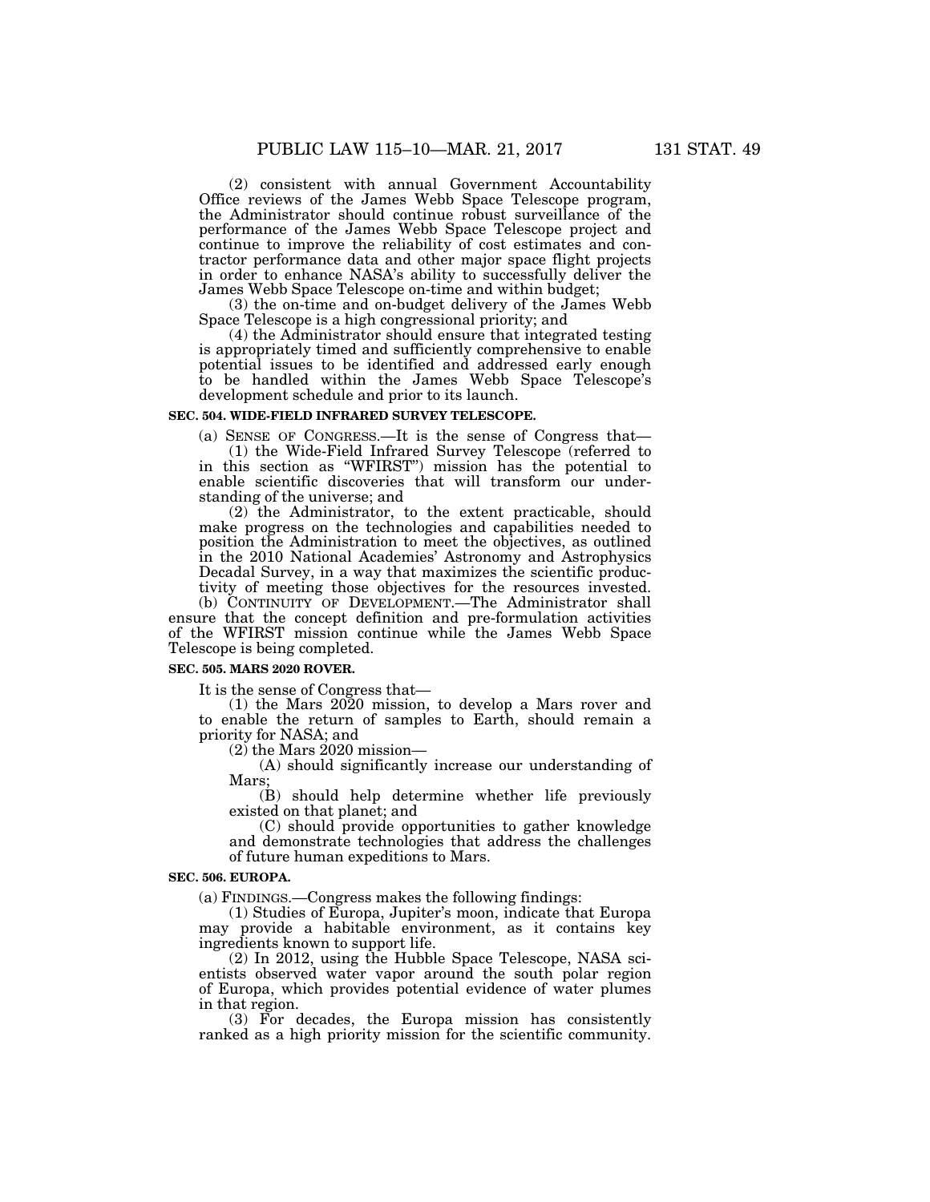(2) consistent with annual Government Accountability Office reviews of the James Webb Space Telescope program, the Administrator should continue robust surveillance of the performance of the James Webb Space Telescope project and continue to improve the reliability of cost estimates and contractor performance data and other major space flight projects in order to enhance NASA's ability to successfully deliver the James Webb Space Telescope on-time and within budget;

(3) the on-time and on-budget delivery of the James Webb Space Telescope is a high congressional priority; and

(4) the Administrator should ensure that integrated testing is appropriately timed and sufficiently comprehensive to enable potential issues to be identified and addressed early enough to be handled within the James Webb Space Telescope's development schedule and prior to its launch.

**SEC. 504. WIDE-FIELD INFRARED SURVEY TELESCOPE.**

(a) SENSE OF CONGRESS.—It is the sense of Congress that—

(1) the Wide-Field Infrared Survey Telescope (referred to in this section as "WFIRST") mission has the potential to enable scientific discoveries that will transform our understanding of the universe; and

(2) the Administrator, to the extent practicable, should make progress on the technologies and capabilities needed to position the Administration to meet the objectives, as outlined in the 2010 National Academies' Astronomy and Astrophysics Decadal Survey, in a way that maximizes the scientific productivity of meeting those objectives for the resources invested.

(b) CONTINUITY OF DEVELOPMENT.—The Administrator shall ensure that the concept definition and pre-formulation activities of the WFIRST mission continue while the James Webb Space Telescope is being completed.

**SEC. 505. MARS 2020 ROVER.**

It is the sense of Congress that—

(1) the Mars 2020 mission, to develop a Mars rover and to enable the return of samples to Earth, should remain a priority for NASA; and

(2) the Mars 2020 mission—

(A) should significantly increase our understanding of Mars;

(B) should help determine whether life previously existed on that planet; and

(C) should provide opportunities to gather knowledge and demonstrate technologies that address the challenges of future human expeditions to Mars.

**SEC. 506. EUROPA.**

(a) FINDINGS.—Congress makes the following findings:

(1) Studies of Europa, Jupiter's moon, indicate that Europa may provide a habitable environment, as it contains key ingredients known to support life.

(2) In 2012, using the Hubble Space Telescope, NASA scientists observed water vapor around the south polar region of Europa, which provides potential evidence of water plumes in that region.

(3) For decades, the Europa mission has consistently ranked as a high priority mission for the scientific community.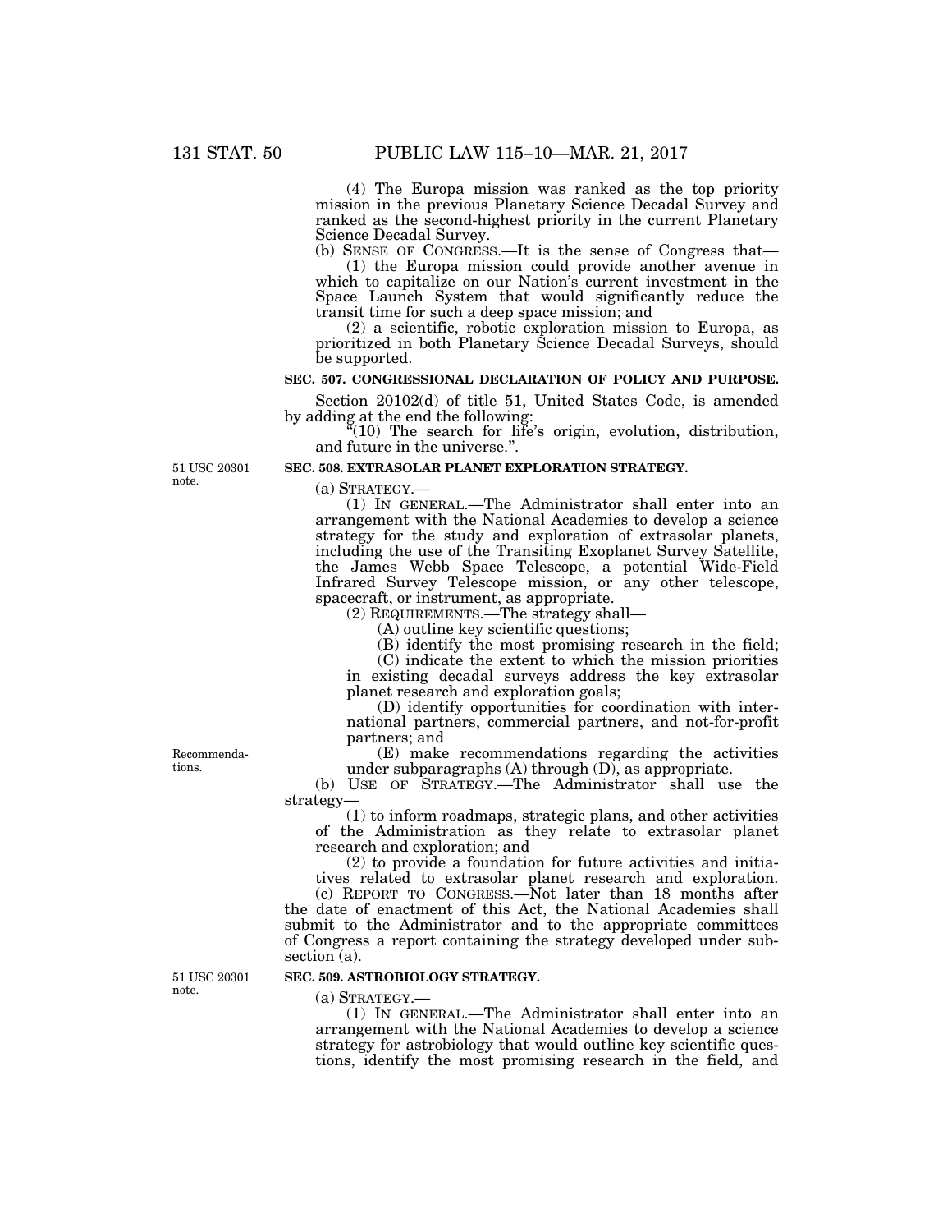(4) The Europa mission was ranked as the top priority mission in the previous Planetary Science Decadal Survey and ranked as the second-highest priority in the current Planetary Science Decadal Survey.

(b) SENSE OF CONGRESS.—It is the sense of Congress that—

(1) the Europa mission could provide another avenue in which to capitalize on our Nation's current investment in the Space Launch System that would significantly reduce the transit time for such a deep space mission; and

(2) a scientific, robotic exploration mission to Europa, as prioritized in both Planetary Science Decadal Surveys, should be supported.

**SEC. 507. CONGRESSIONAL DECLARATION OF POLICY AND PURPOSE.**

Section 20102(d) of title 51, United States Code, is amended by adding at the end the following:

"(10) The search for life's origin, evolution, distribution, and future in the universe.".

51 USC 20301 note.

**SEC. 508. EXTRASOLAR PLANET EXPLORATION STRATEGY.**

(a) STRATEGY.—

(1) IN GENERAL.—The Administrator shall enter into an arrangement with the National Academies to develop a science strategy for the study and exploration of extrasolar planets, including the use of the Transiting Exoplanet Survey Satellite, the James Webb Space Telescope, a potential Wide-Field Infrared Survey Telescope mission, or any other telescope, spacecraft, or instrument, as appropriate.

(2) REQUIREMENTS.—The strategy shall—

(A) outline key scientific questions;

(B) identify the most promising research in the field;

(C) indicate the extent to which the mission priorities in existing decadal surveys address the key extrasolar planet research and exploration goals;

(D) identify opportunities for coordination with international partners, commercial partners, and not-for-profit partners; and

Recommendations.

(E) make recommendations regarding the activities under subparagraphs (A) through (D), as appropriate.

(b) USE OF STRATEGY.—The Administrator shall use the strategy—

(1) to inform roadmaps, strategic plans, and other activities of the Administration as they relate to extrasolar planet research and exploration; and

(2) to provide a foundation for future activities and initiatives related to extrasolar planet research and exploration.

(c) REPORT TO CONGRESS.—Not later than 18 months after the date of enactment of this Act, the National Academies shall submit to the Administrator and to the appropriate committees of Congress a report containing the strategy developed under subsection (a).

51 USC 20301 note.

**SEC. 509. ASTROBIOLOGY STRATEGY.**

(a) STRATEGY.—

(1) IN GENERAL.—The Administrator shall enter into an arrangement with the National Academies to develop a science strategy for astrobiology that would outline key scientific questions, identify the most promising research in the field, and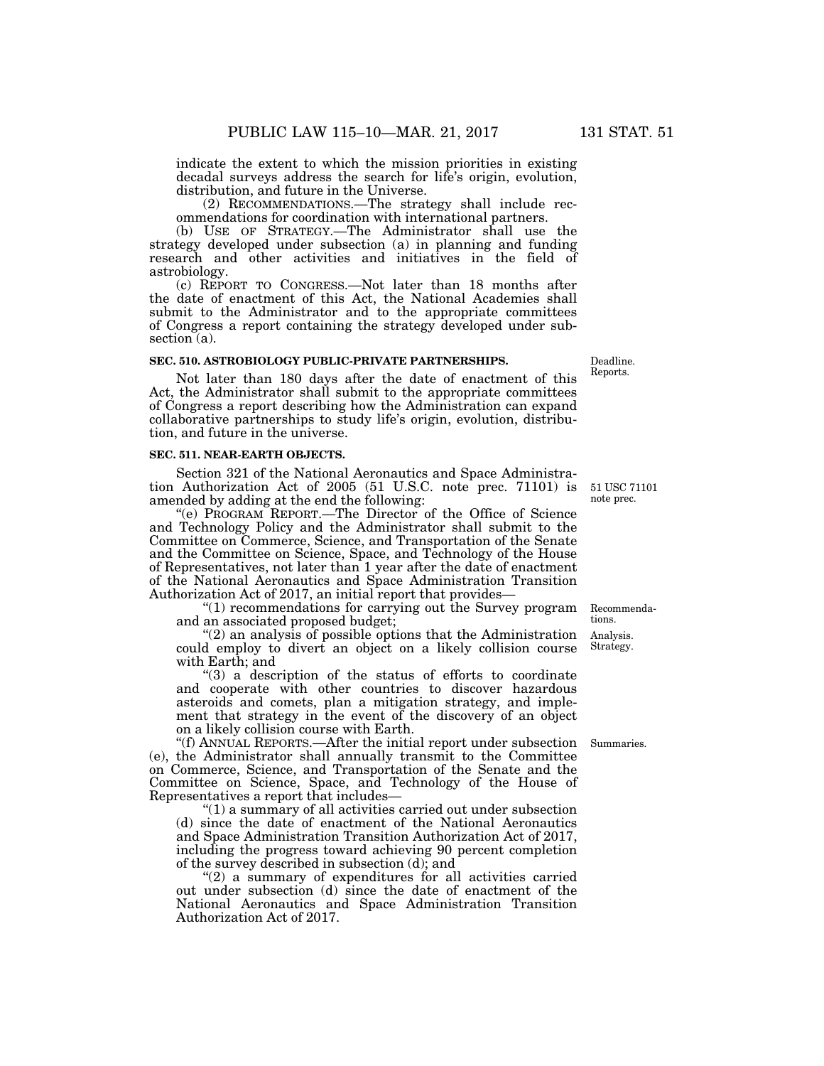indicate the extent to which the mission priorities in existing decadal surveys address the search for life's origin, evolution, distribution, and future in the Universe.

(2) RECOMMENDATIONS.—The strategy shall include recommendations for coordination with international partners.

(b) USE OF STRATEGY.—The Administrator shall use the strategy developed under subsection (a) in planning and funding research and other activities and initiatives in the field of astrobiology.

(c) REPORT TO CONGRESS.—Not later than 18 months after the date of enactment of this Act, the National Academies shall submit to the Administrator and to the appropriate committees of Congress a report containing the strategy developed under subsection (a).

**SEC. 510. ASTROBIOLOGY PUBLIC-PRIVATE PARTNERSHIPS.**

Deadline. Reports.

Not later than 180 days after the date of enactment of this Act, the Administrator shall submit to the appropriate committees of Congress a report describing how the Administration can expand collaborative partnerships to study life's origin, evolution, distribution, and future in the universe.

**SEC. 511. NEAR-EARTH OBJECTS.**

Section 321 of the National Aeronautics and Space Administration Authorization Act of 2005 (51 U.S.C. note prec. 71101) is amended by adding at the end the following:

51 USC 71101 note prec.

"(e) PROGRAM REPORT.—The Director of the Office of Science and Technology Policy and the Administrator shall submit to the Committee on Commerce, Science, and Transportation of the Senate and the Committee on Science, Space, and Technology of the House of Representatives, not later than 1 year after the date of enactment of the National Aeronautics and Space Administration Transition Authorization Act of 2017, an initial report that provides—

"(1) recommendations for carrying out the Survey program and an associated proposed budget;

Recommendations.

"(2) an analysis of possible options that the Administration could employ to divert an object on a likely collision course with Earth; and

Analysis. Strategy.

"(3) a description of the status of efforts to coordinate and cooperate with other countries to discover hazardous asteroids and comets, plan a mitigation strategy, and implement that strategy in the event of the discovery of an object on a likely collision course with Earth.

"(f) ANNUAL REPORTS.—After the initial report under subsection (e), the Administrator shall annually transmit to the Committee on Commerce, Science, and Transportation of the Senate and the Committee on Science, Space, and Technology of the House of Representatives a report that includes—

Summaries.

"(1) a summary of all activities carried out under subsection (d) since the date of enactment of the National Aeronautics and Space Administration Transition Authorization Act of 2017, including the progress toward achieving 90 percent completion of the survey described in subsection (d); and

"(2) a summary of expenditures for all activities carried out under subsection (d) since the date of enactment of the National Aeronautics and Space Administration Transition Authorization Act of 2017.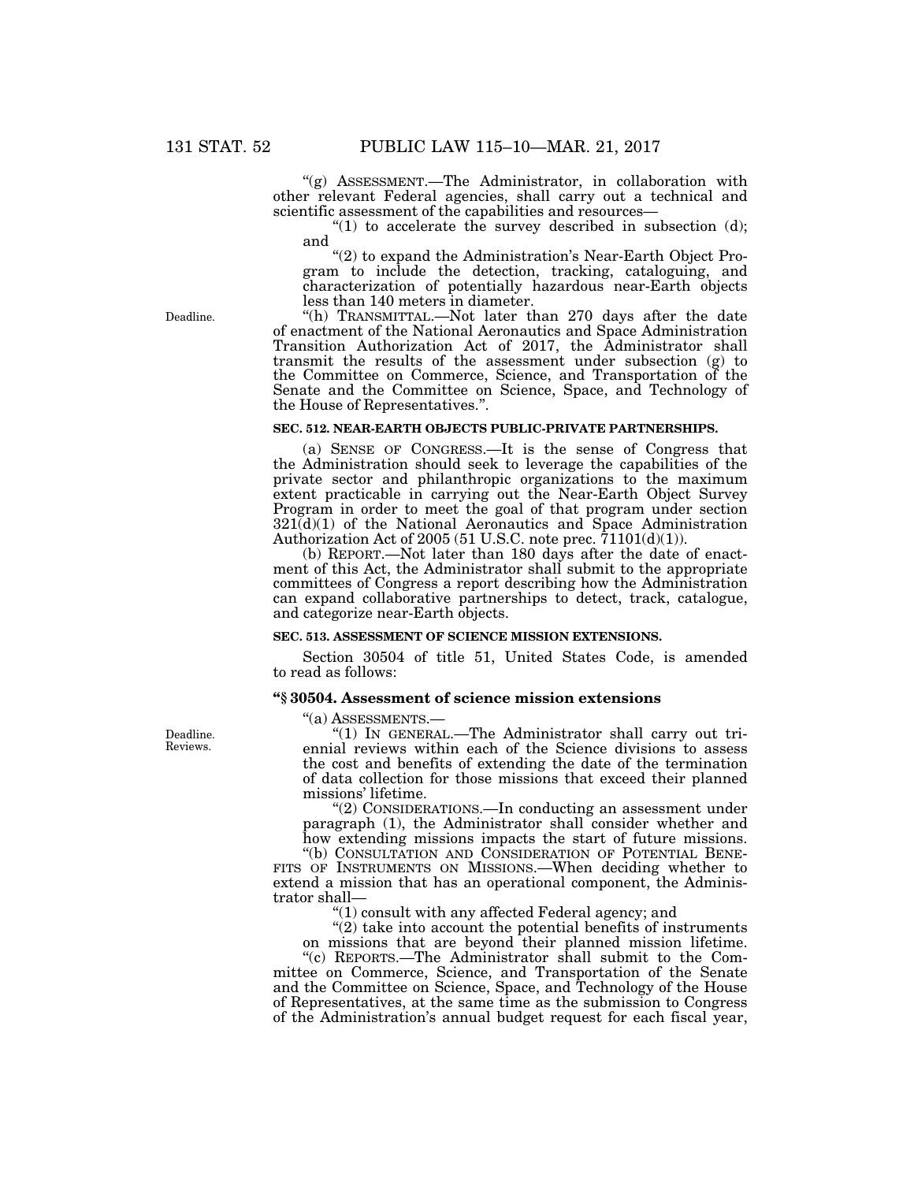"(g) ASSESSMENT.—The Administrator, in collaboration with other relevant Federal agencies, shall carry out a technical and scientific assessment of the capabilities and resources—

"(1) to accelerate the survey described in subsection (d); and

"(2) to expand the Administration's Near-Earth Object Program to include the detection, tracking, cataloguing, and characterization of potentially hazardous near-Earth objects less than 140 meters in diameter.

Deadline.

"(h) TRANSMITTAL.—Not later than 270 days after the date of enactment of the National Aeronautics and Space Administration Transition Authorization Act of 2017, the Administrator shall transmit the results of the assessment under subsection (g) to the Committee on Commerce, Science, and Transportation of the Senate and the Committee on Science, Space, and Technology of the House of Representatives.".

**SEC. 512. NEAR-EARTH OBJECTS PUBLIC-PRIVATE PARTNERSHIPS.**

(a) SENSE OF CONGRESS.—It is the sense of Congress that the Administration should seek to leverage the capabilities of the private sector and philanthropic organizations to the maximum extent practicable in carrying out the Near-Earth Object Survey Program in order to meet the goal of that program under section 321(d)(1) of the National Aeronautics and Space Administration Authorization Act of 2005 (51 U.S.C. note prec. 71101(d)(1)).

(b) REPORT.—Not later than 180 days after the date of enactment of this Act, the Administrator shall submit to the appropriate committees of Congress a report describing how the Administration can expand collaborative partnerships to detect, track, catalogue, and categorize near-Earth objects.

**SEC. 513. ASSESSMENT OF SCIENCE MISSION EXTENSIONS.**

Section 30504 of title 51, United States Code, is amended to read as follows:

**"§ 30504. Assessment of science mission extensions**

"(a) ASSESSMENTS.—

Deadline.
Reviews.

"(1) IN GENERAL.—The Administrator shall carry out triennial reviews within each of the Science divisions to assess the cost and benefits of extending the date of the termination of data collection for those missions that exceed their planned missions' lifetime.

"(2) CONSIDERATIONS.—In conducting an assessment under paragraph (1), the Administrator shall consider whether and how extending missions impacts the start of future missions.

"(b) CONSULTATION AND CONSIDERATION OF POTENTIAL BENEFITS OF INSTRUMENTS ON MISSIONS.—When deciding whether to extend a mission that has an operational component, the Administrator shall—

"(1) consult with any affected Federal agency; and

"(2) take into account the potential benefits of instruments on missions that are beyond their planned mission lifetime.

"(c) REPORTS.—The Administrator shall submit to the Committee on Commerce, Science, and Transportation of the Senate and the Committee on Science, Space, and Technology of the House of Representatives, at the same time as the submission to Congress of the Administration's annual budget request for each fiscal year,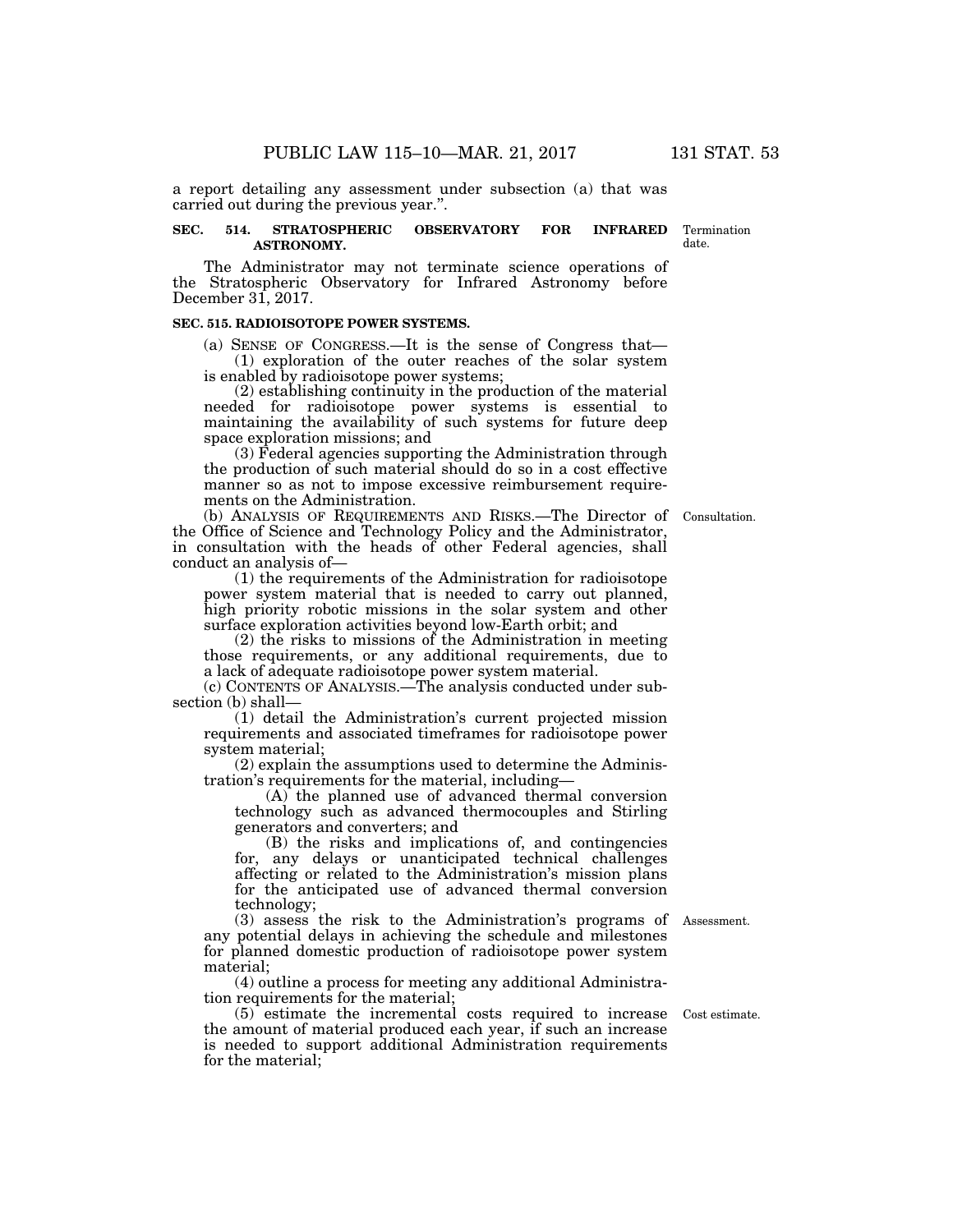a report detailing any assessment under subsection (a) that was carried out during the previous year.".

Termination date.

**SEC. 514. STRATOSPHERIC OBSERVATORY FOR INFRARED ASTRONOMY.**

The Administrator may not terminate science operations of the Stratospheric Observatory for Infrared Astronomy before December 31, 2017.

**SEC. 515. RADIOISOTOPE POWER SYSTEMS.**

(a) SENSE OF CONGRESS.—It is the sense of Congress that—

(1) exploration of the outer reaches of the solar system is enabled by radioisotope power systems;

(2) establishing continuity in the production of the material needed for radioisotope power systems is essential to maintaining the availability of such systems for future deep space exploration missions; and

(3) Federal agencies supporting the Administration through the production of such material should do so in a cost effective manner so as not to impose excessive reimbursement requirements on the Administration.

Consultation.

(b) ANALYSIS OF REQUIREMENTS AND RISKS.—The Director of the Office of Science and Technology Policy and the Administrator, in consultation with the heads of other Federal agencies, shall conduct an analysis of—

(1) the requirements of the Administration for radioisotope power system material that is needed to carry out planned, high priority robotic missions in the solar system and other surface exploration activities beyond low-Earth orbit; and

(2) the risks to missions of the Administration in meeting those requirements, or any additional requirements, due to a lack of adequate radioisotope power system material.

(c) CONTENTS OF ANALYSIS.—The analysis conducted under subsection (b) shall—

(1) detail the Administration's current projected mission requirements and associated timeframes for radioisotope power system material;

(2) explain the assumptions used to determine the Administration's requirements for the material, including—

(A) the planned use of advanced thermal conversion technology such as advanced thermocouples and Stirling generators and converters; and

(B) the risks and implications of, and contingencies for, any delays or unanticipated technical challenges affecting or related to the Administration's mission plans for the anticipated use of advanced thermal conversion technology;

Assessment.

(3) assess the risk to the Administration's programs of any potential delays in achieving the schedule and milestones for planned domestic production of radioisotope power system material;

(4) outline a process for meeting any additional Administration requirements for the material;

Cost estimate.

(5) estimate the incremental costs required to increase the amount of material produced each year, if such an increase is needed to support additional Administration requirements for the material;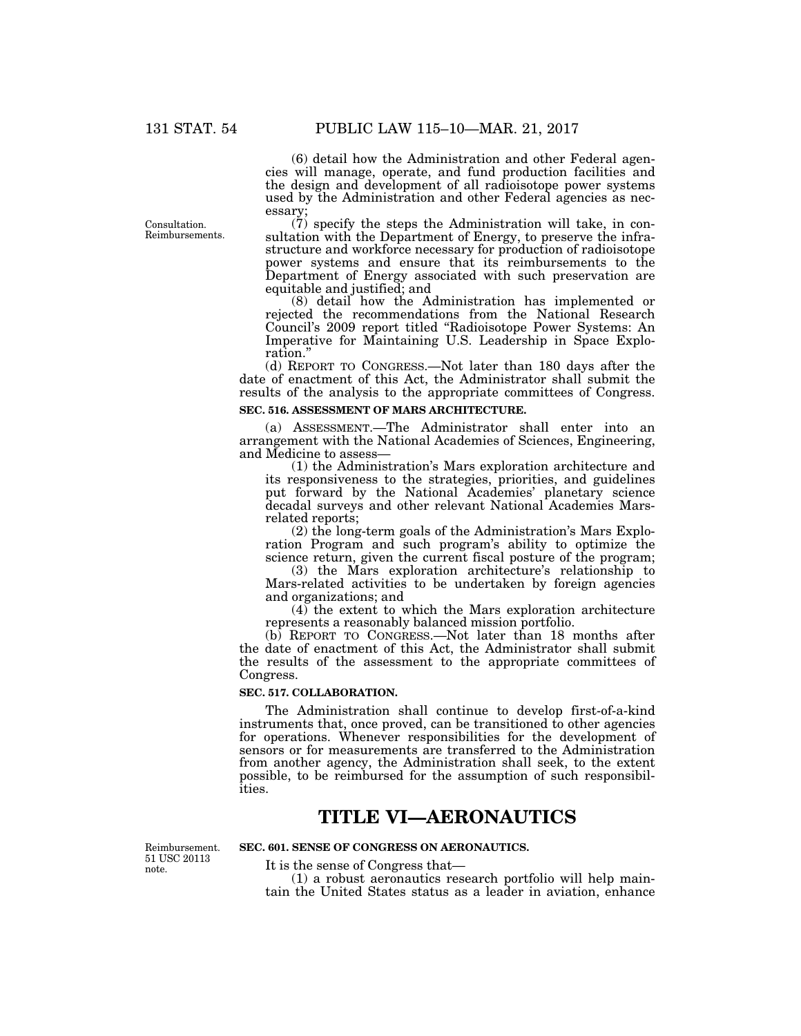(6) detail how the Administration and other Federal agencies will manage, operate, and fund production facilities and the design and development of all radioisotope power systems used by the Administration and other Federal agencies as necessary;

Consultation. Reimbursements.

(7) specify the steps the Administration will take, in consultation with the Department of Energy, to preserve the infrastructure and workforce necessary for production of radioisotope power systems and ensure that its reimbursements to the Department of Energy associated with such preservation are equitable and justified; and

(8) detail how the Administration has implemented or rejected the recommendations from the National Research Council's 2009 report titled "Radioisotope Power Systems: An Imperative for Maintaining U.S. Leadership in Space Exploration."

(d) REPORT TO CONGRESS.—Not later than 180 days after the date of enactment of this Act, the Administrator shall submit the results of the analysis to the appropriate committees of Congress.

**SEC. 516. ASSESSMENT OF MARS ARCHITECTURE.**

(a) ASSESSMENT.—The Administrator shall enter into an arrangement with the National Academies of Sciences, Engineering, and Medicine to assess—

(1) the Administration's Mars exploration architecture and its responsiveness to the strategies, priorities, and guidelines put forward by the National Academies' planetary science decadal surveys and other relevant National Academies Mars-related reports;

(2) the long-term goals of the Administration's Mars Exploration Program and such program's ability to optimize the science return, given the current fiscal posture of the program;

(3) the Mars exploration architecture's relationship to Mars-related activities to be undertaken by foreign agencies and organizations; and

(4) the extent to which the Mars exploration architecture represents a reasonably balanced mission portfolio.

(b) REPORT TO CONGRESS.—Not later than 18 months after the date of enactment of this Act, the Administrator shall submit the results of the assessment to the appropriate committees of Congress.

**SEC. 517. COLLABORATION.**

The Administration shall continue to develop first-of-a-kind instruments that, once proved, can be transitioned to other agencies for operations. Whenever responsibilities for the development of sensors or for measurements are transferred to the Administration from another agency, the Administration shall seek, to the extent possible, to be reimbursed for the assumption of such responsibilities.

# TITLE VI—AERONAUTICS

Reimbursement. 51 USC 20113 note.

**SEC. 601. SENSE OF CONGRESS ON AERONAUTICS.**

It is the sense of Congress that—

(1) a robust aeronautics research portfolio will help maintain the United States status as a leader in aviation, enhance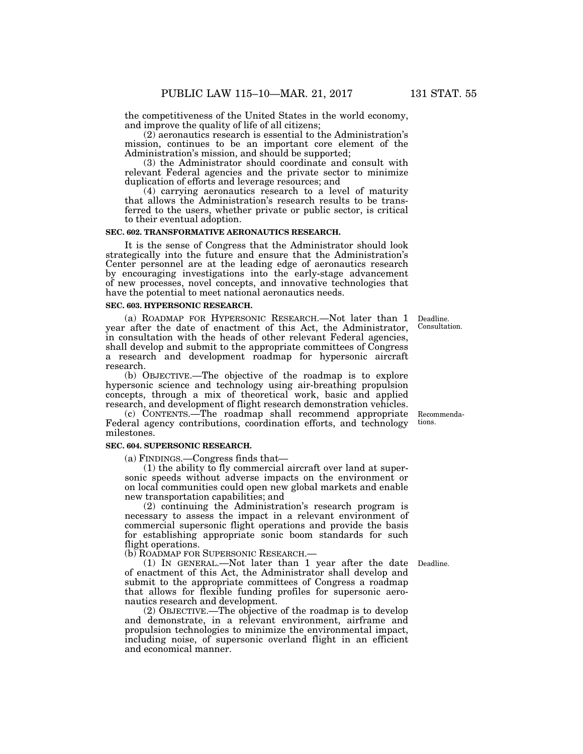the competitiveness of the United States in the world economy, and improve the quality of life of all citizens;

(2) aeronautics research is essential to the Administration's mission, continues to be an important core element of the Administration's mission, and should be supported;

(3) the Administrator should coordinate and consult with relevant Federal agencies and the private sector to minimize duplication of efforts and leverage resources; and

(4) carrying aeronautics research to a level of maturity that allows the Administration's research results to be transferred to the users, whether private or public sector, is critical to their eventual adoption.

**SEC. 602. TRANSFORMATIVE AERONAUTICS RESEARCH.**

It is the sense of Congress that the Administrator should look strategically into the future and ensure that the Administration's Center personnel are at the leading edge of aeronautics research by encouraging investigations into the early-stage advancement of new processes, novel concepts, and innovative technologies that have the potential to meet national aeronautics needs.

**SEC. 603. HYPERSONIC RESEARCH.**

Deadline. Consultation.

(a) ROADMAP FOR HYPERSONIC RESEARCH.—Not later than 1 year after the date of enactment of this Act, the Administrator, in consultation with the heads of other relevant Federal agencies, shall develop and submit to the appropriate committees of Congress a research and development roadmap for hypersonic aircraft research.

(b) OBJECTIVE.—The objective of the roadmap is to explore hypersonic science and technology using air-breathing propulsion concepts, through a mix of theoretical work, basic and applied research, and development of flight research demonstration vehicles.

Recommendations.

(c) CONTENTS.—The roadmap shall recommend appropriate Federal agency contributions, coordination efforts, and technology milestones.

**SEC. 604. SUPERSONIC RESEARCH.**

(a) FINDINGS.—Congress finds that—

(1) the ability to fly commercial aircraft over land at supersonic speeds without adverse impacts on the environment or on local communities could open new global markets and enable new transportation capabilities; and

(2) continuing the Administration's research program is necessary to assess the impact in a relevant environment of commercial supersonic flight operations and provide the basis for establishing appropriate sonic boom standards for such flight operations.

(b) ROADMAP FOR SUPERSONIC RESEARCH.—

Deadline.

(1) IN GENERAL.—Not later than 1 year after the date of enactment of this Act, the Administrator shall develop and submit to the appropriate committees of Congress a roadmap that allows for flexible funding profiles for supersonic aeronautics research and development.

(2) OBJECTIVE.—The objective of the roadmap is to develop and demonstrate, in a relevant environment, airframe and propulsion technologies to minimize the environmental impact, including noise, of supersonic overland flight in an efficient and economical manner.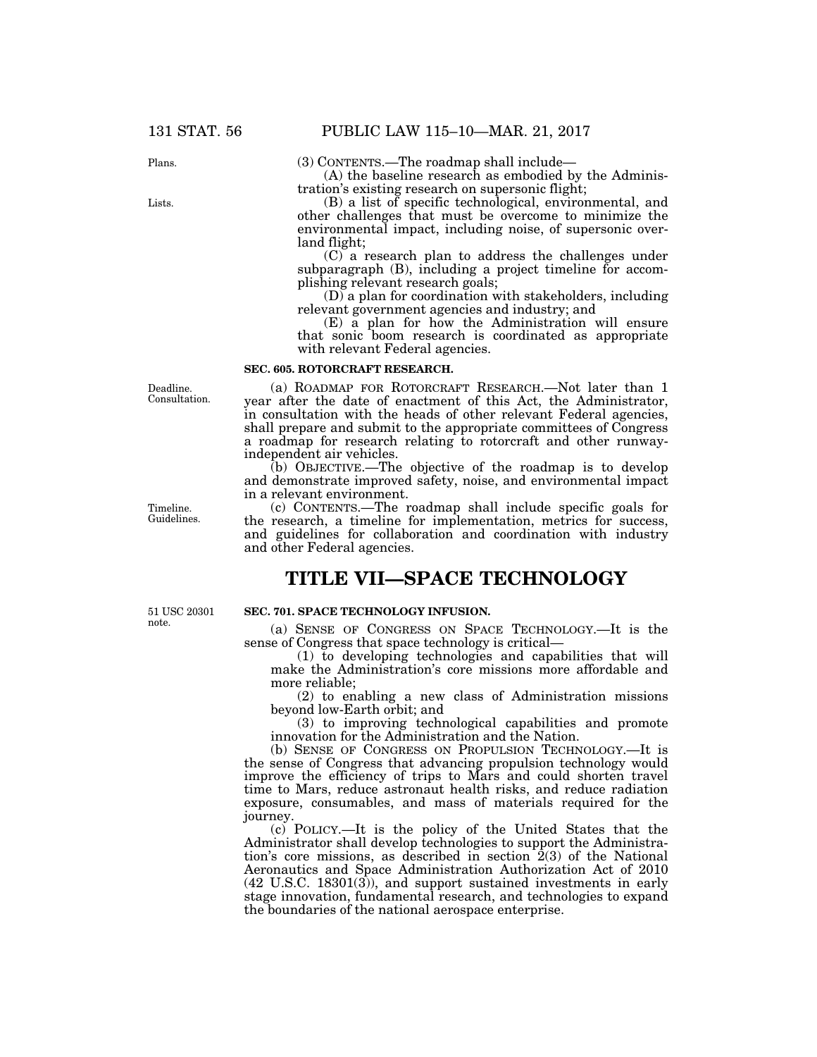(3) CONTENTS.—The roadmap shall include—

(A) the baseline research as embodied by the Administration's existing research on supersonic flight;

(B) a list of specific technological, environmental, and other challenges that must be overcome to minimize the environmental impact, including noise, of supersonic overland flight;

(C) a research plan to address the challenges under subparagraph (B), including a project timeline for accomplishing relevant research goals;

(D) a plan for coordination with stakeholders, including relevant government agencies and industry; and

(E) a plan for how the Administration will ensure that sonic boom research is coordinated as appropriate with relevant Federal agencies.

**SEC. 605. ROTORCRAFT RESEARCH.**

(a) ROADMAP FOR ROTORCRAFT RESEARCH.—Not later than 1 year after the date of enactment of this Act, the Administrator, in consultation with the heads of other relevant Federal agencies, shall prepare and submit to the appropriate committees of Congress a roadmap for research relating to rotorcraft and other runway-independent air vehicles.

(b) OBJECTIVE.—The objective of the roadmap is to develop and demonstrate improved safety, noise, and environmental impact in a relevant environment.

(c) CONTENTS.—The roadmap shall include specific goals for the research, a timeline for implementation, metrics for success, and guidelines for collaboration and coordination with industry and other Federal agencies.

# TITLE VII—SPACE TECHNOLOGY

**SEC. 701. SPACE TECHNOLOGY INFUSION.**

(a) SENSE OF CONGRESS ON SPACE TECHNOLOGY.—It is the sense of Congress that space technology is critical—

(1) to developing technologies and capabilities that will make the Administration's core missions more affordable and more reliable;

(2) to enabling a new class of Administration missions beyond low-Earth orbit; and

(3) to improving technological capabilities and promote innovation for the Administration and the Nation.

(b) SENSE OF CONGRESS ON PROPULSION TECHNOLOGY.—It is the sense of Congress that advancing propulsion technology would improve the efficiency of trips to Mars and could shorten travel time to Mars, reduce astronaut health risks, and reduce radiation exposure, consumables, and mass of materials required for the journey.

(c) POLICY.—It is the policy of the United States that the Administrator shall develop technologies to support the Administration's core missions, as described in section 2(3) of the National Aeronautics and Space Administration Authorization Act of 2010 (42 U.S.C. 18301(3)), and support sustained investments in early stage innovation, fundamental research, and technologies to expand the boundaries of the national aerospace enterprise.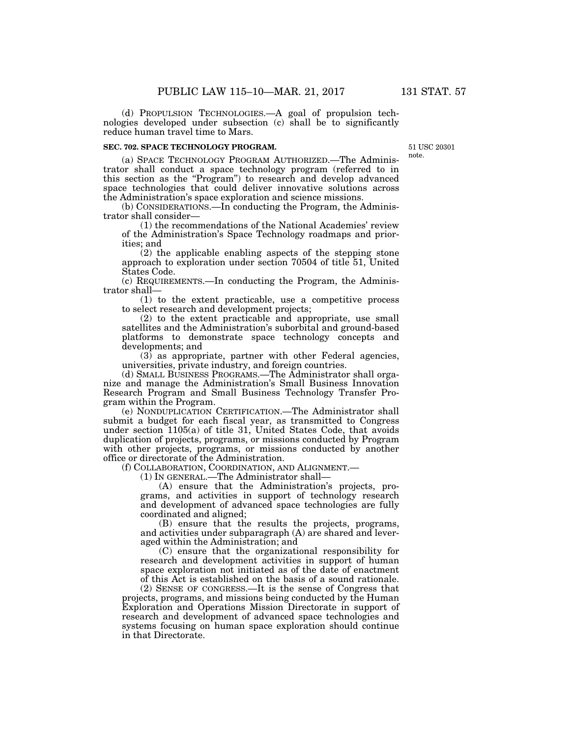(d) PROPULSION TECHNOLOGIES.—A goal of propulsion technologies developed under subsection (c) shall be to significantly reduce human travel time to Mars.

### SEC. 702. SPACE TECHNOLOGY PROGRAM.

51 USC 20301 note.

(a) SPACE TECHNOLOGY PROGRAM AUTHORIZED.—The Administrator shall conduct a space technology program (referred to in this section as the "Program") to research and develop advanced space technologies that could deliver innovative solutions across the Administration's space exploration and science missions.

(b) CONSIDERATIONS.—In conducting the Program, the Administrator shall consider—

(1) the recommendations of the National Academies' review of the Administration's Space Technology roadmaps and priorities; and

(2) the applicable enabling aspects of the stepping stone approach to exploration under section 70504 of title 51, United States Code.

(c) REQUIREMENTS.—In conducting the Program, the Administrator shall—

(1) to the extent practicable, use a competitive process to select research and development projects;

(2) to the extent practicable and appropriate, use small satellites and the Administration's suborbital and ground-based platforms to demonstrate space technology concepts and developments; and

(3) as appropriate, partner with other Federal agencies, universities, private industry, and foreign countries.

(d) SMALL BUSINESS PROGRAMS.—The Administrator shall organize and manage the Administration's Small Business Innovation Research Program and Small Business Technology Transfer Program within the Program.

(e) NONDUPLICATION CERTIFICATION.—The Administrator shall submit a budget for each fiscal year, as transmitted to Congress under section 1105(a) of title 31, United States Code, that avoids duplication of projects, programs, or missions conducted by Program with other projects, programs, or missions conducted by another office or directorate of the Administration.

(f) COLLABORATION, COORDINATION, AND ALIGNMENT.—

(1) IN GENERAL.—The Administrator shall—

(A) ensure that the Administration's projects, programs, and activities in support of technology research and development of advanced space technologies are fully coordinated and aligned;

(B) ensure that the results the projects, programs, and activities under subparagraph (A) are shared and leveraged within the Administration; and

(C) ensure that the organizational responsibility for research and development activities in support of human space exploration not initiated as of the date of enactment of this Act is established on the basis of a sound rationale.

(2) SENSE OF CONGRESS.—It is the sense of Congress that projects, programs, and missions being conducted by the Human Exploration and Operations Mission Directorate in support of research and development of advanced space technologies and systems focusing on human space exploration should continue in that Directorate.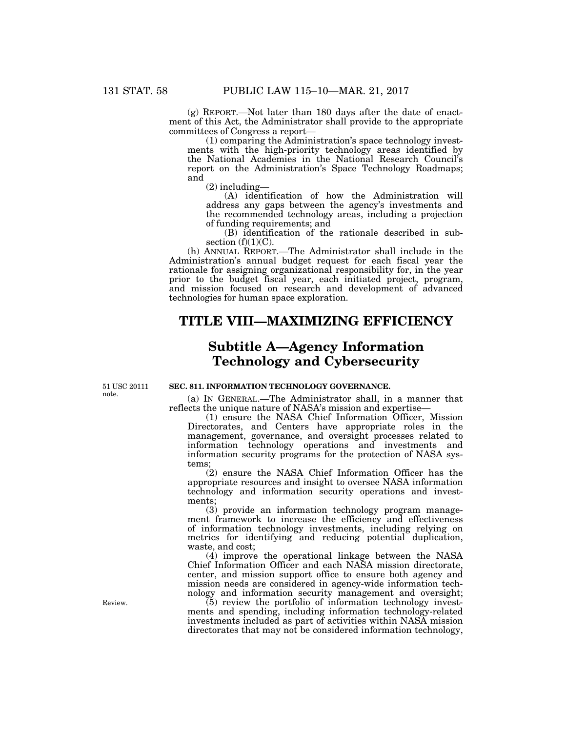(g) REPORT.—Not later than 180 days after the date of enactment of this Act, the Administrator shall provide to the appropriate committees of Congress a report—

(1) comparing the Administration's space technology investments with the high-priority technology areas identified by the National Academies in the National Research Council's report on the Administration's Space Technology Roadmaps; and

(2) including—

(A) identification of how the Administration will address any gaps between the agency's investments and the recommended technology areas, including a projection of funding requirements; and

(B) identification of the rationale described in subsection (f)(1)(C).

(h) ANNUAL REPORT.—The Administrator shall include in the Administration's annual budget request for each fiscal year the rationale for assigning organizational responsibility for, in the year prior to the budget fiscal year, each initiated project, program, and mission focused on research and development of advanced technologies for human space exploration.

# TITLE VIII—MAXIMIZING EFFICIENCY

## Subtitle A—Agency Information Technology and Cybersecurity

51 USC 20111 note.

### SEC. 811. INFORMATION TECHNOLOGY GOVERNANCE.

(a) IN GENERAL.—The Administrator shall, in a manner that reflects the unique nature of NASA's mission and expertise—

(1) ensure the NASA Chief Information Officer, Mission Directorates, and Centers have appropriate roles in the management, governance, and oversight processes related to information technology operations and investments and information security programs for the protection of NASA systems;

(2) ensure the NASA Chief Information Officer has the appropriate resources and insight to oversee NASA information technology and information security operations and investments;

(3) provide an information technology program management framework to increase the efficiency and effectiveness of information technology investments, including relying on metrics for identifying and reducing potential duplication, waste, and cost;

(4) improve the operational linkage between the NASA Chief Information Officer and each NASA mission directorate, center, and mission support office to ensure both agency and mission needs are considered in agency-wide information technology and information security management and oversight;

Review.

(5) review the portfolio of information technology investments and spending, including information technology-related investments included as part of activities within NASA mission directorates that may not be considered information technology,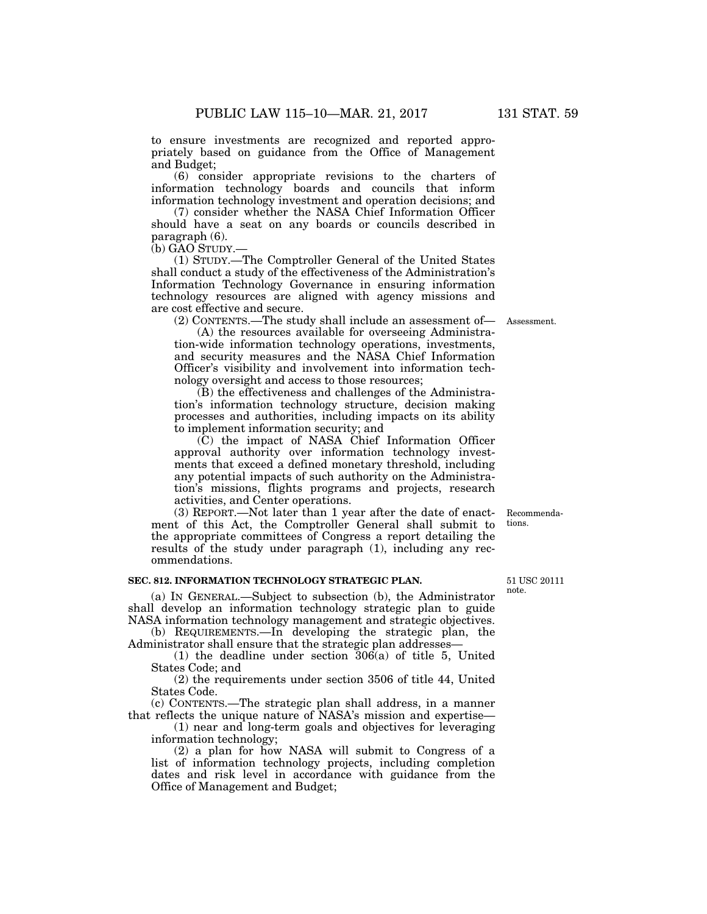to ensure investments are recognized and reported appropriately based on guidance from the Office of Management and Budget;

(6) consider appropriate revisions to the charters of information technology boards and councils that inform information technology investment and operation decisions; and

(7) consider whether the NASA Chief Information Officer should have a seat on any boards or councils described in paragraph (6).

(b) GAO STUDY.—

(1) STUDY.—The Comptroller General of the United States shall conduct a study of the effectiveness of the Administration's Information Technology Governance in ensuring information technology resources are aligned with agency missions and are cost effective and secure.

(2) CONTENTS.—The study shall include an assessment of—

Assessment.

(A) the resources available for overseeing Administration-wide information technology operations, investments, and security measures and the NASA Chief Information Officer's visibility and involvement into information technology oversight and access to those resources;

(B) the effectiveness and challenges of the Administration's information technology structure, decision making processes and authorities, including impacts on its ability to implement information security; and

(C) the impact of NASA Chief Information Officer approval authority over information technology investments that exceed a defined monetary threshold, including any potential impacts of such authority on the Administration's missions, flights programs and projects, research activities, and Center operations.

(3) REPORT.—Not later than 1 year after the date of enactment of this Act, the Comptroller General shall submit to the appropriate committees of Congress a report detailing the results of the study under paragraph (1), including any recommendations.

Recommendations.

### SEC. 812. INFORMATION TECHNOLOGY STRATEGIC PLAN.

51 USC 20111 note.

(a) IN GENERAL.—Subject to subsection (b), the Administrator shall develop an information technology strategic plan to guide NASA information technology management and strategic objectives.

(b) REQUIREMENTS.—In developing the strategic plan, the Administrator shall ensure that the strategic plan addresses—

(1) the deadline under section 306(a) of title 5, United States Code; and

(2) the requirements under section 3506 of title 44, United States Code.

(c) CONTENTS.—The strategic plan shall address, in a manner that reflects the unique nature of NASA's mission and expertise—

(1) near and long-term goals and objectives for leveraging information technology;

(2) a plan for how NASA will submit to Congress of a list of information technology projects, including completion dates and risk level in accordance with guidance from the Office of Management and Budget;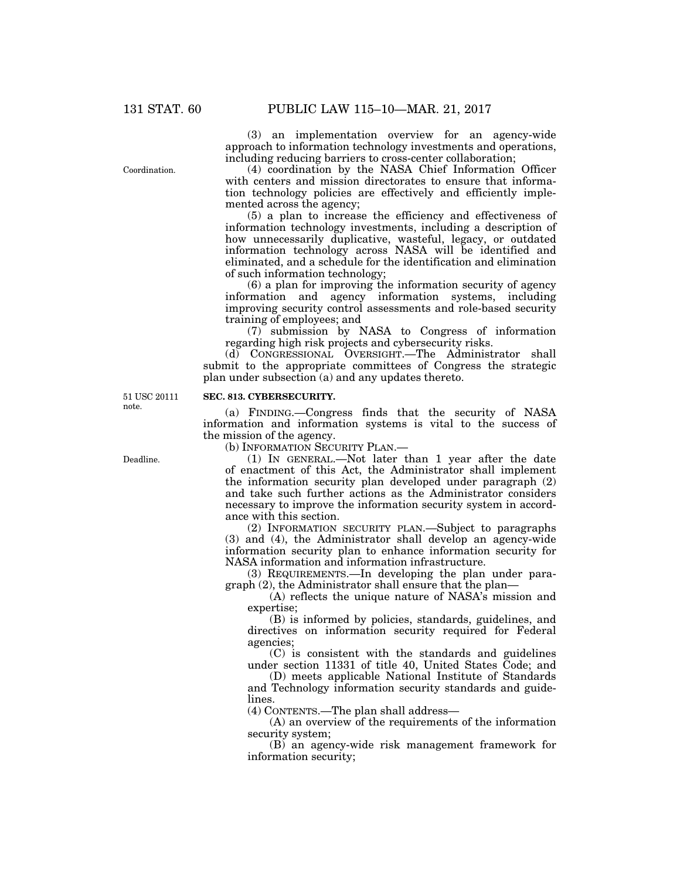(3) an implementation overview for an agency-wide approach to information technology investments and operations, including reducing barriers to cross-center collaboration;

Coordination.

(4) coordination by the NASA Chief Information Officer with centers and mission directorates to ensure that information technology policies are effectively and efficiently implemented across the agency;

(5) a plan to increase the efficiency and effectiveness of information technology investments, including a description of how unnecessarily duplicative, wasteful, legacy, or outdated information technology across NASA will be identified and eliminated, and a schedule for the identification and elimination of such information technology;

(6) a plan for improving the information security of agency information and agency information systems, including improving security control assessments and role-based security training of employees; and

(7) submission by NASA to Congress of information regarding high risk projects and cybersecurity risks.

(d) CONGRESSIONAL OVERSIGHT.—The Administrator shall submit to the appropriate committees of Congress the strategic plan under subsection (a) and any updates thereto.

51 USC 20111 note.

**SEC. 813. CYBERSECURITY.**

(a) FINDING.—Congress finds that the security of NASA information and information systems is vital to the success of the mission of the agency.

(b) INFORMATION SECURITY PLAN.—

Deadline.

(1) IN GENERAL.—Not later than 1 year after the date of enactment of this Act, the Administrator shall implement the information security plan developed under paragraph (2) and take such further actions as the Administrator considers necessary to improve the information security system in accordance with this section.

(2) INFORMATION SECURITY PLAN.—Subject to paragraphs (3) and (4), the Administrator shall develop an agency-wide information security plan to enhance information security for NASA information and information infrastructure.

(3) REQUIREMENTS.—In developing the plan under paragraph (2), the Administrator shall ensure that the plan—

(A) reflects the unique nature of NASA's mission and expertise;

(B) is informed by policies, standards, guidelines, and directives on information security required for Federal agencies;

(C) is consistent with the standards and guidelines under section 11331 of title 40, United States Code; and

(D) meets applicable National Institute of Standards and Technology information security standards and guidelines.

(4) CONTENTS.—The plan shall address—

(A) an overview of the requirements of the information security system;

(B) an agency-wide risk management framework for information security;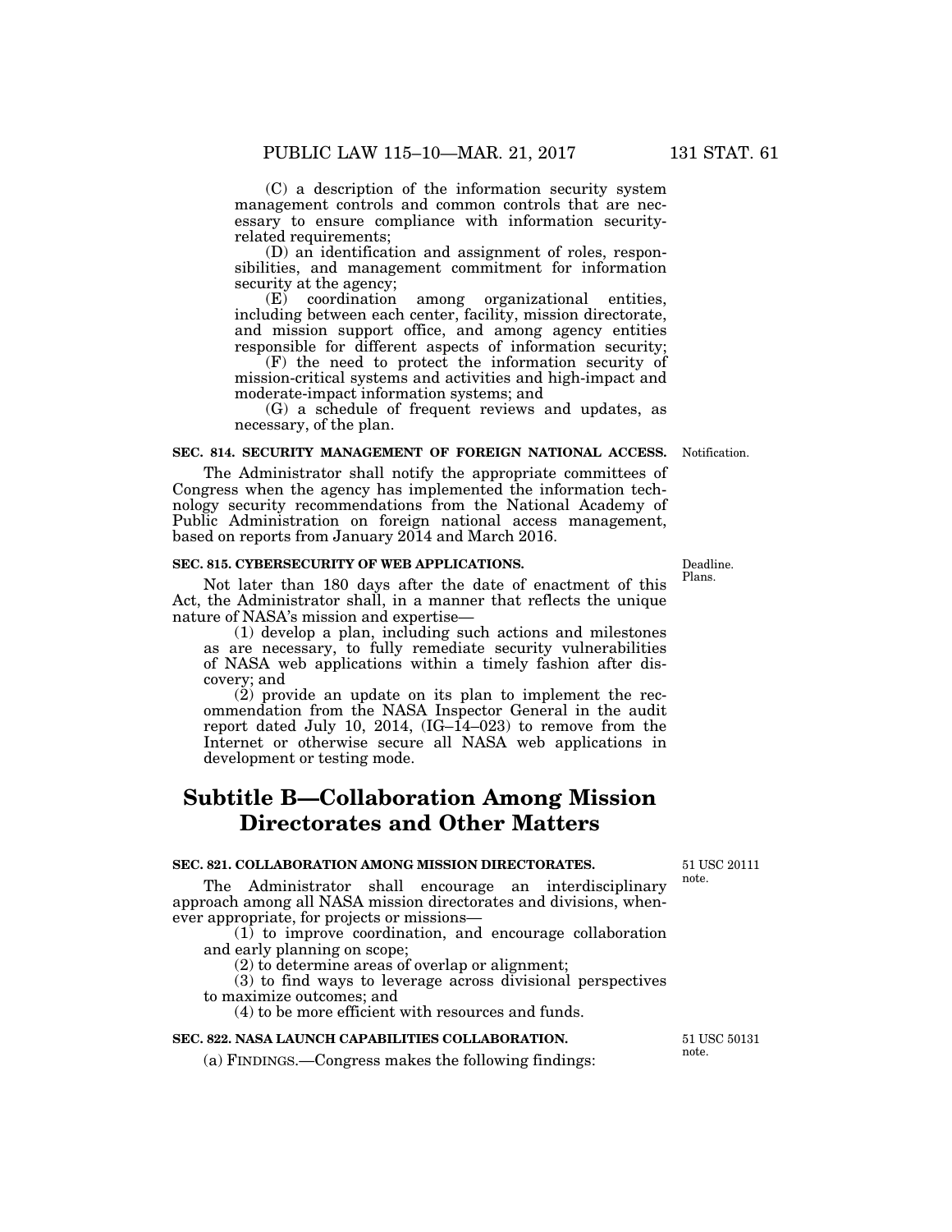(C) a description of the information security system management controls and common controls that are necessary to ensure compliance with information security-related requirements;

(D) an identification and assignment of roles, responsibilities, and management commitment for information security at the agency;

(E) coordination among organizational entities, including between each center, facility, mission directorate, and mission support office, and among agency entities responsible for different aspects of information security;

(F) the need to protect the information security of mission-critical systems and activities and high-impact and moderate-impact information systems; and

(G) a schedule of frequent reviews and updates, as necessary, of the plan.

**SEC. 814. SECURITY MANAGEMENT OF FOREIGN NATIONAL ACCESS.**

Notification.

The Administrator shall notify the appropriate committees of Congress when the agency has implemented the information technology security recommendations from the National Academy of Public Administration on foreign national access management, based on reports from January 2014 and March 2016.

**SEC. 815. CYBERSECURITY OF WEB APPLICATIONS.**

Deadline. Plans.

Not later than 180 days after the date of enactment of this Act, the Administrator shall, in a manner that reflects the unique nature of NASA's mission and expertise—

(1) develop a plan, including such actions and milestones as are necessary, to fully remediate security vulnerabilities of NASA web applications within a timely fashion after discovery; and

(2) provide an update on its plan to implement the recommendation from the NASA Inspector General in the audit report dated July 10, 2014, (IG–14–023) to remove from the Internet or otherwise secure all NASA web applications in development or testing mode.

# Subtitle B—Collaboration Among Mission Directorates and Other Matters

**SEC. 821. COLLABORATION AMONG MISSION DIRECTORATES.**

51 USC 20111 note.

The Administrator shall encourage an interdisciplinary approach among all NASA mission directorates and divisions, whenever appropriate, for projects or missions—

(1) to improve coordination, and encourage collaboration and early planning on scope;

(2) to determine areas of overlap or alignment;

(3) to find ways to leverage across divisional perspectives to maximize outcomes; and

(4) to be more efficient with resources and funds.

**SEC. 822. NASA LAUNCH CAPABILITIES COLLABORATION.**

51 USC 50131 note.

(a) FINDINGS.—Congress makes the following findings: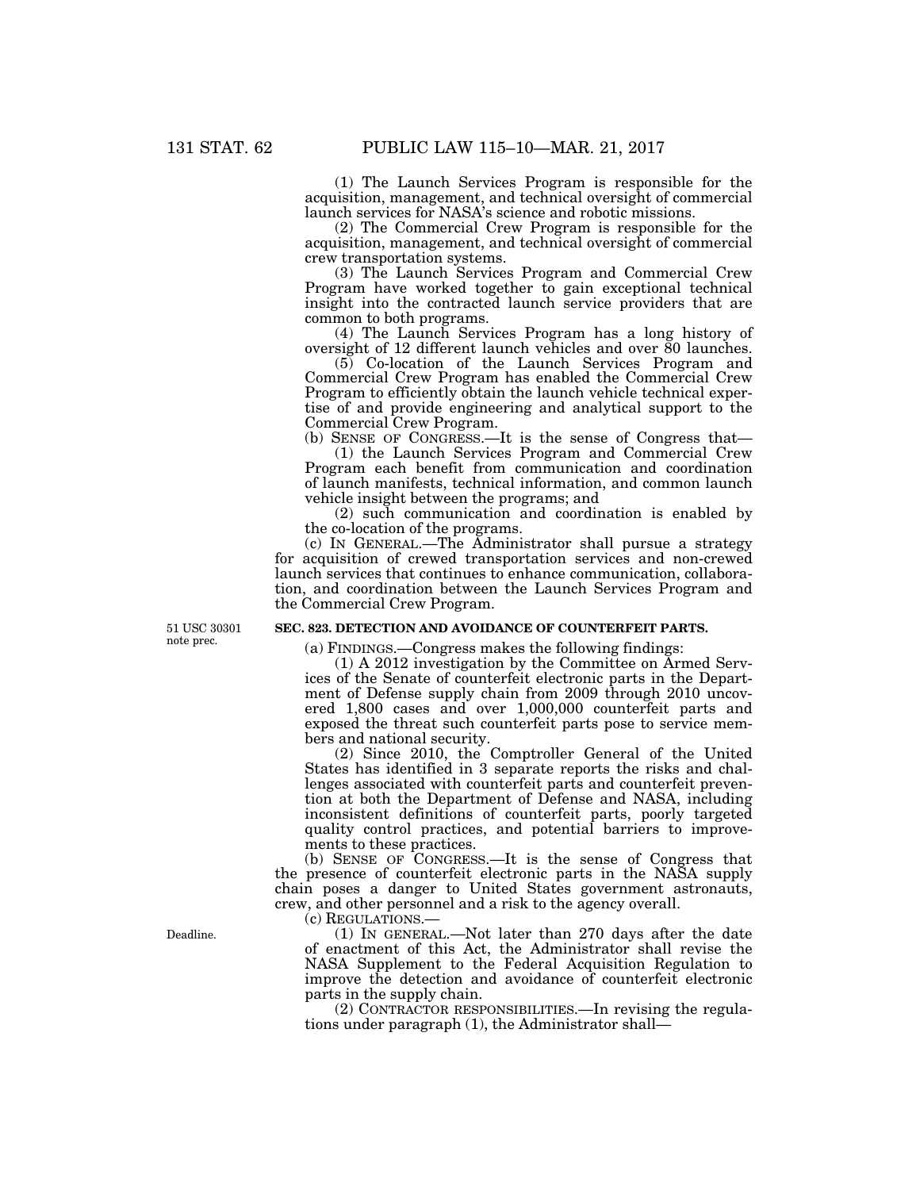(1) The Launch Services Program is responsible for the acquisition, management, and technical oversight of commercial launch services for NASA's science and robotic missions.

(2) The Commercial Crew Program is responsible for the acquisition, management, and technical oversight of commercial crew transportation systems.

(3) The Launch Services Program and Commercial Crew Program have worked together to gain exceptional technical insight into the contracted launch service providers that are common to both programs.

(4) The Launch Services Program has a long history of oversight of 12 different launch vehicles and over 80 launches.

(5) Co-location of the Launch Services Program and Commercial Crew Program has enabled the Commercial Crew Program to efficiently obtain the launch vehicle technical expertise of and provide engineering and analytical support to the Commercial Crew Program.

(b) SENSE OF CONGRESS.—It is the sense of Congress that—

(1) the Launch Services Program and Commercial Crew Program each benefit from communication and coordination of launch manifests, technical information, and common launch vehicle insight between the programs; and

(2) such communication and coordination is enabled by the co-location of the programs.

(c) IN GENERAL.—The Administrator shall pursue a strategy for acquisition of crewed transportation services and non-crewed launch services that continues to enhance communication, collaboration, and coordination between the Launch Services Program and the Commercial Crew Program.

51 USC 30301 note prec.

**SEC. 823. DETECTION AND AVOIDANCE OF COUNTERFEIT PARTS.**

(a) FINDINGS.—Congress makes the following findings:

(1) A 2012 investigation by the Committee on Armed Services of the Senate of counterfeit electronic parts in the Department of Defense supply chain from 2009 through 2010 uncovered 1,800 cases and over 1,000,000 counterfeit parts and exposed the threat such counterfeit parts pose to service members and national security.

(2) Since 2010, the Comptroller General of the United States has identified in 3 separate reports the risks and challenges associated with counterfeit parts and counterfeit prevention at both the Department of Defense and NASA, including inconsistent definitions of counterfeit parts, poorly targeted quality control practices, and potential barriers to improvements to these practices.

(b) SENSE OF CONGRESS.—It is the sense of Congress that the presence of counterfeit electronic parts in the NASA supply chain poses a danger to United States government astronauts, crew, and other personnel and a risk to the agency overall.

(c) REGULATIONS.—

Deadline.

(1) IN GENERAL.—Not later than 270 days after the date of enactment of this Act, the Administrator shall revise the NASA Supplement to the Federal Acquisition Regulation to improve the detection and avoidance of counterfeit electronic parts in the supply chain.

(2) CONTRACTOR RESPONSIBILITIES.—In revising the regulations under paragraph (1), the Administrator shall—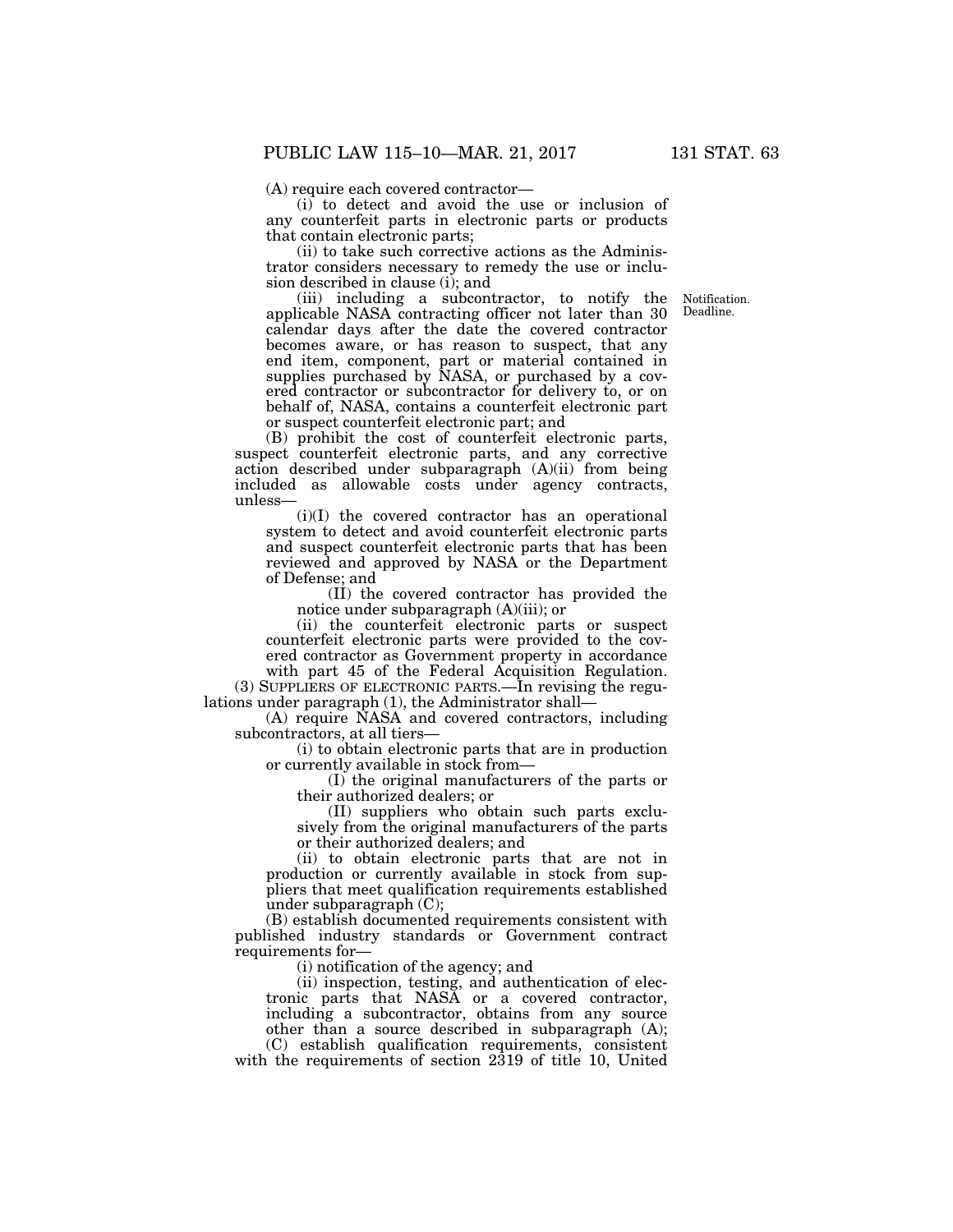(A) require each covered contractor—

(i) to detect and avoid the use or inclusion of any counterfeit parts in electronic parts or products that contain electronic parts;

(ii) to take such corrective actions as the Administrator considers necessary to remedy the use or inclusion described in clause (i); and

(iii) including a subcontractor, to notify the applicable NASA contracting officer not later than 30 calendar days after the date the covered contractor becomes aware, or has reason to suspect, that any end item, component, part or material contained in supplies purchased by NASA, or purchased by a covered contractor or subcontractor for delivery to, or on behalf of, NASA, contains a counterfeit electronic part or suspect counterfeit electronic part; and

Notification. Deadline.

(B) prohibit the cost of counterfeit electronic parts, suspect counterfeit electronic parts, and any corrective action described under subparagraph (A)(ii) from being included as allowable costs under agency contracts, unless—

(i)(I) the covered contractor has an operational system to detect and avoid counterfeit electronic parts and suspect counterfeit electronic parts that has been reviewed and approved by NASA or the Department of Defense; and

(II) the covered contractor has provided the notice under subparagraph (A)(iii); or

(ii) the counterfeit electronic parts or suspect counterfeit electronic parts were provided to the covered contractor as Government property in accordance with part 45 of the Federal Acquisition Regulation.

(3) SUPPLIERS OF ELECTRONIC PARTS.—In revising the regulations under paragraph (1), the Administrator shall—

(A) require NASA and covered contractors, including subcontractors, at all tiers—

(i) to obtain electronic parts that are in production or currently available in stock from—

(I) the original manufacturers of the parts or their authorized dealers; or

(II) suppliers who obtain such parts exclusively from the original manufacturers of the parts or their authorized dealers; and

(ii) to obtain electronic parts that are not in production or currently available in stock from suppliers that meet qualification requirements established under subparagraph (C);

(B) establish documented requirements consistent with published industry standards or Government contract requirements for—

(i) notification of the agency; and

(ii) inspection, testing, and authentication of electronic parts that NASA or a covered contractor, including a subcontractor, obtains from any source other than a source described in subparagraph (A);

(C) establish qualification requirements, consistent with the requirements of section 2319 of title 10, United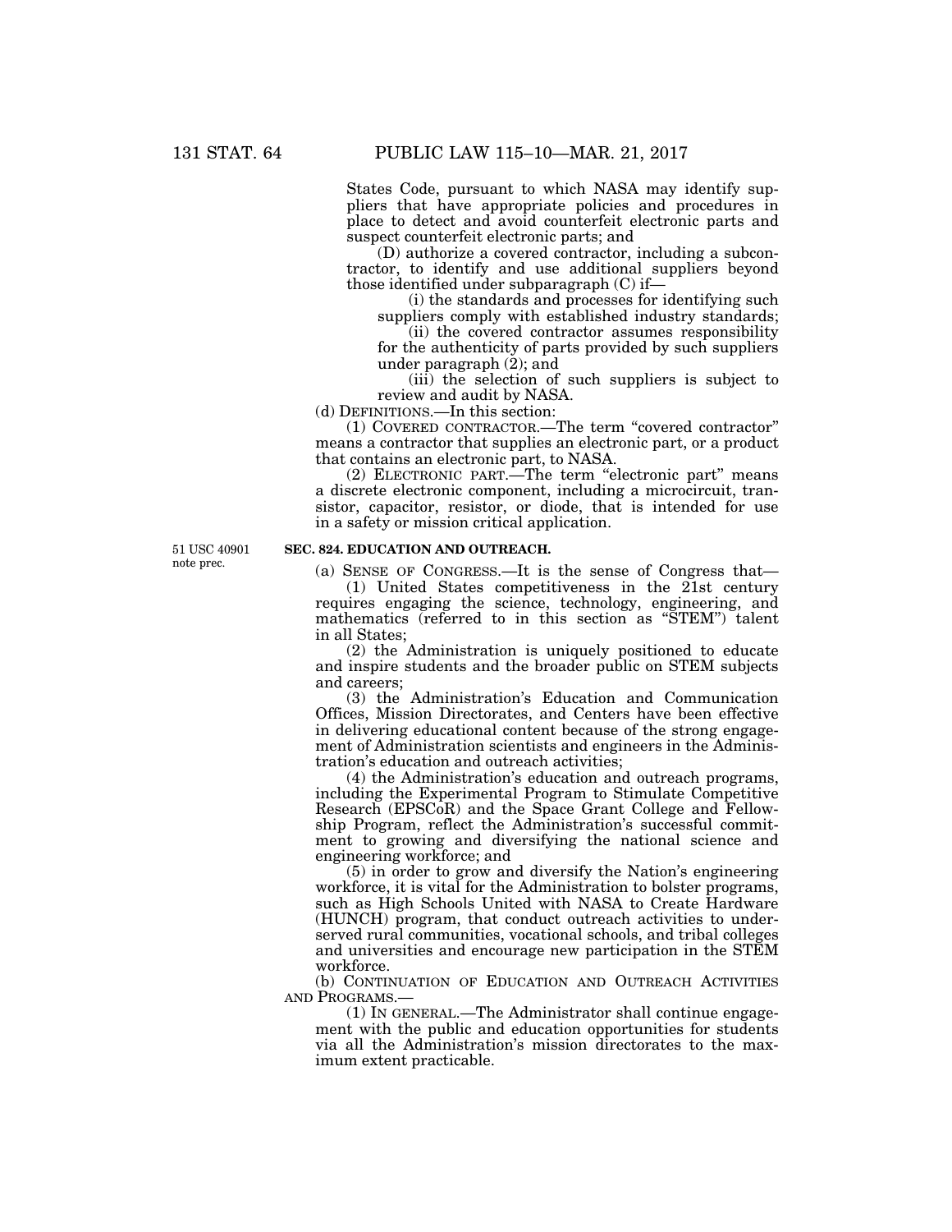States Code, pursuant to which NASA may identify suppliers that have appropriate policies and procedures in place to detect and avoid counterfeit electronic parts and suspect counterfeit electronic parts; and

(D) authorize a covered contractor, including a subcontractor, to identify and use additional suppliers beyond those identified under subparagraph (C) if—

(i) the standards and processes for identifying such suppliers comply with established industry standards;

(ii) the covered contractor assumes responsibility for the authenticity of parts provided by such suppliers under paragraph (2); and

(iii) the selection of such suppliers is subject to review and audit by NASA.

(d) DEFINITIONS.—In this section:

(1) COVERED CONTRACTOR.—The term "covered contractor" means a contractor that supplies an electronic part, or a product that contains an electronic part, to NASA.

(2) ELECTRONIC PART.—The term "electronic part" means a discrete electronic component, including a microcircuit, transistor, capacitor, resistor, or diode, that is intended for use in a safety or mission critical application.

51 USC 40901 note prec.

**SEC. 824. EDUCATION AND OUTREACH.**

(a) SENSE OF CONGRESS.—It is the sense of Congress that—

(1) United States competitiveness in the 21st century requires engaging the science, technology, engineering, and mathematics (referred to in this section as "STEM") talent in all States;

(2) the Administration is uniquely positioned to educate and inspire students and the broader public on STEM subjects and careers;

(3) the Administration's Education and Communication Offices, Mission Directorates, and Centers have been effective in delivering educational content because of the strong engagement of Administration scientists and engineers in the Administration's education and outreach activities;

(4) the Administration's education and outreach programs, including the Experimental Program to Stimulate Competitive Research (EPSCoR) and the Space Grant College and Fellowship Program, reflect the Administration's successful commitment to growing and diversifying the national science and engineering workforce; and

(5) in order to grow and diversify the Nation's engineering workforce, it is vital for the Administration to bolster programs, such as High Schools United with NASA to Create Hardware (HUNCH) program, that conduct outreach activities to underserved rural communities, vocational schools, and tribal colleges and universities and encourage new participation in the STEM workforce.

(b) CONTINUATION OF EDUCATION AND OUTREACH ACTIVITIES AND PROGRAMS.—

(1) IN GENERAL.—The Administrator shall continue engagement with the public and education opportunities for students via all the Administration's mission directorates to the maximum extent practicable.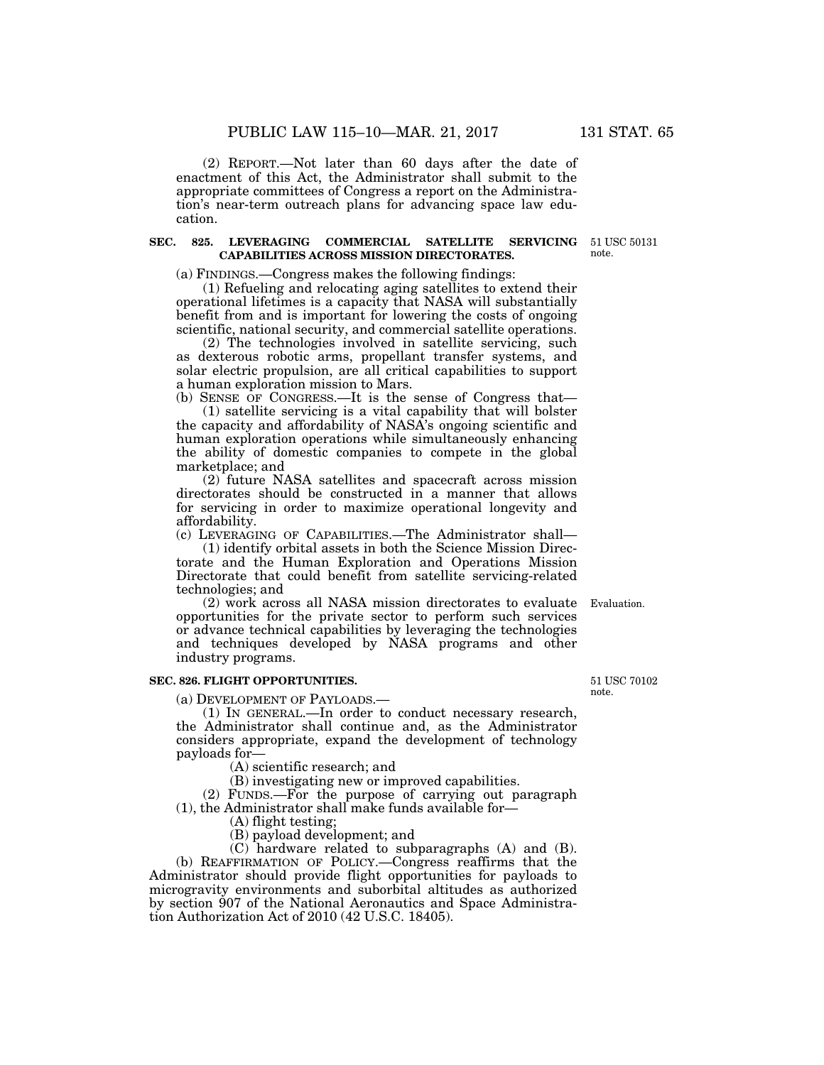(2) REPORT.—Not later than 60 days after the date of enactment of this Act, the Administrator shall submit to the appropriate committees of Congress a report on the Administration's near-term outreach plans for advancing space law education.

**SEC. 825. LEVERAGING COMMERCIAL SATELLITE SERVICING CAPABILITIES ACROSS MISSION DIRECTORATES.**

51 USC 50131 note.

(a) FINDINGS.—Congress makes the following findings:

(1) Refueling and relocating aging satellites to extend their operational lifetimes is a capacity that NASA will substantially benefit from and is important for lowering the costs of ongoing scientific, national security, and commercial satellite operations.

(2) The technologies involved in satellite servicing, such as dexterous robotic arms, propellant transfer systems, and solar electric propulsion, are all critical capabilities to support a human exploration mission to Mars.

(b) SENSE OF CONGRESS.—It is the sense of Congress that—

(1) satellite servicing is a vital capability that will bolster the capacity and affordability of NASA's ongoing scientific and human exploration operations while simultaneously enhancing the ability of domestic companies to compete in the global marketplace; and

(2) future NASA satellites and spacecraft across mission directorates should be constructed in a manner that allows for servicing in order to maximize operational longevity and affordability.

(c) LEVERAGING OF CAPABILITIES.—The Administrator shall—

(1) identify orbital assets in both the Science Mission Directorate and the Human Exploration and Operations Mission Directorate that could benefit from satellite servicing-related technologies; and

Evaluation.

(2) work across all NASA mission directorates to evaluate opportunities for the private sector to perform such services or advance technical capabilities by leveraging the technologies and techniques developed by NASA programs and other industry programs.

**SEC. 826. FLIGHT OPPORTUNITIES.**

51 USC 70102 note.

(a) DEVELOPMENT OF PAYLOADS.—

(1) IN GENERAL.—In order to conduct necessary research, the Administrator shall continue and, as the Administrator considers appropriate, expand the development of technology payloads for—

(A) scientific research; and

(B) investigating new or improved capabilities.

(2) FUNDS.—For the purpose of carrying out paragraph (1), the Administrator shall make funds available for—

(A) flight testing;

(B) payload development; and

(C) hardware related to subparagraphs (A) and (B).

(b) REAFFIRMATION OF POLICY.—Congress reaffirms that the Administrator should provide flight opportunities for payloads to microgravity environments and suborbital altitudes as authorized by section 907 of the National Aeronautics and Space Administration Authorization Act of 2010 (42 U.S.C. 18405).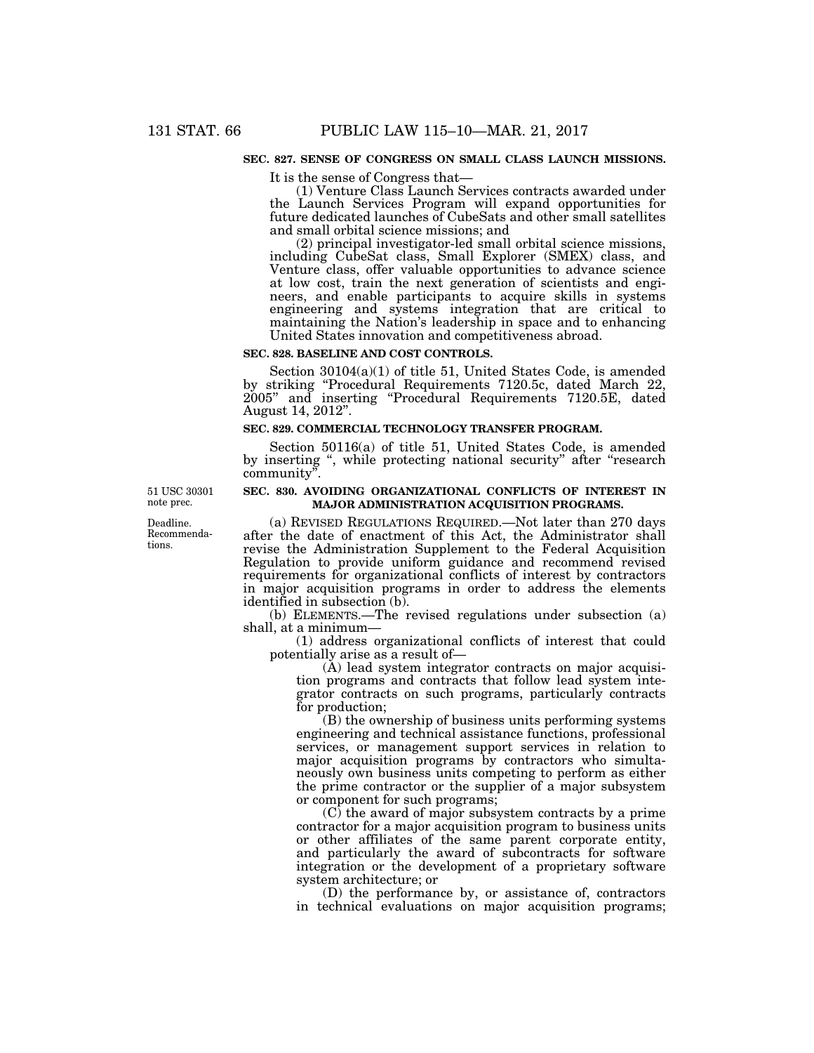**SEC. 827. SENSE OF CONGRESS ON SMALL CLASS LAUNCH MISSIONS.**

It is the sense of Congress that—

(1) Venture Class Launch Services contracts awarded under the Launch Services Program will expand opportunities for future dedicated launches of CubeSats and other small satellites and small orbital science missions; and

(2) principal investigator-led small orbital science missions, including CubeSat class, Small Explorer (SMEX) class, and Venture class, offer valuable opportunities to advance science at low cost, train the next generation of scientists and engineers, and enable participants to acquire skills in systems engineering and systems integration that are critical to maintaining the Nation's leadership in space and to enhancing United States innovation and competitiveness abroad.

**SEC. 828. BASELINE AND COST CONTROLS.**

Section 30104(a)(1) of title 51, United States Code, is amended by striking "Procedural Requirements 7120.5c, dated March 22, 2005" and inserting "Procedural Requirements 7120.5E, dated August 14, 2012".

**SEC. 829. COMMERCIAL TECHNOLOGY TRANSFER PROGRAM.**

Section 50116(a) of title 51, United States Code, is amended by inserting ", while protecting national security" after "research community".

51 USC 30301 note prec.

**SEC. 830. AVOIDING ORGANIZATIONAL CONFLICTS OF INTEREST IN MAJOR ADMINISTRATION ACQUISITION PROGRAMS.**

Deadline. Recommendations.

(a) REVISED REGULATIONS REQUIRED.—Not later than 270 days after the date of enactment of this Act, the Administrator shall revise the Administration Supplement to the Federal Acquisition Regulation to provide uniform guidance and recommend revised requirements for organizational conflicts of interest by contractors in major acquisition programs in order to address the elements identified in subsection (b).

(b) ELEMENTS.—The revised regulations under subsection (a) shall, at a minimum—

(1) address organizational conflicts of interest that could potentially arise as a result of—

(A) lead system integrator contracts on major acquisition programs and contracts that follow lead system integrator contracts on such programs, particularly contracts for production;

(B) the ownership of business units performing systems engineering and technical assistance functions, professional services, or management support services in relation to major acquisition programs by contractors who simultaneously own business units competing to perform as either the prime contractor or the supplier of a major subsystem or component for such programs;

(C) the award of major subsystem contracts by a prime contractor for a major acquisition program to business units or other affiliates of the same parent corporate entity, and particularly the award of subcontracts for software integration or the development of a proprietary software system architecture; or

(D) the performance by, or assistance of, contractors in technical evaluations on major acquisition programs;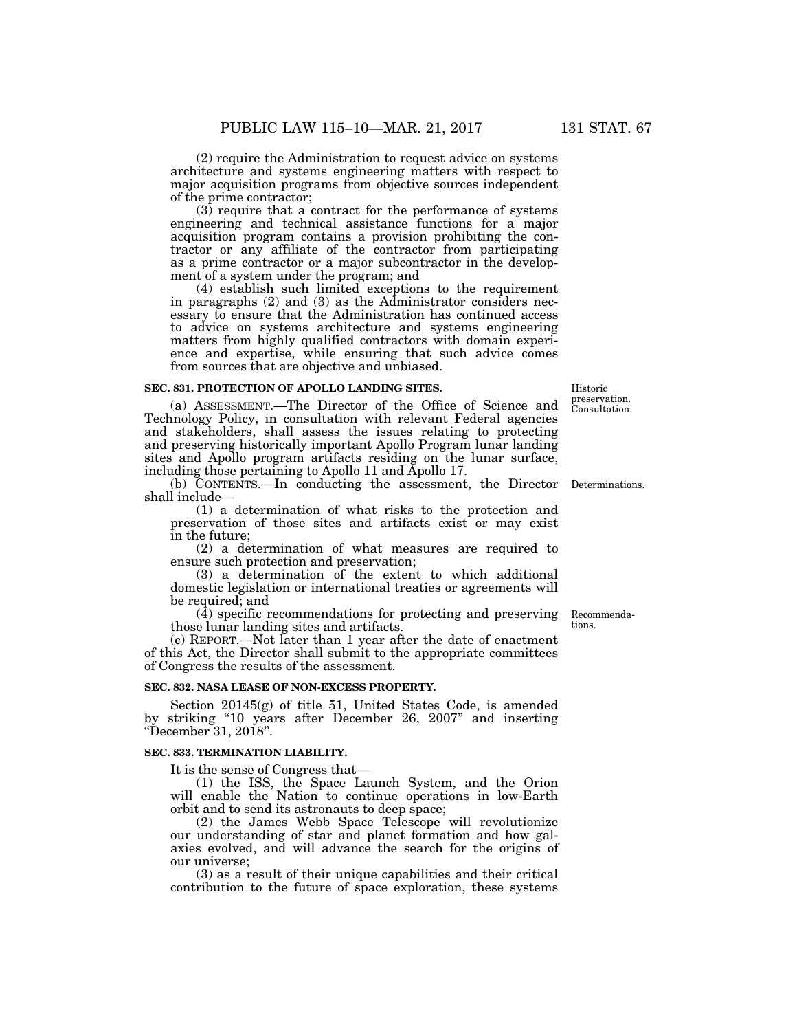(2) require the Administration to request advice on systems architecture and systems engineering matters with respect to major acquisition programs from objective sources independent of the prime contractor;

(3) require that a contract for the performance of systems engineering and technical assistance functions for a major acquisition program contains a provision prohibiting the contractor or any affiliate of the contractor from participating as a prime contractor or a major subcontractor in the development of a system under the program; and

(4) establish such limited exceptions to the requirement in paragraphs (2) and (3) as the Administrator considers necessary to ensure that the Administration has continued access to advice on systems architecture and systems engineering matters from highly qualified contractors with domain experience and expertise, while ensuring that such advice comes from sources that are objective and unbiased.

**SEC. 831. PROTECTION OF APOLLO LANDING SITES.**

Historic preservation. Consultation.

(a) ASSESSMENT.—The Director of the Office of Science and Technology Policy, in consultation with relevant Federal agencies and stakeholders, shall assess the issues relating to protecting and preserving historically important Apollo Program lunar landing sites and Apollo program artifacts residing on the lunar surface, including those pertaining to Apollo 11 and Apollo 17.

Determinations.

(b) CONTENTS.—In conducting the assessment, the Director shall include—

(1) a determination of what risks to the protection and preservation of those sites and artifacts exist or may exist in the future;

(2) a determination of what measures are required to ensure such protection and preservation;

(3) a determination of the extent to which additional domestic legislation or international treaties or agreements will be required; and

Recommendations.

(4) specific recommendations for protecting and preserving those lunar landing sites and artifacts.

(c) REPORT.—Not later than 1 year after the date of enactment of this Act, the Director shall submit to the appropriate committees of Congress the results of the assessment.

**SEC. 832. NASA LEASE OF NON-EXCESS PROPERTY.**

Section 20145(g) of title 51, United States Code, is amended by striking "10 years after December 26, 2007" and inserting "December 31, 2018".

**SEC. 833. TERMINATION LIABILITY.**

It is the sense of Congress that—

(1) the ISS, the Space Launch System, and the Orion will enable the Nation to continue operations in low-Earth orbit and to send its astronauts to deep space;

(2) the James Webb Space Telescope will revolutionize our understanding of star and planet formation and how galaxies evolved, and will advance the search for the origins of our universe;

(3) as a result of their unique capabilities and their critical contribution to the future of space exploration, these systems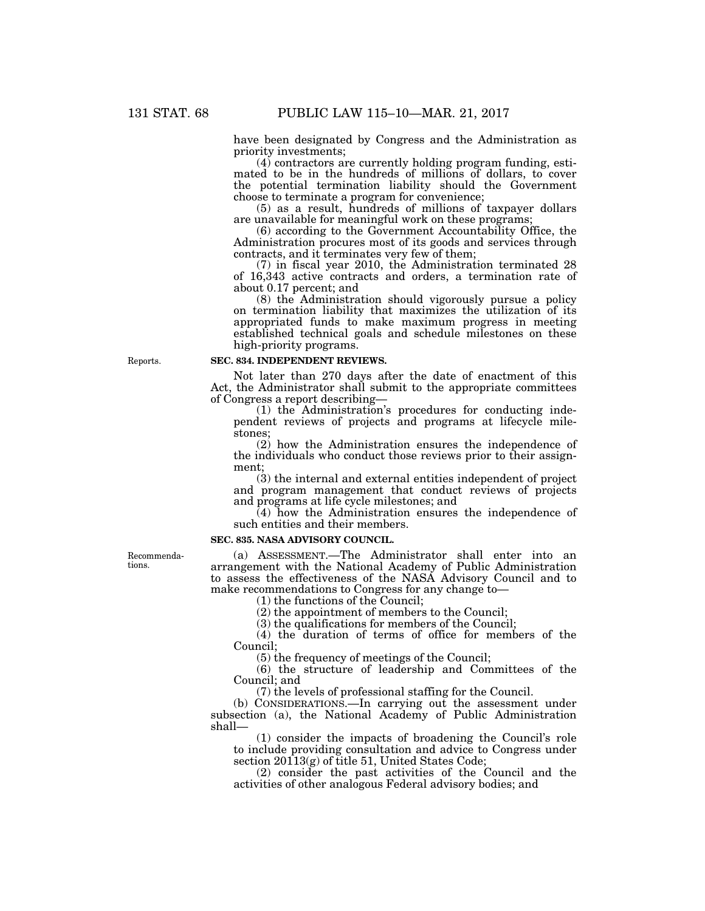have been designated by Congress and the Administration as priority investments;

(4) contractors are currently holding program funding, estimated to be in the hundreds of millions of dollars, to cover the potential termination liability should the Government choose to terminate a program for convenience;

(5) as a result, hundreds of millions of taxpayer dollars are unavailable for meaningful work on these programs;

(6) according to the Government Accountability Office, the Administration procures most of its goods and services through contracts, and it terminates very few of them;

(7) in fiscal year 2010, the Administration terminated 28 of 16,343 active contracts and orders, a termination rate of about 0.17 percent; and

(8) the Administration should vigorously pursue a policy on termination liability that maximizes the utilization of its appropriated funds to make maximum progress in meeting established technical goals and schedule milestones on these high-priority programs.

Reports.

**SEC. 834. INDEPENDENT REVIEWS.**

Not later than 270 days after the date of enactment of this Act, the Administrator shall submit to the appropriate committees of Congress a report describing—

(1) the Administration's procedures for conducting independent reviews of projects and programs at lifecycle milestones;

(2) how the Administration ensures the independence of the individuals who conduct those reviews prior to their assignment;

(3) the internal and external entities independent of project and program management that conduct reviews of projects and programs at life cycle milestones; and

(4) how the Administration ensures the independence of such entities and their members.

**SEC. 835. NASA ADVISORY COUNCIL.**

Recommendations.

(a) ASSESSMENT.—The Administrator shall enter into an arrangement with the National Academy of Public Administration to assess the effectiveness of the NASA Advisory Council and to make recommendations to Congress for any change to—

(1) the functions of the Council;

(2) the appointment of members to the Council;

(3) the qualifications for members of the Council;

(4) the duration of terms of office for members of the Council;

(5) the frequency of meetings of the Council;

(6) the structure of leadership and Committees of the Council; and

(7) the levels of professional staffing for the Council.

(b) CONSIDERATIONS.—In carrying out the assessment under subsection (a), the National Academy of Public Administration shall—

(1) consider the impacts of broadening the Council's role to include providing consultation and advice to Congress under section 20113(g) of title 51, United States Code;

(2) consider the past activities of the Council and the activities of other analogous Federal advisory bodies; and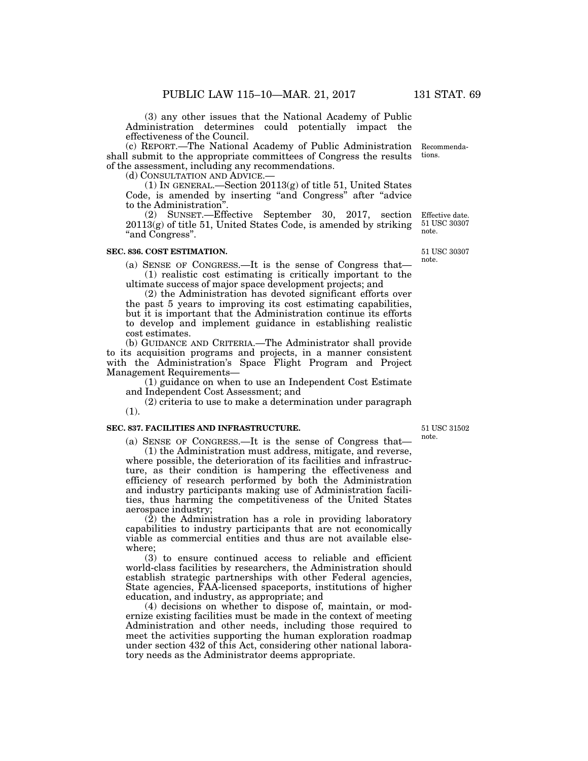(3) any other issues that the National Academy of Public Administration determines could potentially impact the effectiveness of the Council.

(c) REPORT.—The National Academy of Public Administration shall submit to the appropriate committees of Congress the results of the assessment, including any recommendations.

Recommendations.

(d) CONSULTATION AND ADVICE.—

(1) IN GENERAL.—Section 20113(g) of title 51, United States Code, is amended by inserting "and Congress" after "advice to the Administration".

(2) SUNSET.—Effective September 30, 2017, section 20113(g) of title 51, United States Code, is amended by striking "and Congress".

Effective date. 51 USC 30307 note.

**SEC. 836. COST ESTIMATION.**

51 USC 30307 note.

(a) SENSE OF CONGRESS.—It is the sense of Congress that—

(1) realistic cost estimating is critically important to the ultimate success of major space development projects; and

(2) the Administration has devoted significant efforts over the past 5 years to improving its cost estimating capabilities, but it is important that the Administration continue its efforts to develop and implement guidance in establishing realistic cost estimates.

(b) GUIDANCE AND CRITERIA.—The Administrator shall provide to its acquisition programs and projects, in a manner consistent with the Administration's Space Flight Program and Project Management Requirements—

(1) guidance on when to use an Independent Cost Estimate and Independent Cost Assessment; and

(2) criteria to use to make a determination under paragraph (1).

**SEC. 837. FACILITIES AND INFRASTRUCTURE.**

51 USC 31502 note.

(a) SENSE OF CONGRESS.—It is the sense of Congress that—

(1) the Administration must address, mitigate, and reverse, where possible, the deterioration of its facilities and infrastructure, as their condition is hampering the effectiveness and efficiency of research performed by both the Administration and industry participants making use of Administration facilities, thus harming the competitiveness of the United States aerospace industry;

(2) the Administration has a role in providing laboratory capabilities to industry participants that are not economically viable as commercial entities and thus are not available elsewhere;

(3) to ensure continued access to reliable and efficient world-class facilities by researchers, the Administration should establish strategic partnerships with other Federal agencies, State agencies, FAA-licensed spaceports, institutions of higher education, and industry, as appropriate; and

(4) decisions on whether to dispose of, maintain, or modernize existing facilities must be made in the context of meeting Administration and other needs, including those required to meet the activities supporting the human exploration roadmap under section 432 of this Act, considering other national laboratory needs as the Administrator deems appropriate.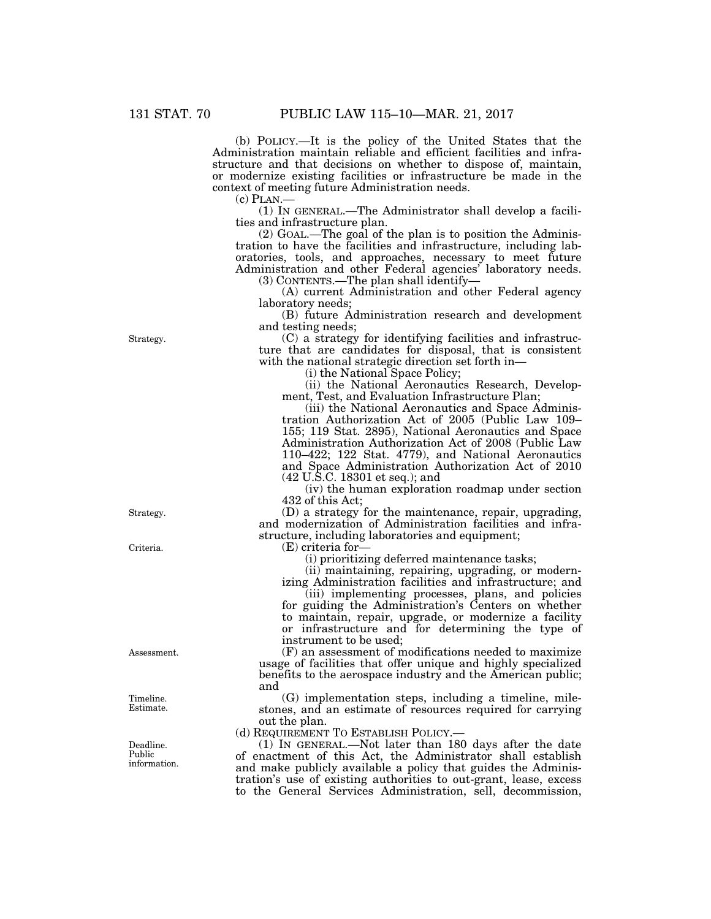(b) POLICY.—It is the policy of the United States that the Administration maintain reliable and efficient facilities and infrastructure and that decisions on whether to dispose of, maintain, or modernize existing facilities or infrastructure be made in the context of meeting future Administration needs.

(c) PLAN.—

(1) IN GENERAL.—The Administrator shall develop a facilities and infrastructure plan.

(2) GOAL.—The goal of the plan is to position the Administration to have the facilities and infrastructure, including laboratories, tools, and approaches, necessary to meet future Administration and other Federal agencies' laboratory needs.

(3) CONTENTS.—The plan shall identify—

(A) current Administration and other Federal agency laboratory needs;

(B) future Administration research and development and testing needs;

Strategy.

(C) a strategy for identifying facilities and infrastructure that are candidates for disposal, that is consistent with the national strategic direction set forth in—

(i) the National Space Policy;

(ii) the National Aeronautics Research, Development, Test, and Evaluation Infrastructure Plan;

(iii) the National Aeronautics and Space Administration Authorization Act of 2005 (Public Law 109–155; 119 Stat. 2895), National Aeronautics and Space Administration Authorization Act of 2008 (Public Law 110–422; 122 Stat. 4779), and National Aeronautics and Space Administration Authorization Act of 2010 (42 U.S.C. 18301 et seq.); and

(iv) the human exploration roadmap under section 432 of this Act;

Strategy.

(D) a strategy for the maintenance, repair, upgrading, and modernization of Administration facilities and infrastructure, including laboratories and equipment;

Criteria.

(E) criteria for—

(i) prioritizing deferred maintenance tasks;

(ii) maintaining, repairing, upgrading, or modernizing Administration facilities and infrastructure; and

(iii) implementing processes, plans, and policies for guiding the Administration's Centers on whether to maintain, repair, upgrade, or modernize a facility or infrastructure and for determining the type of instrument to be used;

Assessment.

(F) an assessment of modifications needed to maximize usage of facilities that offer unique and highly specialized benefits to the aerospace industry and the American public; and

Timeline. Estimate.

(G) implementation steps, including a timeline, milestones, and an estimate of resources required for carrying out the plan.

(d) REQUIREMENT TO ESTABLISH POLICY.—

Deadline. Public information.

(1) IN GENERAL.—Not later than 180 days after the date of enactment of this Act, the Administrator shall establish and make publicly available a policy that guides the Administration's use of existing authorities to out-grant, lease, excess to the General Services Administration, sell, decommission,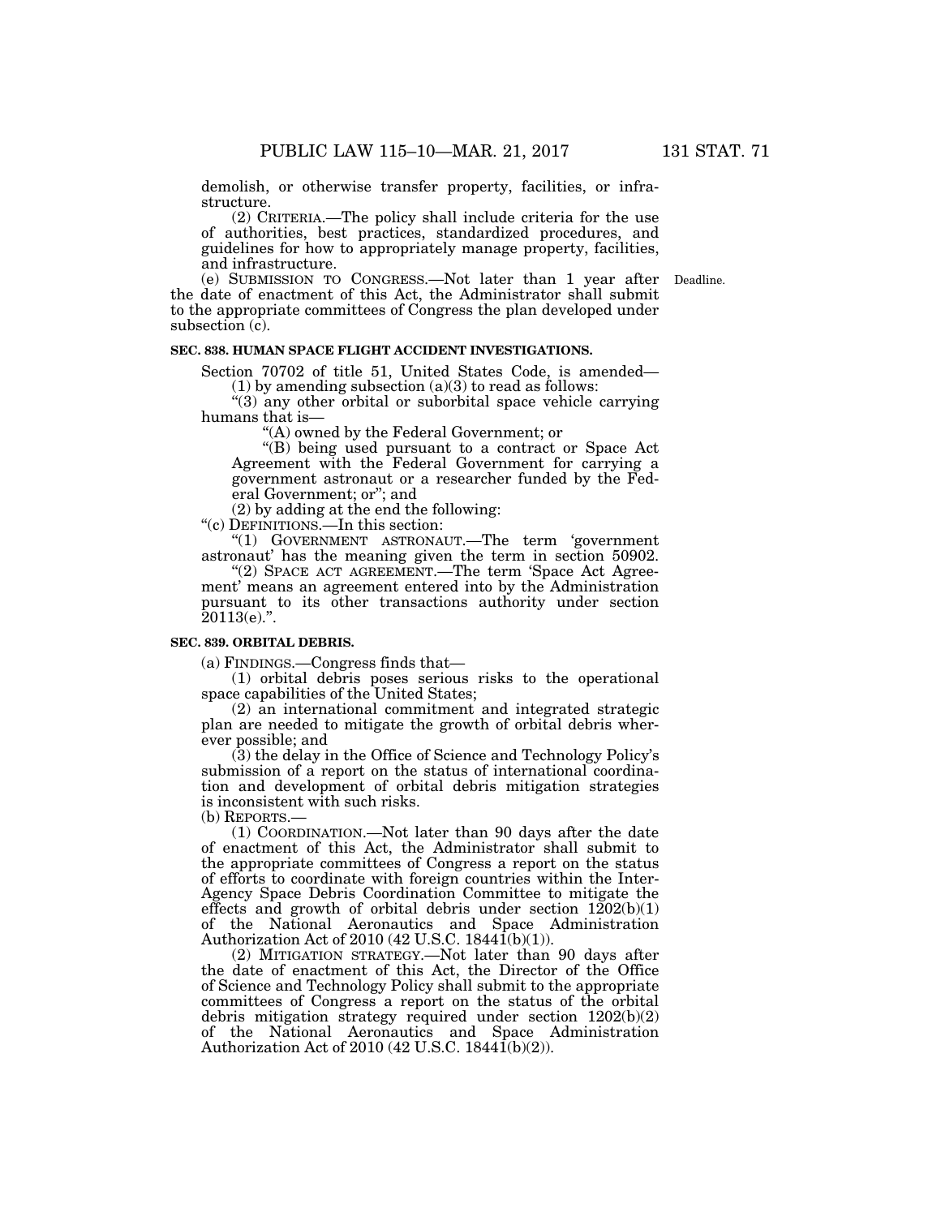demolish, or otherwise transfer property, facilities, or infrastructure.

(2) CRITERIA.—The policy shall include criteria for the use of authorities, best practices, standardized procedures, and guidelines for how to appropriately manage property, facilities, and infrastructure.

(e) SUBMISSION TO CONGRESS.—Not later than 1 year after the date of enactment of this Act, the Administrator shall submit to the appropriate committees of Congress the plan developed under subsection (c).

Deadline.

### SEC. 838. HUMAN SPACE FLIGHT ACCIDENT INVESTIGATIONS.

Section 70702 of title 51, United States Code, is amended—

(1) by amending subsection (a)(3) to read as follows:

"(3) any other orbital or suborbital space vehicle carrying humans that is—

"(A) owned by the Federal Government; or

"(B) being used pursuant to a contract or Space Act Agreement with the Federal Government for carrying a government astronaut or a researcher funded by the Federal Government; or"; and

(2) by adding at the end the following:

"(c) DEFINITIONS.—In this section:

"(1) GOVERNMENT ASTRONAUT.—The term 'government astronaut' has the meaning given the term in section 50902.

"(2) SPACE ACT AGREEMENT.—The term 'Space Act Agreement' means an agreement entered into by the Administration pursuant to its other transactions authority under section 20113(e).".

### SEC. 839. ORBITAL DEBRIS.

(a) FINDINGS.—Congress finds that—

(1) orbital debris poses serious risks to the operational space capabilities of the United States;

(2) an international commitment and integrated strategic plan are needed to mitigate the growth of orbital debris wherever possible; and

(3) the delay in the Office of Science and Technology Policy's submission of a report on the status of international coordination and development of orbital debris mitigation strategies is inconsistent with such risks.

(b) REPORTS.—

(1) COORDINATION.—Not later than 90 days after the date of enactment of this Act, the Administrator shall submit to the appropriate committees of Congress a report on the status of efforts to coordinate with foreign countries within the Inter-Agency Space Debris Coordination Committee to mitigate the effects and growth of orbital debris under section 1202(b)(1) of the National Aeronautics and Space Administration Authorization Act of 2010 (42 U.S.C. 18441(b)(1)).

(2) MITIGATION STRATEGY.—Not later than 90 days after the date of enactment of this Act, the Director of the Office of Science and Technology Policy shall submit to the appropriate committees of Congress a report on the status of the orbital debris mitigation strategy required under section 1202(b)(2) of the National Aeronautics and Space Administration Authorization Act of 2010 (42 U.S.C. 18441(b)(2)).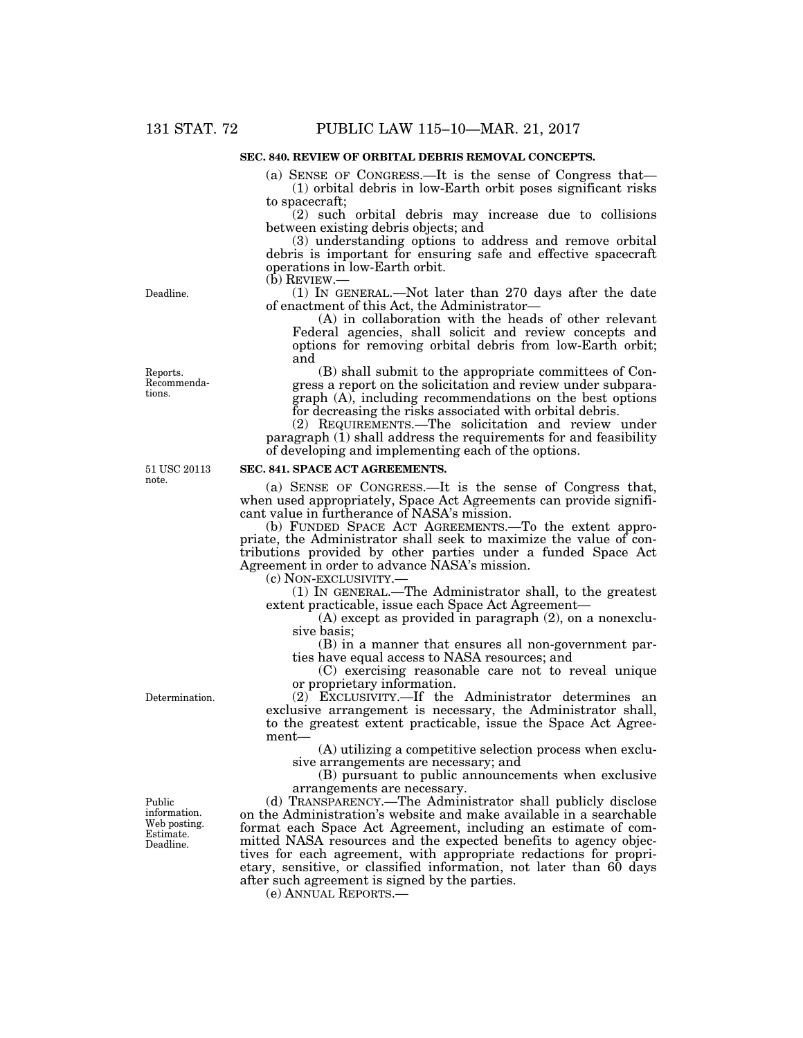### SEC. 840. REVIEW OF ORBITAL DEBRIS REMOVAL CONCEPTS.

(a) SENSE OF CONGRESS.—It is the sense of Congress that—

(1) orbital debris in low-Earth orbit poses significant risks to spacecraft;

(2) such orbital debris may increase due to collisions between existing debris objects; and

(3) understanding options to address and remove orbital debris is important for ensuring safe and effective spacecraft operations in low-Earth orbit.

(b) REVIEW.—

(1) IN GENERAL.—Not later than 270 days after the date of enactment of this Act, the Administrator—

(A) in collaboration with the heads of other relevant Federal agencies, shall solicit and review concepts and options for removing orbital debris from low-Earth orbit; and

(B) shall submit to the appropriate committees of Congress a report on the solicitation and review under subparagraph (A), including recommendations on the best options for decreasing the risks associated with orbital debris.

(2) REQUIREMENTS.—The solicitation and review under paragraph (1) shall address the requirements for and feasibility of developing and implementing each of the options.

### SEC. 841. SPACE ACT AGREEMENTS.

(a) SENSE OF CONGRESS.—It is the sense of Congress that, when used appropriately, Space Act Agreements can provide significant value in furtherance of NASA's mission.

(b) FUNDED SPACE ACT AGREEMENTS.—To the extent appropriate, the Administrator shall seek to maximize the value of contributions provided by other parties under a funded Space Act Agreement in order to advance NASA's mission.

(c) NON-EXCLUSIVITY.—

(1) IN GENERAL.—The Administrator shall, to the greatest extent practicable, issue each Space Act Agreement—

(A) except as provided in paragraph (2), on a nonexclusive basis;

(B) in a manner that ensures all non-government parties have equal access to NASA resources; and

(C) exercising reasonable care not to reveal unique or proprietary information.

(2) EXCLUSIVITY.—If the Administrator determines an exclusive arrangement is necessary, the Administrator shall, to the greatest extent practicable, issue the Space Act Agreement—

(A) utilizing a competitive selection process when exclusive arrangements are necessary; and

(B) pursuant to public announcements when exclusive arrangements are necessary.

(d) TRANSPARENCY.—The Administrator shall publicly disclose on the Administration's website and make available in a searchable format each Space Act Agreement, including an estimate of committed NASA resources and the expected benefits to agency objectives for each agreement, with appropriate redactions for proprietary, sensitive, or classified information, not later than 60 days after such agreement is signed by the parties.

(e) ANNUAL REPORTS.—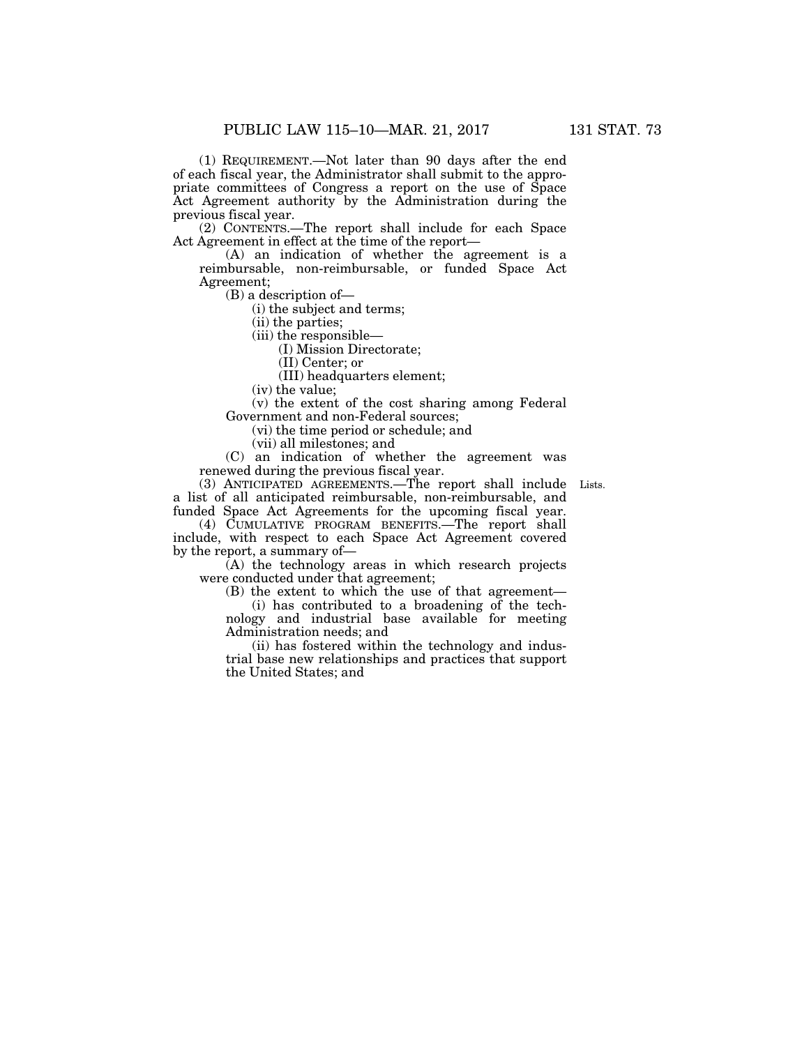(1) REQUIREMENT.—Not later than 90 days after the end of each fiscal year, the Administrator shall submit to the appropriate committees of Congress a report on the use of Space Act Agreement authority by the Administration during the previous fiscal year.

(2) CONTENTS.—The report shall include for each Space Act Agreement in effect at the time of the report—

(A) an indication of whether the agreement is a reimbursable, non-reimbursable, or funded Space Act Agreement;

(B) a description of—

(i) the subject and terms;

(ii) the parties;

(iii) the responsible—

(I) Mission Directorate;

(II) Center; or

(III) headquarters element;

(iv) the value;

(v) the extent of the cost sharing among Federal Government and non-Federal sources;

(vi) the time period or schedule; and

(vii) all milestones; and

(C) an indication of whether the agreement was renewed during the previous fiscal year.

Lists.

(3) ANTICIPATED AGREEMENTS.—The report shall include a list of all anticipated reimbursable, non-reimbursable, and funded Space Act Agreements for the upcoming fiscal year.

(4) CUMULATIVE PROGRAM BENEFITS.—The report shall include, with respect to each Space Act Agreement covered by the report, a summary of—

(A) the technology areas in which research projects were conducted under that agreement;

(B) the extent to which the use of that agreement—

(i) has contributed to a broadening of the technology and industrial base available for meeting Administration needs; and

(ii) has fostered within the technology and industrial base new relationships and practices that support the United States; and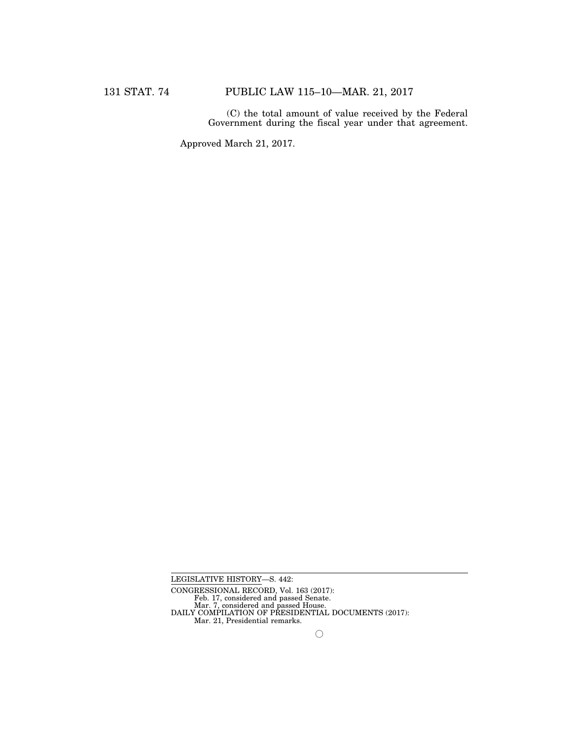(C) the total amount of value received by the Federal Government during the fiscal year under that agreement.

Approved March 21, 2017.

---

LEGISLATIVE HISTORY—S. 442:

CONGRESSIONAL RECORD, Vol. 163 (2017):

Feb. 17, considered and passed Senate.

Mar. 7, considered and passed House.

DAILY COMPILATION OF PRESIDENTIAL DOCUMENTS (2017):

Mar. 21, Presidential remarks.